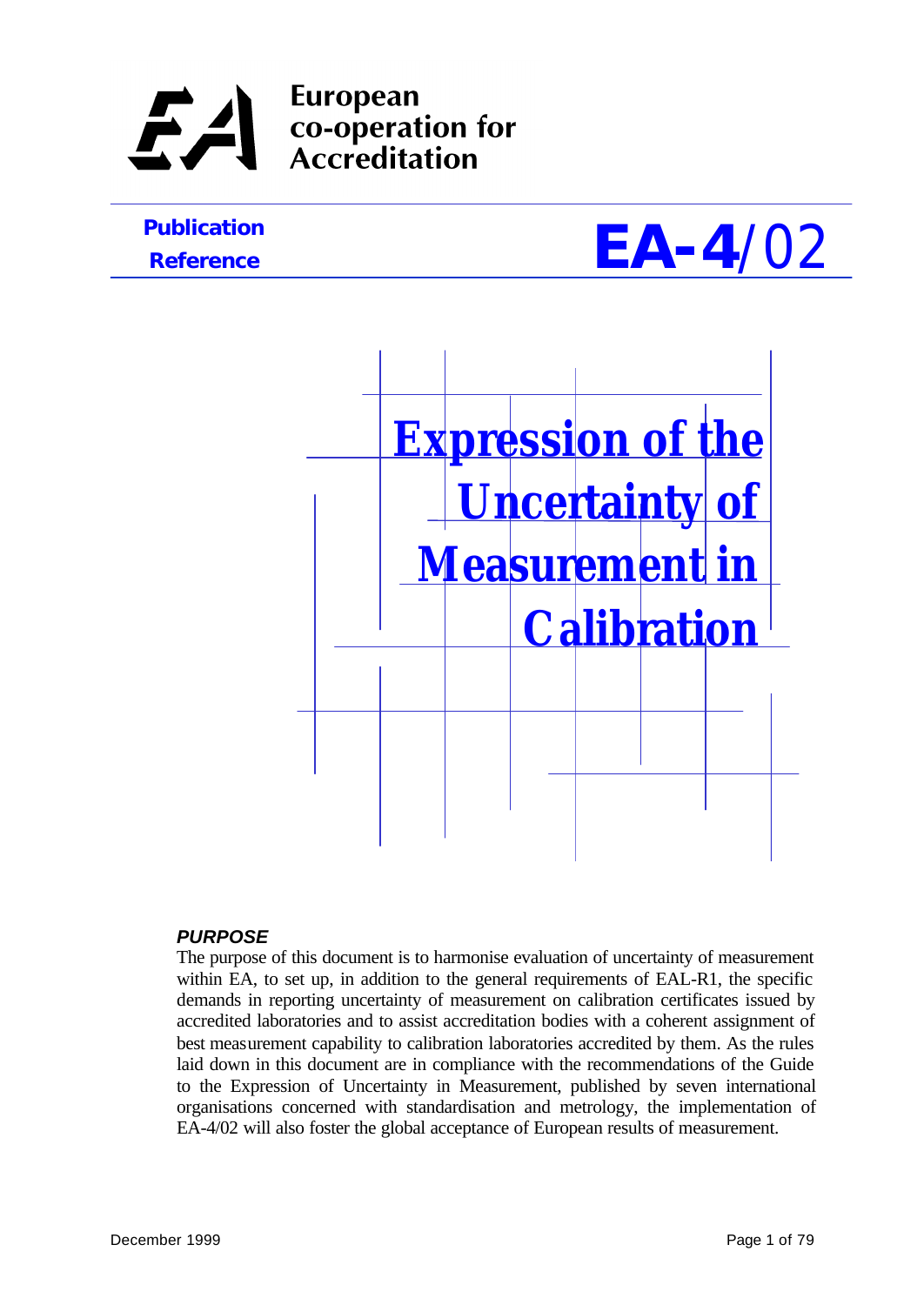**European co-operation for Accreditation**

**Publication Reference** **EA-4/02**

# Expression of the Uncertainty of Measurement in Calibration

***PURPOSE***

The purpose of this document is to harmonise evaluation of uncertainty of measurement within EA, to set up, in addition to the general requirements of EAL-R1, the specific demands in reporting uncertainty of measurement on calibration certificates issued by accredited laboratories and to assist accreditation bodies with a coherent assignment of best measurement capability to calibration laboratories accredited by them. As the rules laid down in this document are in compliance with the recommendations of the Guide to the Expression of Uncertainty in Measurement, published by seven international organisations concerned with standardisation and metrology, the implementation of EA-4/02 will also foster the global acceptance of European results of measurement.

December 1999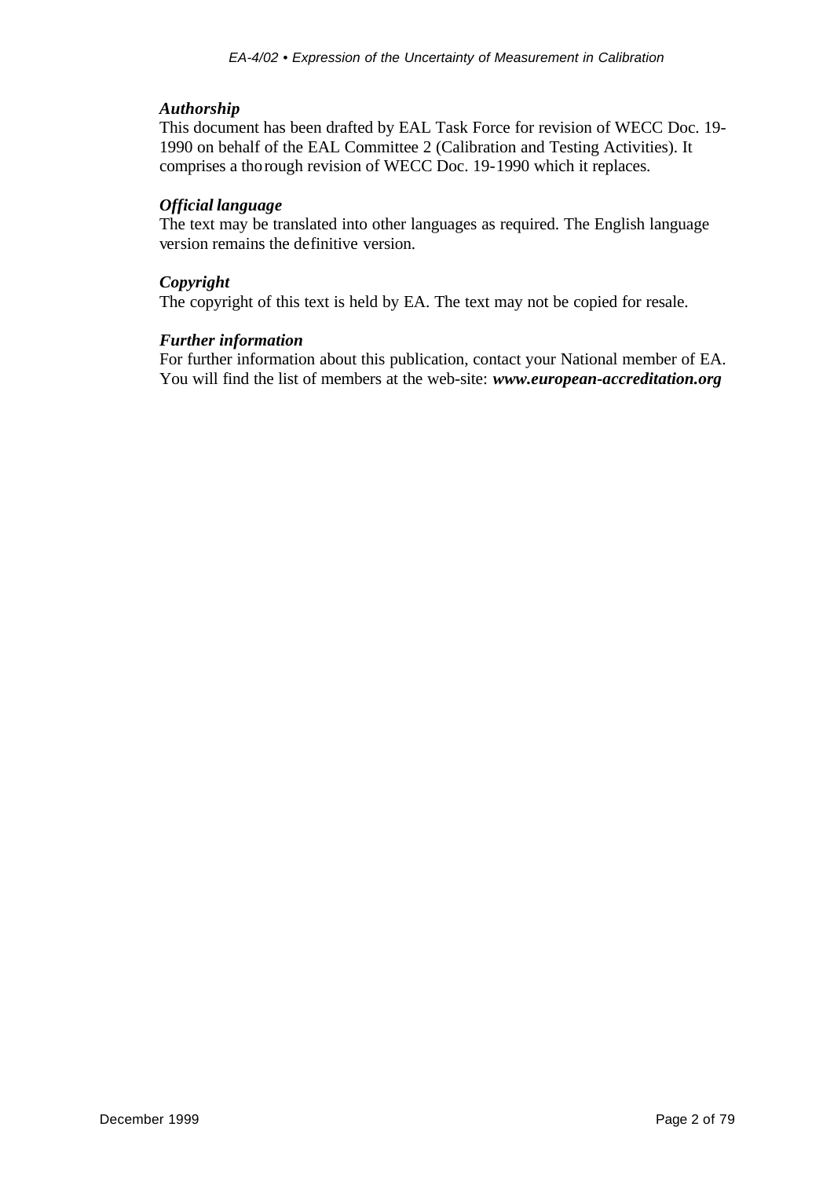***Authorship***

This document has been drafted by EAL Task Force for revision of WECC Doc. 19-1990 on behalf of the EAL Committee 2 (Calibration and Testing Activities). It comprises a thorough revision of WECC Doc. 19-1990 which it replaces.

***Official language***

The text may be translated into other languages as required. The English language version remains the definitive version.

***Copyright***

The copyright of this text is held by EA. The text may not be copied for resale.

***Further information***

For further information about this publication, contact your National member of EA. You will find the list of members at the web-site: ***www.european-accreditation.org***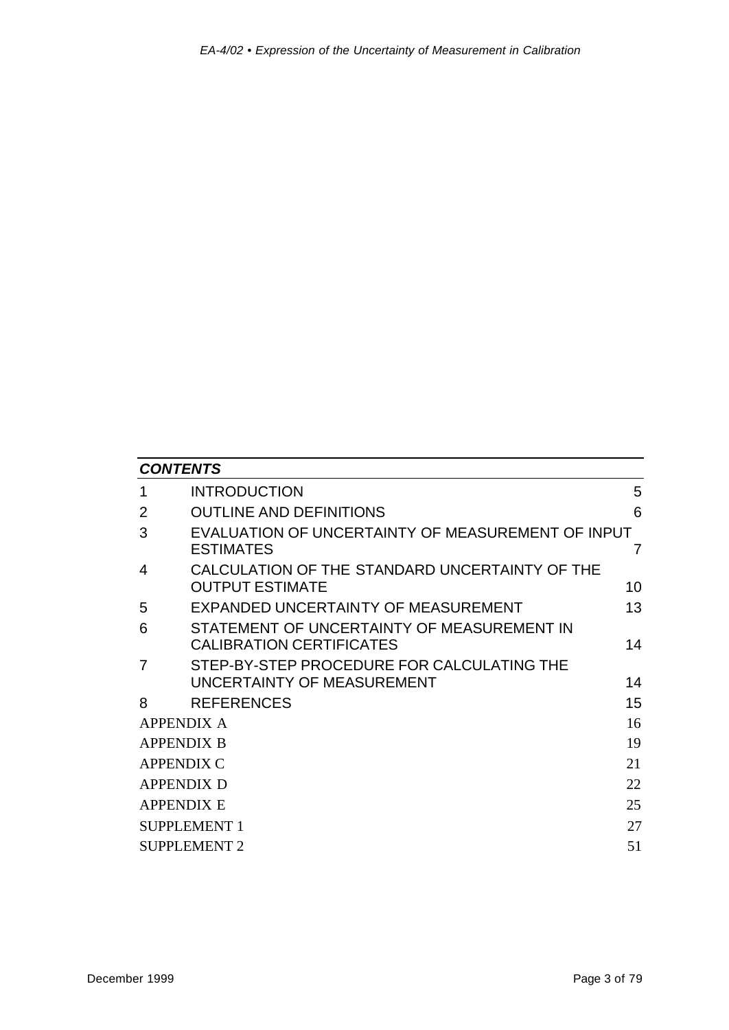## *CONTENTS*

| | | |
|---|---|---|
| 1 | INTRODUCTION | 5 |
| 2 | OUTLINE AND DEFINITIONS | 6 |
| 3 | EVALUATION OF UNCERTAINTY OF MEASUREMENT OF INPUT ESTIMATES | 7 |
| 4 | CALCULATION OF THE STANDARD UNCERTAINTY OF THE OUTPUT ESTIMATE | 10 |
| 5 | EXPANDED UNCERTAINTY OF MEASUREMENT | 13 |
| 6 | STATEMENT OF UNCERTAINTY OF MEASUREMENT IN CALIBRATION CERTIFICATES | 14 |
| 7 | STEP-BY-STEP PROCEDURE FOR CALCULATING THE UNCERTAINTY OF MEASUREMENT | 14 |
| 8 | REFERENCES | 15 |
| APPENDIX A | | 16 |
| APPENDIX B | | 19 |
| APPENDIX C | | 21 |
| APPENDIX D | | 22 |
| APPENDIX E | | 25 |
| SUPPLEMENT 1 | | 27 |
| SUPPLEMENT 2 | | 51 |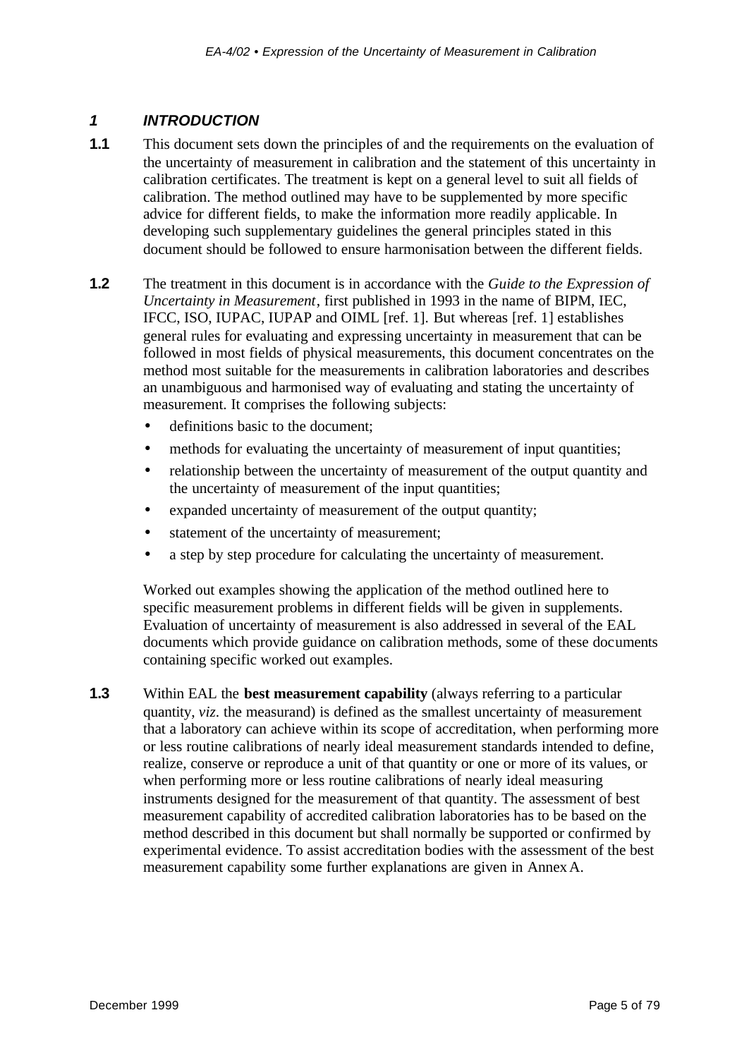# 1 INTRODUCTION

**1.1** This document sets down the principles of and the requirements on the evaluation of the uncertainty of measurement in calibration and the statement of this uncertainty in calibration certificates. The treatment is kept on a general level to suit all fields of calibration. The method outlined may have to be supplemented by more specific advice for different fields, to make the information more readily applicable. In developing such supplementary guidelines the general principles stated in this document should be followed to ensure harmonisation between the different fields.

**1.2** The treatment in this document is in accordance with the *Guide to the Expression of Uncertainty in Measurement*, first published in 1993 in the name of BIPM, IEC, IFCC, ISO, IUPAC, IUPAP and OIML [ref. 1]. But whereas [ref. 1] establishes general rules for evaluating and expressing uncertainty in measurement that can be followed in most fields of physical measurements, this document concentrates on the method most suitable for the measurements in calibration laboratories and describes an unambiguous and harmonised way of evaluating and stating the uncertainty of measurement. It comprises the following subjects:

- definitions basic to the document;
- methods for evaluating the uncertainty of measurement of input quantities;
- relationship between the uncertainty of measurement of the output quantity and the uncertainty of measurement of the input quantities;
- expanded uncertainty of measurement of the output quantity;
- statement of the uncertainty of measurement;
- a step by step procedure for calculating the uncertainty of measurement.

Worked out examples showing the application of the method outlined here to specific measurement problems in different fields will be given in supplements. Evaluation of uncertainty of measurement is also addressed in several of the EAL documents which provide guidance on calibration methods, some of these documents containing specific worked out examples.

**1.3** Within EAL the **best measurement capability** (always referring to a particular quantity, *viz*. the measurand) is defined as the smallest uncertainty of measurement that a laboratory can achieve within its scope of accreditation, when performing more or less routine calibrations of nearly ideal measurement standards intended to define, realize, conserve or reproduce a unit of that quantity or one or more of its values, or when performing more or less routine calibrations of nearly ideal measuring instruments designed for the measurement of that quantity. The assessment of best measurement capability of accredited calibration laboratories has to be based on the method described in this document but shall normally be supported or confirmed by experimental evidence. To assist accreditation bodies with the assessment of the best measurement capability some further explanations are given in Annex A.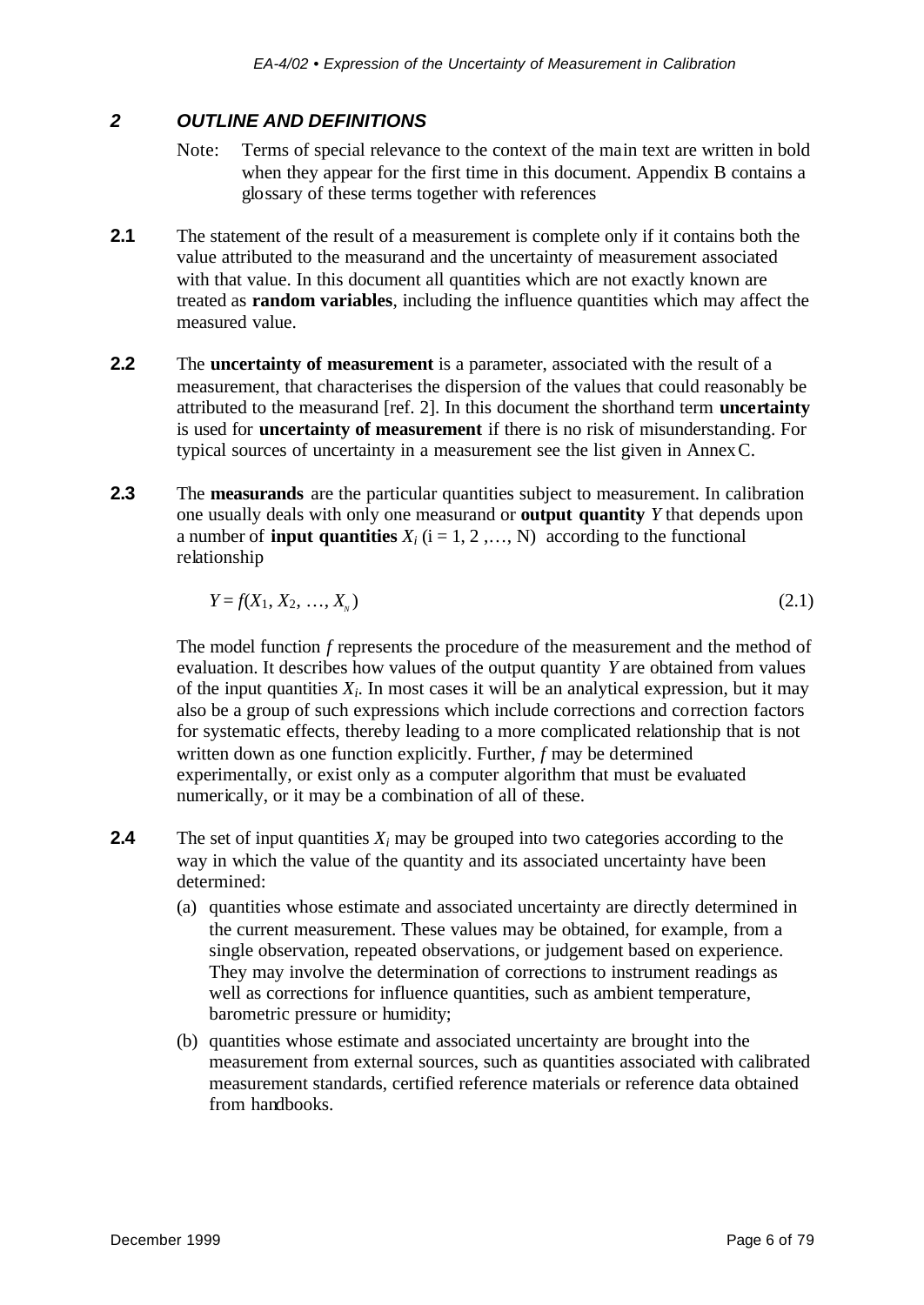## 2 OUTLINE AND DEFINITIONS

Note: Terms of special relevance to the context of the main text are written in bold when they appear for the first time in this document. Appendix B contains a glossary of these terms together with references

**2.1** The statement of the result of a measurement is complete only if it contains both the value attributed to the measurand and the uncertainty of measurement associated with that value. In this document all quantities which are not exactly known are treated as **random variables**, including the influence quantities which may affect the measured value.

**2.2** The **uncertainty of measurement** is a parameter, associated with the result of a measurement, that characterises the dispersion of the values that could reasonably be attributed to the measurand [ref. 2]. In this document the shorthand term **uncertainty** is used for **uncertainty of measurement** if there is no risk of misunderstanding. For typical sources of uncertainty in a measurement see the list given in Annex C.

**2.3** The **measurands** are the particular quantities subject to measurement. In calibration one usually deals with only one measurand or **output quantity** $Y$ that depends upon a number of **input quantities** $X_i$ ($i = 1, 2, \ldots, N$) according to the functional relationship

$$Y = f(X_1, X_2, \ldots, X_N) \tag{2.1}$$

The model function $f$ represents the procedure of the measurement and the method of evaluation. It describes how values of the output quantity $Y$ are obtained from values of the input quantities $X_i$. In most cases it will be an analytical expression, but it may also be a group of such expressions which include corrections and correction factors for systematic effects, thereby leading to a more complicated relationship that is not written down as one function explicitly. Further, $f$ may be determined experimentally, or exist only as a computer algorithm that must be evaluated numerically, or it may be a combination of all of these.

**2.4** The set of input quantities $X_i$ may be grouped into two categories according to the way in which the value of the quantity and its associated uncertainty have been determined:

(a) quantities whose estimate and associated uncertainty are directly determined in the current measurement. These values may be obtained, for example, from a single observation, repeated observations, or judgement based on experience. They may involve the determination of corrections to instrument readings as well as corrections for influence quantities, such as ambient temperature, barometric pressure or humidity;

(b) quantities whose estimate and associated uncertainty are brought into the measurement from external sources, such as quantities associated with calibrated measurement standards, certified reference materials or reference data obtained from handbooks.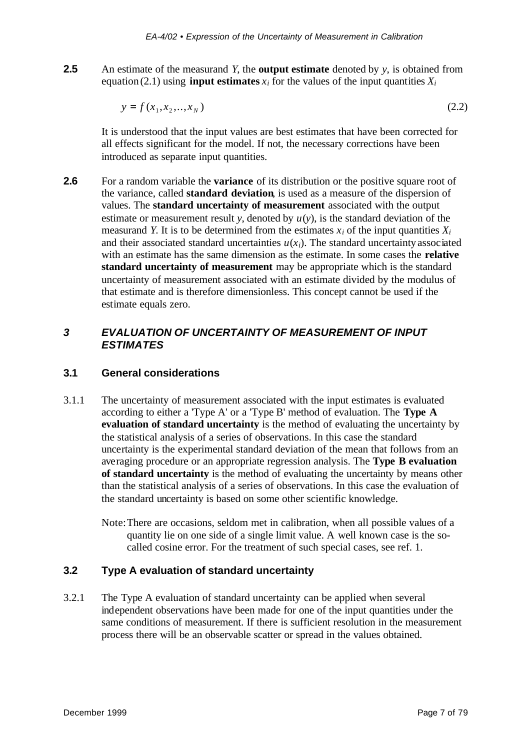**2.5** An estimate of the measurand $Y$, the **output estimate** denoted by $y$, is obtained from equation (2.1) using **input estimates** $x_i$ for the values of the input quantities $X_i$

$$y = f(x_1, x_2, .., x_N) \tag{2.2}$$

It is understood that the input values are best estimates that have been corrected for all effects significant for the model. If not, the necessary corrections have been introduced as separate input quantities.

**2.6** For a random variable the **variance** of its distribution or the positive square root of the variance, called **standard deviation**, is used as a measure of the dispersion of values. The **standard uncertainty of measurement** associated with the output estimate or measurement result $y$, denoted by $u(y)$, is the standard deviation of the measurand $Y$. It is to be determined from the estimates $x_i$ of the input quantities $X_i$ and their associated standard uncertainties $u(x_i)$. The standard uncertainty associated with an estimate has the same dimension as the estimate. In some cases the **relative standard uncertainty of measurement** may be appropriate which is the standard uncertainty of measurement associated with an estimate divided by the modulus of that estimate and is therefore dimensionless. This concept cannot be used if the estimate equals zero.

## *3 EVALUATION OF UNCERTAINTY OF MEASUREMENT OF INPUT ESTIMATES*

### 3.1 General considerations

3.1.1 The uncertainty of measurement associated with the input estimates is evaluated according to either a 'Type A' or a 'Type B' method of evaluation. The **Type A evaluation of standard uncertainty** is the method of evaluating the uncertainty by the statistical analysis of a series of observations. In this case the standard uncertainty is the experimental standard deviation of the mean that follows from an averaging procedure or an appropriate regression analysis. The **Type B evaluation of standard uncertainty** is the method of evaluating the uncertainty by means other than the statistical analysis of a series of observations. In this case the evaluation of the standard uncertainty is based on some other scientific knowledge.

Note: There are occasions, seldom met in calibration, when all possible values of a quantity lie on one side of a single limit value. A well known case is the so-called cosine error. For the treatment of such special cases, see ref. 1.

### 3.2 Type A evaluation of standard uncertainty

3.2.1 The Type A evaluation of standard uncertainty can be applied when several independent observations have been made for one of the input quantities under the same conditions of measurement. If there is sufficient resolution in the measurement process there will be an observable scatter or spread in the values obtained.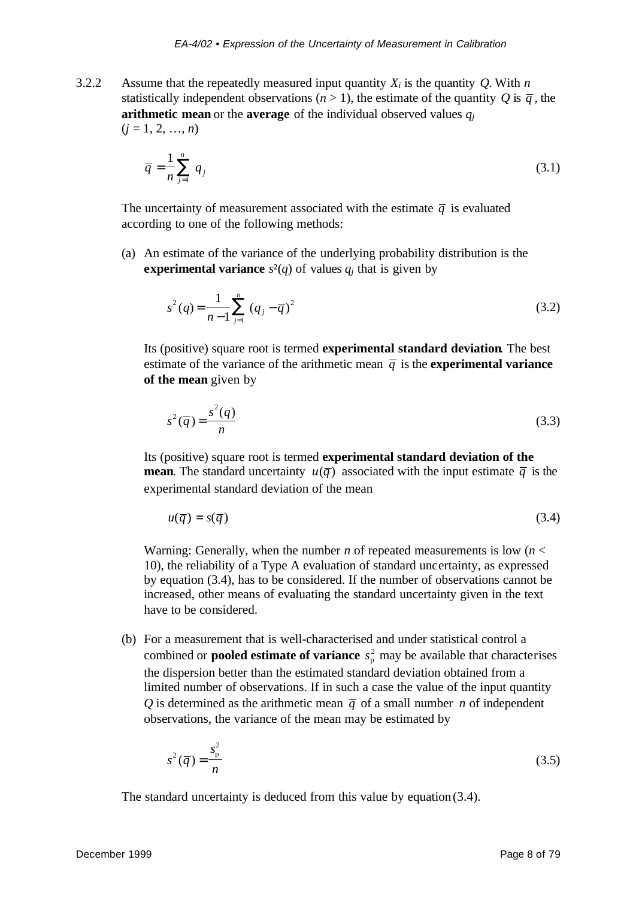3.2.2 Assume that the repeatedly measured input quantity $X_i$ is the quantity $Q$. With $n$ statistically independent observations ($n > 1$), the estimate of the quantity $Q$ is $\overline{q}$, the **arithmetic mean** or the **average** of the individual observed values $q_j$ ($j = 1, 2, \ldots, n$)

$$\overline{q} = \frac{1}{n} \sum_{j=1}^{n} q_j \tag{3.1}$$

The uncertainty of measurement associated with the estimate $\overline{q}$ is evaluated according to one of the following methods:

(a) An estimate of the variance of the underlying probability distribution is the **experimental variance** $s^2(q)$ of values $q_j$ that is given by

$$s^2(q) = \frac{1}{n-1} \sum_{j=1}^{n} (q_j - \overline{q})^2 \tag{3.2}$$

Its (positive) square root is termed **experimental standard deviation**. The best estimate of the variance of the arithmetic mean $\overline{q}$ is the **experimental variance of the mean** given by

$$s^2(\overline{q}) = \frac{s^2(q)}{n} \tag{3.3}$$

Its (positive) square root is termed **experimental standard deviation of the mean**. The standard uncertainty $u(\overline{q})$ associated with the input estimate $\overline{q}$ is the experimental standard deviation of the mean

$$u(\overline{q}) = s(\overline{q}) \tag{3.4}$$

Warning: Generally, when the number $n$ of repeated measurements is low ($n < 10$), the reliability of a Type A evaluation of standard uncertainty, as expressed by equation (3.4), has to be considered. If the number of observations cannot be increased, other means of evaluating the standard uncertainty given in the text have to be considered.

(b) For a measurement that is well-characterised and under statistical control a combined or **pooled estimate of variance** $s_p^2$ may be available that characterises the dispersion better than the estimated standard deviation obtained from a limited number of observations. If in such a case the value of the input quantity $Q$ is determined as the arithmetic mean $\overline{q}$ of a small number $n$ of independent observations, the variance of the mean may be estimated by

$$s^2(\overline{q}) = \frac{s_p^2}{n} \tag{3.5}$$

The standard uncertainty is deduced from this value by equation (3.4).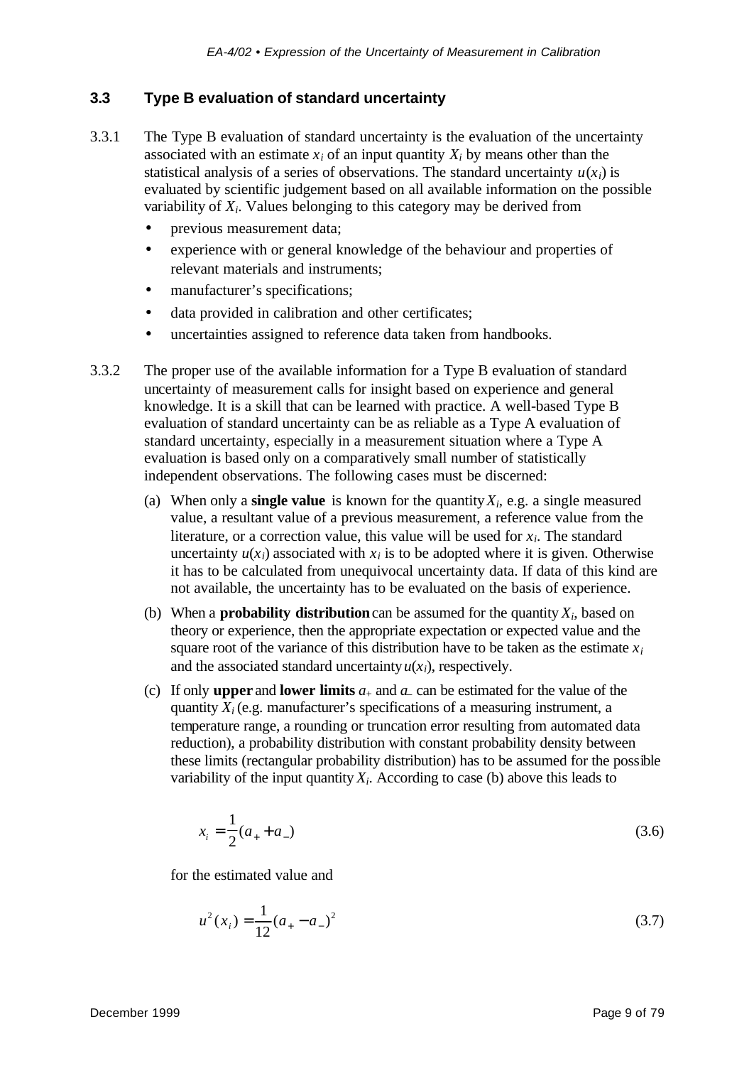### 3.3 Type B evaluation of standard uncertainty

3.3.1 The Type B evaluation of standard uncertainty is the evaluation of the uncertainty associated with an estimate $x_i$ of an input quantity $X_i$ by means other than the statistical analysis of a series of observations. The standard uncertainty $u(x_i)$ is evaluated by scientific judgement based on all available information on the possible variability of $X_i$. Values belonging to this category may be derived from

- previous measurement data;
- experience with or general knowledge of the behaviour and properties of relevant materials and instruments;
- manufacturer's specifications;
- data provided in calibration and other certificates;
- uncertainties assigned to reference data taken from handbooks.

3.3.2 The proper use of the available information for a Type B evaluation of standard uncertainty of measurement calls for insight based on experience and general knowledge. It is a skill that can be learned with practice. A well-based Type B evaluation of standard uncertainty can be as reliable as a Type A evaluation of standard uncertainty, especially in a measurement situation where a Type A evaluation is based only on a comparatively small number of statistically independent observations. The following cases must be discerned:

(a) When only a **single value** is known for the quantity $X_i$, e.g. a single measured value, a resultant value of a previous measurement, a reference value from the literature, or a correction value, this value will be used for $x_i$. The standard uncertainty $u(x_i)$ associated with $x_i$ is to be adopted where it is given. Otherwise it has to be calculated from unequivocal uncertainty data. If data of this kind are not available, the uncertainty has to be evaluated on the basis of experience.

(b) When a **probability distribution** can be assumed for the quantity $X_i$, based on theory or experience, then the appropriate expectation or expected value and the square root of the variance of this distribution have to be taken as the estimate $x_i$ and the associated standard uncertainty $u(x_i)$, respectively.

(c) If only **upper** and **lower limits** $a_+$ and $a_-$ can be estimated for the value of the quantity $X_i$ (e.g. manufacturer's specifications of a measuring instrument, a temperature range, a rounding or truncation error resulting from automated data reduction), a probability distribution with constant probability density between these limits (rectangular probability distribution) has to be assumed for the possible variability of the input quantity $X_i$. According to case (b) above this leads to

$$x_i = \frac{1}{2}(a_+ + a_-) \tag{3.6}$$

for the estimated value and

$$u^2(x_i) = \frac{1}{12}(a_+ - a_-)^2 \tag{3.7}$$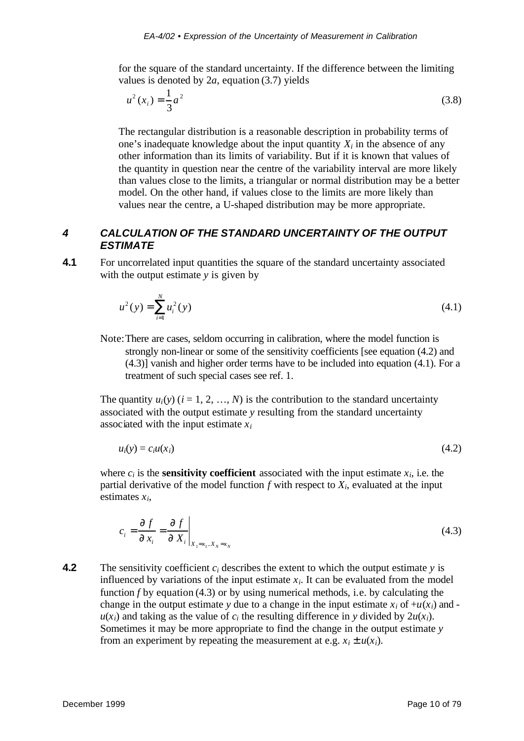for the square of the standard uncertainty. If the difference between the limiting values is denoted by $2a$, equation (3.7) yields

$$u^2(x_i) = \frac{1}{3}a^2 \tag{3.8}$$

The rectangular distribution is a reasonable description in probability terms of one's inadequate knowledge about the input quantity $X_i$ in the absence of any other information than its limits of variability. But if it is known that values of the quantity in question near the centre of the variability interval are more likely than values close to the limits, a triangular or normal distribution may be a better model. On the other hand, if values close to the limits are more likely than values near the centre, a U-shaped distribution may be more appropriate.

## 4 CALCULATION OF THE STANDARD UNCERTAINTY OF THE OUTPUT ESTIMATE

**4.1** For uncorrelated input quantities the square of the standard uncertainty associated with the output estimate $y$ is given by

$$u^2(y) = \sum_{i=1}^{N} u_i^2(y) \tag{4.1}$$

Note: There are cases, seldom occurring in calibration, where the model function is strongly non-linear or some of the sensitivity coefficients [see equation (4.2) and (4.3)] vanish and higher order terms have to be included into equation (4.1). For a treatment of such special cases see ref. 1.

The quantity $u_i(y)$ ($i = 1, 2, \ldots, N$) is the contribution to the standard uncertainty associated with the output estimate $y$ resulting from the standard uncertainty associated with the input estimate $x_i$

$$u_i(y) = c_i u(x_i) \tag{4.2}$$

where $c_i$ is the **sensitivity coefficient** associated with the input estimate $x_i$, i.e. the partial derivative of the model function $f$ with respect to $X_i$, evaluated at the input estimates $x_i$,

$$c_i = \frac{\partial f}{\partial x_i} = \left.\frac{\partial f}{\partial X_i}\right|_{X_1 = x_1 \ldots X_N = x_N} \tag{4.3}$$

**4.2** The sensitivity coefficient $c_i$ describes the extent to which the output estimate $y$ is influenced by variations of the input estimate $x_i$. It can be evaluated from the model function $f$ by equation (4.3) or by using numerical methods, i.e. by calculating the change in the output estimate $y$ due to a change in the input estimate $x_i$ of $+u(x_i)$ and $-u(x_i)$ and taking as the value of $c_i$ the resulting difference in $y$ divided by $2u(x_i)$. Sometimes it may be more appropriate to find the change in the output estimate $y$ from an experiment by repeating the measurement at e.g. $x_i \pm u(x_i)$.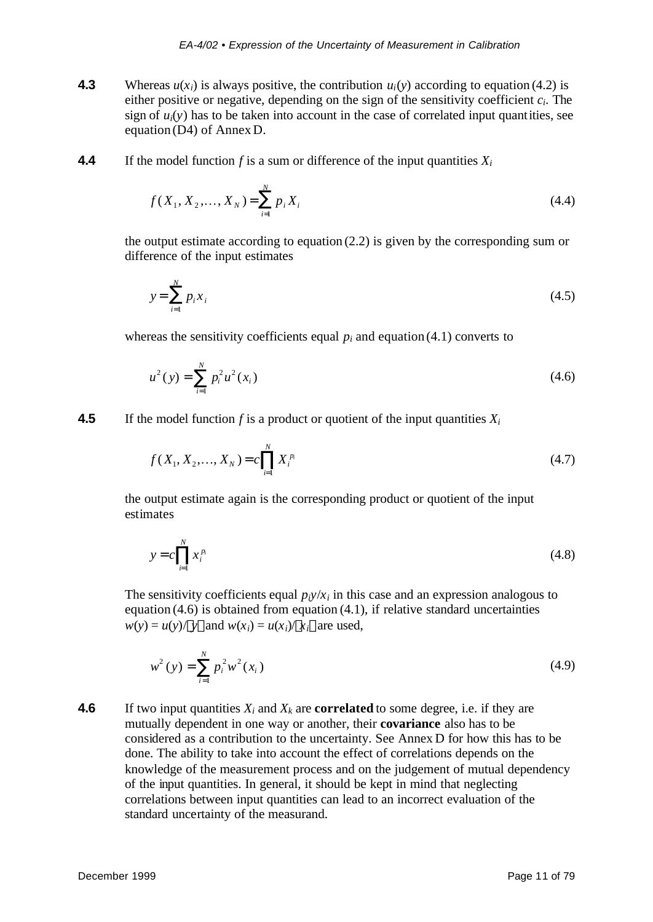**4.3** Whereas $u(x_i)$ is always positive, the contribution $u_i(y)$ according to equation (4.2) is either positive or negative, depending on the sign of the sensitivity coefficient $c_i$. The sign of $u_i(y)$ has to be taken into account in the case of correlated input quantities, see equation (D4) of Annex D.

**4.4** If the model function $f$ is a sum or difference of the input quantities $X_i$

$$f(X_1, X_2, \ldots, X_N) = \sum_{i=1}^{N} p_i X_i \tag{4.4}$$

the output estimate according to equation (2.2) is given by the corresponding sum or difference of the input estimates

$$y = \sum_{i=1}^{N} p_i x_i \tag{4.5}$$

whereas the sensitivity coefficients equal $p_i$ and equation (4.1) converts to

$$u^2(y) = \sum_{i=1}^{N} p_i^2 u^2(x_i) \tag{4.6}$$

**4.5** If the model function $f$ is a product or quotient of the input quantities $X_i$

$$f(X_1, X_2, \ldots, X_N) = c \prod_{i=1}^{N} X_i^{p_i} \tag{4.7}$$

the output estimate again is the corresponding product or quotient of the input estimates

$$y = c \prod_{i=1}^{N} x_i^{p_i} \tag{4.8}$$

The sensitivity coefficients equal $p_i y / x_i$ in this case and an expression analogous to equation (4.6) is obtained from equation (4.1), if relative standard uncertainties $w(y) = u(y)/|y|$ and $w(x_i) = u(x_i)/|x_i|$ are used,

$$w^2(y) = \sum_{i=1}^{N} p_i^2 w^2(x_i) \tag{4.9}$$

**4.6** If two input quantities $X_i$ and $X_k$ are **correlated** to some degree, i.e. if they are mutually dependent in one way or another, their **covariance** also has to be considered as a contribution to the uncertainty. See Annex D for how this has to be done. The ability to take into account the effect of correlations depends on the knowledge of the measurement process and on the judgement of mutual dependency of the input quantities. In general, it should be kept in mind that neglecting correlations between input quantities can lead to an incorrect evaluation of the standard uncertainty of the measurand.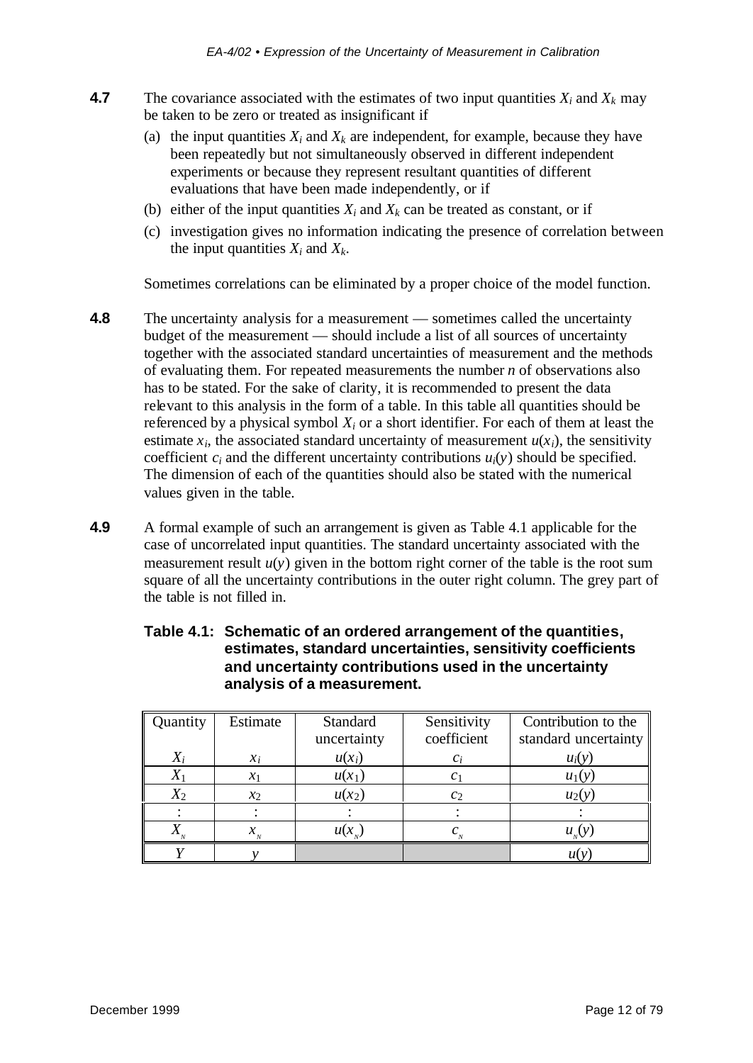**4.7** The covariance associated with the estimates of two input quantities $X_i$ and $X_k$ may be taken to be zero or treated as insignificant if

(a) the input quantities $X_i$ and $X_k$ are independent, for example, because they have been repeatedly but not simultaneously observed in different independent experiments or because they represent resultant quantities of different evaluations that have been made independently, or if

(b) either of the input quantities $X_i$ and $X_k$ can be treated as constant, or if

(c) investigation gives no information indicating the presence of correlation between the input quantities $X_i$ and $X_k$.

Sometimes correlations can be eliminated by a proper choice of the model function.

**4.8** The uncertainty analysis for a measurement — sometimes called the uncertainty budget of the measurement — should include a list of all sources of uncertainty together with the associated standard uncertainties of measurement and the methods of evaluating them. For repeated measurements the number $n$ of observations also has to be stated. For the sake of clarity, it is recommended to present the data relevant to this analysis in the form of a table. In this table all quantities should be referenced by a physical symbol $X_i$ or a short identifier. For each of them at least the estimate $x_i$, the associated standard uncertainty of measurement $u(x_i)$, the sensitivity coefficient $c_i$ and the different uncertainty contributions $u_i(y)$ should be specified. The dimension of each of the quantities should also be stated with the numerical values given in the table.

**4.9** A formal example of such an arrangement is given as Table 4.1 applicable for the case of uncorrelated input quantities. The standard uncertainty associated with the measurement result $u(y)$ given in the bottom right corner of the table is the root sum square of all the uncertainty contributions in the outer right column. The grey part of the table is not filled in.

**Table 4.1: Schematic of an ordered arrangement of the quantities, estimates, standard uncertainties, sensitivity coefficients and uncertainty contributions used in the uncertainty analysis of a measurement.**

| Quantity $X_i$ | Estimate $x_i$ | Standard uncertainty $u(x_i)$ | Sensitivity coefficient $c_i$ | Contribution to the standard uncertainty $u_i(y)$ |
|---|---|---|---|---|
| $X_1$ | $x_1$ | $u(x_1)$ | $c_1$ | $u_1(y)$ |
| $X_2$ | $x_2$ | $u(x_2)$ | $c_2$ | $u_2(y)$ |
| : | : | : | : | : |
| $X_N$ | $x_N$ | $u(x_N)$ | $c_N$ | $u_N(y)$ |
| $Y$ | $y$ | | | $u(y)$ |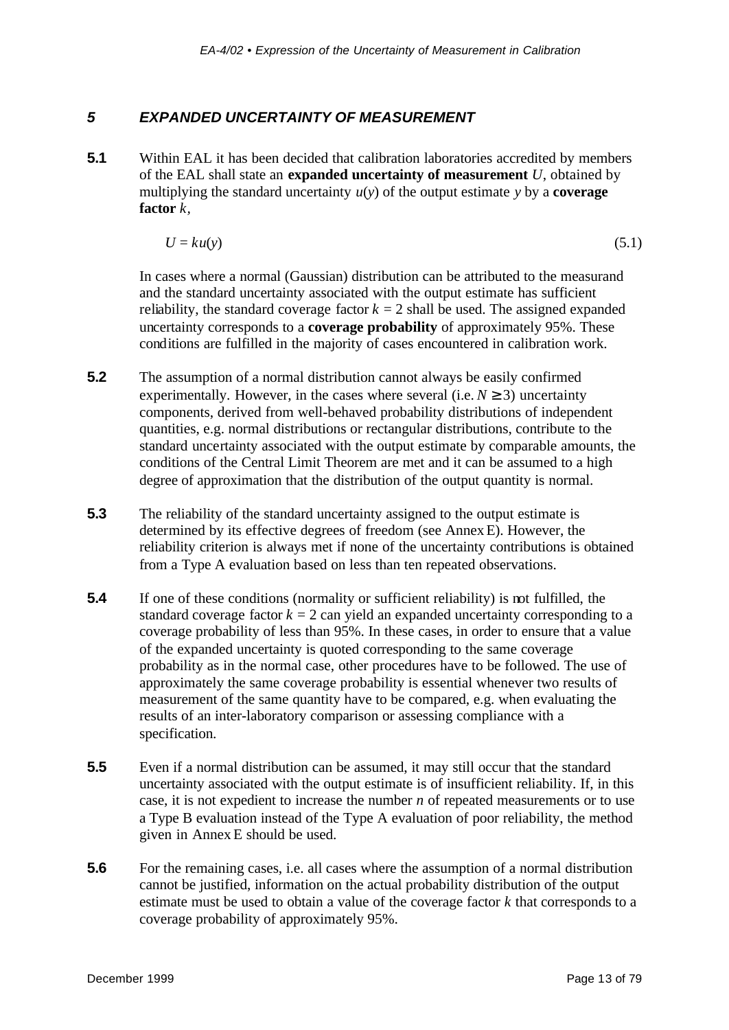## *5 EXPANDED UNCERTAINTY OF MEASUREMENT*

**5.1** Within EAL it has been decided that calibration laboratories accredited by members of the EAL shall state an **expanded uncertainty of measurement** $U$, obtained by multiplying the standard uncertainty $u(y)$ of the output estimate $y$ by a **coverage factor** $k$,

$$U = ku(y) \tag{5.1}$$

In cases where a normal (Gaussian) distribution can be attributed to the measurand and the standard uncertainty associated with the output estimate has sufficient reliability, the standard coverage factor $k = 2$ shall be used. The assigned expanded uncertainty corresponds to a **coverage probability** of approximately 95%. These conditions are fulfilled in the majority of cases encountered in calibration work.

**5.2** The assumption of a normal distribution cannot always be easily confirmed experimentally. However, in the cases where several (i.e. $N \geq 3$) uncertainty components, derived from well-behaved probability distributions of independent quantities, e.g. normal distributions or rectangular distributions, contribute to the standard uncertainty associated with the output estimate by comparable amounts, the conditions of the Central Limit Theorem are met and it can be assumed to a high degree of approximation that the distribution of the output quantity is normal.

**5.3** The reliability of the standard uncertainty assigned to the output estimate is determined by its effective degrees of freedom (see Annex E). However, the reliability criterion is always met if none of the uncertainty contributions is obtained from a Type A evaluation based on less than ten repeated observations.

**5.4** If one of these conditions (normality or sufficient reliability) is not fulfilled, the standard coverage factor $k = 2$ can yield an expanded uncertainty corresponding to a coverage probability of less than 95%. In these cases, in order to ensure that a value of the expanded uncertainty is quoted corresponding to the same coverage probability as in the normal case, other procedures have to be followed. The use of approximately the same coverage probability is essential whenever two results of measurement of the same quantity have to be compared, e.g. when evaluating the results of an inter-laboratory comparison or assessing compliance with a specification.

**5.5** Even if a normal distribution can be assumed, it may still occur that the standard uncertainty associated with the output estimate is of insufficient reliability. If, in this case, it is not expedient to increase the number $n$ of repeated measurements or to use a Type B evaluation instead of the Type A evaluation of poor reliability, the method given in Annex E should be used.

**5.6** For the remaining cases, i.e. all cases where the assumption of a normal distribution cannot be justified, information on the actual probability distribution of the output estimate must be used to obtain a value of the coverage factor $k$ that corresponds to a coverage probability of approximately 95%.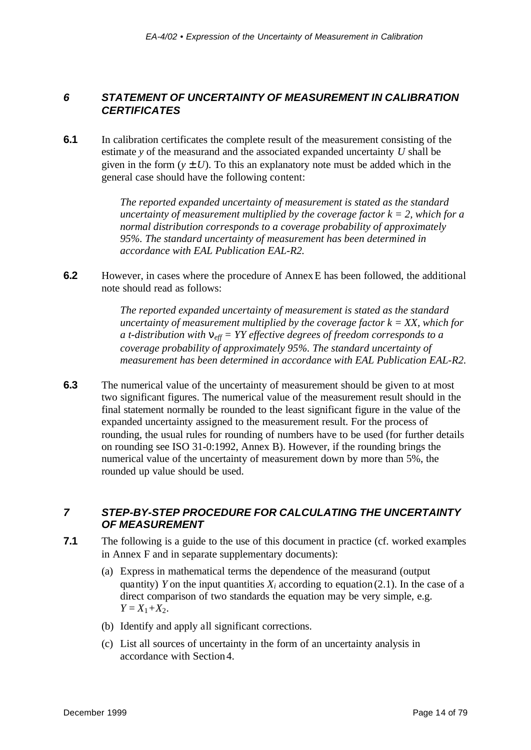## *6 STATEMENT OF UNCERTAINTY OF MEASUREMENT IN CALIBRATION CERTIFICATES*

**6.1** In calibration certificates the complete result of the measurement consisting of the estimate $y$ of the measurand and the associated expanded uncertainty $U$ shall be given in the form ($y \pm U$). To this an explanatory note must be added which in the general case should have the following content:

> *The reported expanded uncertainty of measurement is stated as the standard uncertainty of measurement multiplied by the coverage factor $k = 2$, which for a normal distribution corresponds to a coverage probability of approximately 95%. The standard uncertainty of measurement has been determined in accordance with EAL Publication EAL-R2.*

**6.2** However, in cases where the procedure of Annex E has been followed, the additional note should read as follows:

> *The reported expanded uncertainty of measurement is stated as the standard uncertainty of measurement multiplied by the coverage factor $k = XX$, which for a t-distribution with $\nu_{eff} = YY$ effective degrees of freedom corresponds to a coverage probability of approximately 95%. The standard uncertainty of measurement has been determined in accordance with EAL Publication EAL-R2.*

**6.3** The numerical value of the uncertainty of measurement should be given to at most two significant figures. The numerical value of the measurement result should in the final statement normally be rounded to the least significant figure in the value of the expanded uncertainty assigned to the measurement result. For the process of rounding, the usual rules for rounding of numbers have to be used (for further details on rounding see ISO 31-0:1992, Annex B). However, if the rounding brings the numerical value of the uncertainty of measurement down by more than 5%, the rounded up value should be used.

## *7 STEP-BY-STEP PROCEDURE FOR CALCULATING THE UNCERTAINTY OF MEASUREMENT*

**7.1** The following is a guide to the use of this document in practice (cf. worked examples in Annex F and in separate supplementary documents):

(a) Express in mathematical terms the dependence of the measurand (output quantity) $Y$ on the input quantities $X_i$ according to equation (2.1). In the case of a direct comparison of two standards the equation may be very simple, e.g. $Y = X_1 + X_2$.

(b) Identify and apply all significant corrections.

(c) List all sources of uncertainty in the form of an uncertainty analysis in accordance with Section 4.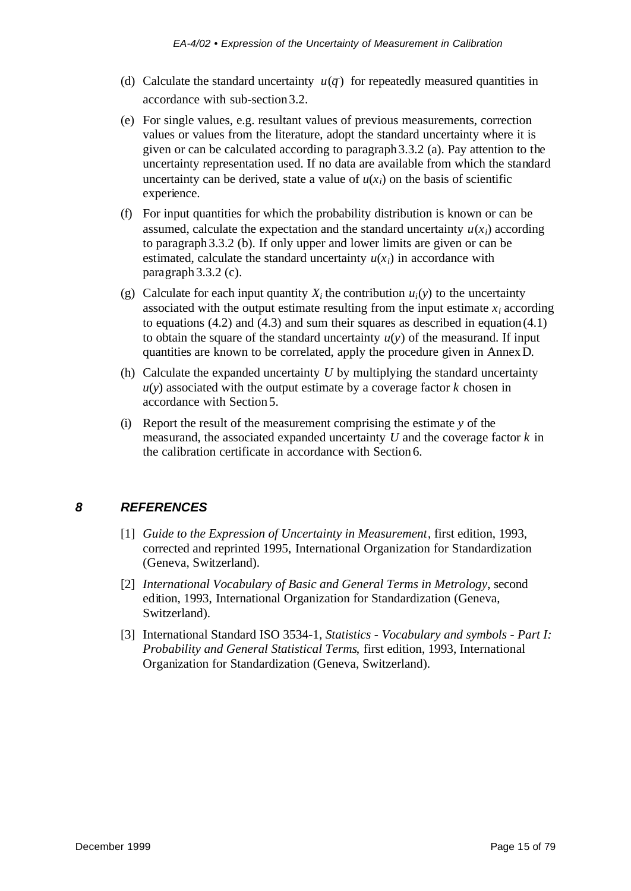(d) Calculate the standard uncertainty $u(\overline{q})$ for repeatedly measured quantities in accordance with sub-section 3.2.

(e) For single values, e.g. resultant values of previous measurements, correction values or values from the literature, adopt the standard uncertainty where it is given or can be calculated according to paragraph 3.3.2 (a). Pay attention to the uncertainty representation used. If no data are available from which the standard uncertainty can be derived, state a value of $u(x_i)$ on the basis of scientific experience.

(f) For input quantities for which the probability distribution is known or can be assumed, calculate the expectation and the standard uncertainty $u(x_i)$ according to paragraph 3.3.2 (b). If only upper and lower limits are given or can be estimated, calculate the standard uncertainty $u(x_i)$ in accordance with paragraph 3.3.2 (c).

(g) Calculate for each input quantity $X_i$ the contribution $u_i(y)$ to the uncertainty associated with the output estimate resulting from the input estimate $x_i$ according to equations (4.2) and (4.3) and sum their squares as described in equation (4.1) to obtain the square of the standard uncertainty $u(y)$ of the measurand. If input quantities are known to be correlated, apply the procedure given in Annex D.

(h) Calculate the expanded uncertainty $U$ by multiplying the standard uncertainty $u(y)$ associated with the output estimate by a coverage factor $k$ chosen in accordance with Section 5.

(i) Report the result of the measurement comprising the estimate $y$ of the measurand, the associated expanded uncertainty $U$ and the coverage factor $k$ in the calibration certificate in accordance with Section 6.

## 8 REFERENCES

[1] *Guide to the Expression of Uncertainty in Measurement*, first edition, 1993, corrected and reprinted 1995, International Organization for Standardization (Geneva, Switzerland).

[2] *International Vocabulary of Basic and General Terms in Metrology*, second edition, 1993, International Organization for Standardization (Geneva, Switzerland).

[3] International Standard ISO 3534-1, *Statistics - Vocabulary and symbols - Part I: Probability and General Statistical Terms*, first edition, 1993, International Organization for Standardization (Geneva, Switzerland).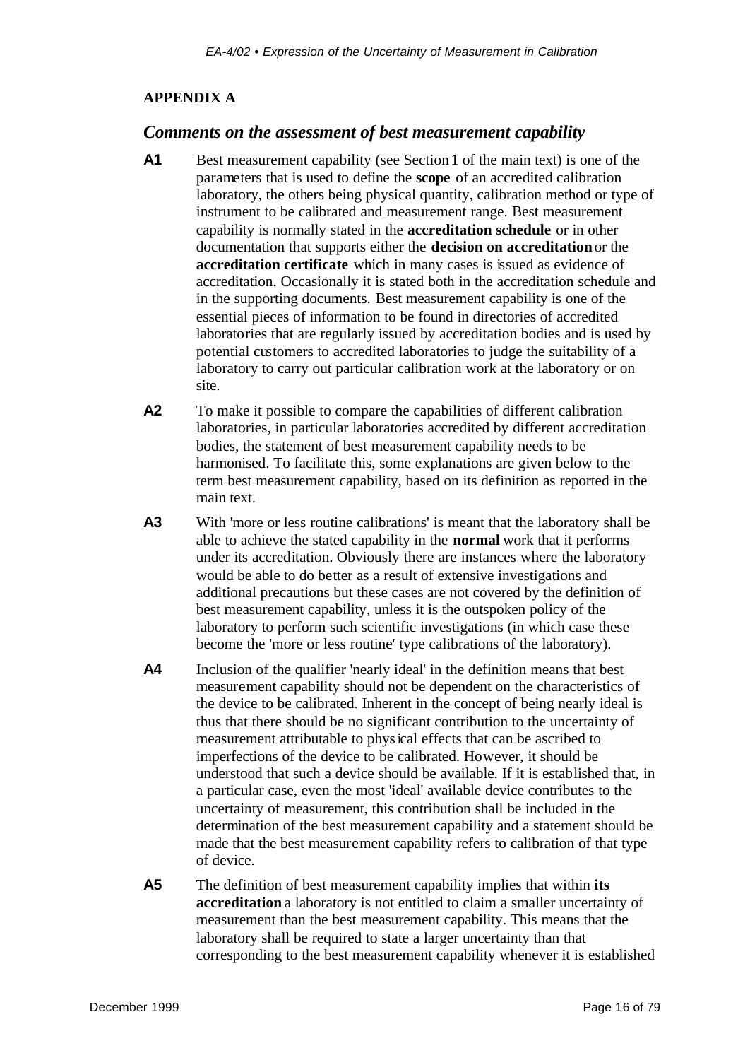## APPENDIX A

### *Comments on the assessment of best measurement capability*

**A1** Best measurement capability (see Section 1 of the main text) is one of the parameters that is used to define the **scope** of an accredited calibration laboratory, the others being physical quantity, calibration method or type of instrument to be calibrated and measurement range. Best measurement capability is normally stated in the **accreditation schedule** or in other documentation that supports either the **decision on accreditation** or the **accreditation certificate** which in many cases is issued as evidence of accreditation. Occasionally it is stated both in the accreditation schedule and in the supporting documents. Best measurement capability is one of the essential pieces of information to be found in directories of accredited laboratories that are regularly issued by accreditation bodies and is used by potential customers to accredited laboratories to judge the suitability of a laboratory to carry out particular calibration work at the laboratory or on site.

**A2** To make it possible to compare the capabilities of different calibration laboratories, in particular laboratories accredited by different accreditation bodies, the statement of best measurement capability needs to be harmonised. To facilitate this, some explanations are given below to the term best measurement capability, based on its definition as reported in the main text.

**A3** With 'more or less routine calibrations' is meant that the laboratory shall be able to achieve the stated capability in the **normal** work that it performs under its accreditation. Obviously there are instances where the laboratory would be able to do better as a result of extensive investigations and additional precautions but these cases are not covered by the definition of best measurement capability, unless it is the outspoken policy of the laboratory to perform such scientific investigations (in which case these become the 'more or less routine' type calibrations of the laboratory).

**A4** Inclusion of the qualifier 'nearly ideal' in the definition means that best measurement capability should not be dependent on the characteristics of the device to be calibrated. Inherent in the concept of being nearly ideal is thus that there should be no significant contribution to the uncertainty of measurement attributable to physical effects that can be ascribed to imperfections of the device to be calibrated. However, it should be understood that such a device should be available. If it is established that, in a particular case, even the most 'ideal' available device contributes to the uncertainty of measurement, this contribution shall be included in the determination of the best measurement capability and a statement should be made that the best measurement capability refers to calibration of that type of device.

**A5** The definition of best measurement capability implies that within **its accreditation** a laboratory is not entitled to claim a smaller uncertainty of measurement than the best measurement capability. This means that the laboratory shall be required to state a larger uncertainty than that corresponding to the best measurement capability whenever it is established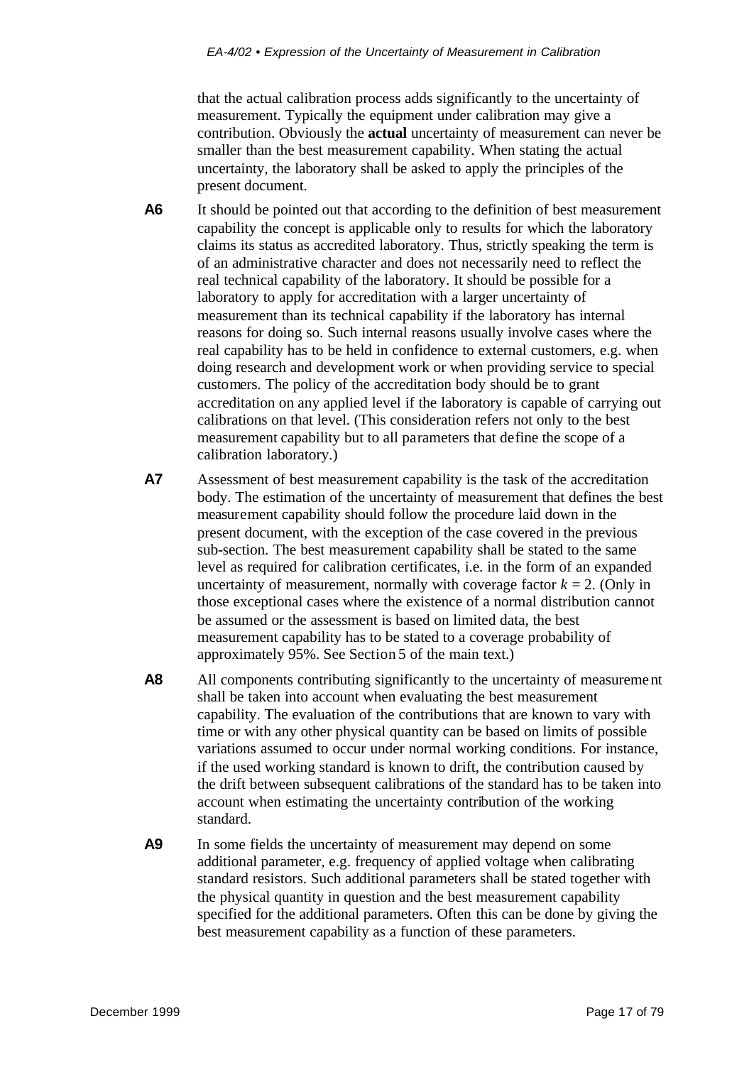that the actual calibration process adds significantly to the uncertainty of measurement. Typically the equipment under calibration may give a contribution. Obviously the **actual** uncertainty of measurement can never be smaller than the best measurement capability. When stating the actual uncertainty, the laboratory shall be asked to apply the principles of the present document.

**A6** It should be pointed out that according to the definition of best measurement capability the concept is applicable only to results for which the laboratory claims its status as accredited laboratory. Thus, strictly speaking the term is of an administrative character and does not necessarily need to reflect the real technical capability of the laboratory. It should be possible for a laboratory to apply for accreditation with a larger uncertainty of measurement than its technical capability if the laboratory has internal reasons for doing so. Such internal reasons usually involve cases where the real capability has to be held in confidence to external customers, e.g. when doing research and development work or when providing service to special customers. The policy of the accreditation body should be to grant accreditation on any applied level if the laboratory is capable of carrying out calibrations on that level. (This consideration refers not only to the best measurement capability but to all parameters that define the scope of a calibration laboratory.)

**A7** Assessment of best measurement capability is the task of the accreditation body. The estimation of the uncertainty of measurement that defines the best measurement capability should follow the procedure laid down in the present document, with the exception of the case covered in the previous sub-section. The best measurement capability shall be stated to the same level as required for calibration certificates, i.e. in the form of an expanded uncertainty of measurement, normally with coverage factor $k = 2$. (Only in those exceptional cases where the existence of a normal distribution cannot be assumed or the assessment is based on limited data, the best measurement capability has to be stated to a coverage probability of approximately 95%. See Section 5 of the main text.)

**A8** All components contributing significantly to the uncertainty of measurement shall be taken into account when evaluating the best measurement capability. The evaluation of the contributions that are known to vary with time or with any other physical quantity can be based on limits of possible variations assumed to occur under normal working conditions. For instance, if the used working standard is known to drift, the contribution caused by the drift between subsequent calibrations of the standard has to be taken into account when estimating the uncertainty contribution of the working standard.

**A9** In some fields the uncertainty of measurement may depend on some additional parameter, e.g. frequency of applied voltage when calibrating standard resistors. Such additional parameters shall be stated together with the physical quantity in question and the best measurement capability specified for the additional parameters. Often this can be done by giving the best measurement capability as a function of these parameters.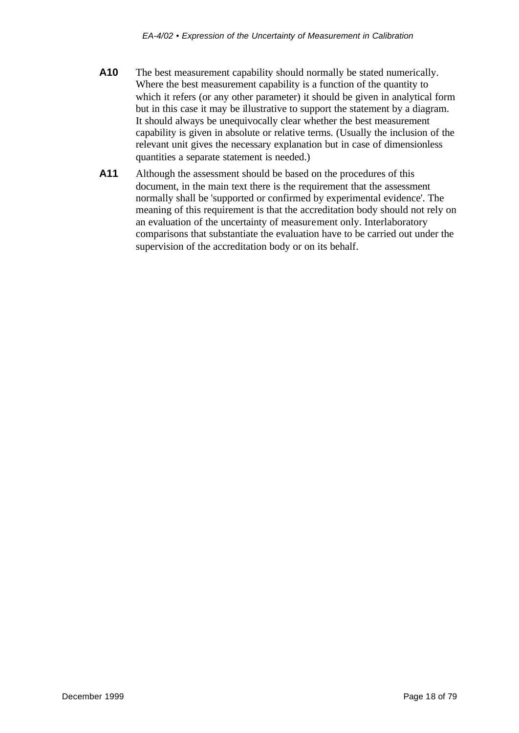**A10** The best measurement capability should normally be stated numerically. Where the best measurement capability is a function of the quantity to which it refers (or any other parameter) it should be given in analytical form but in this case it may be illustrative to support the statement by a diagram. It should always be unequivocally clear whether the best measurement capability is given in absolute or relative terms. (Usually the inclusion of the relevant unit gives the necessary explanation but in case of dimensionless quantities a separate statement is needed.)

**A11** Although the assessment should be based on the procedures of this document, in the main text there is the requirement that the assessment normally shall be 'supported or confirmed by experimental evidence'. The meaning of this requirement is that the accreditation body should not rely on an evaluation of the uncertainty of measurement only. Interlaboratory comparisons that substantiate the evaluation have to be carried out under the supervision of the accreditation body or on its behalf.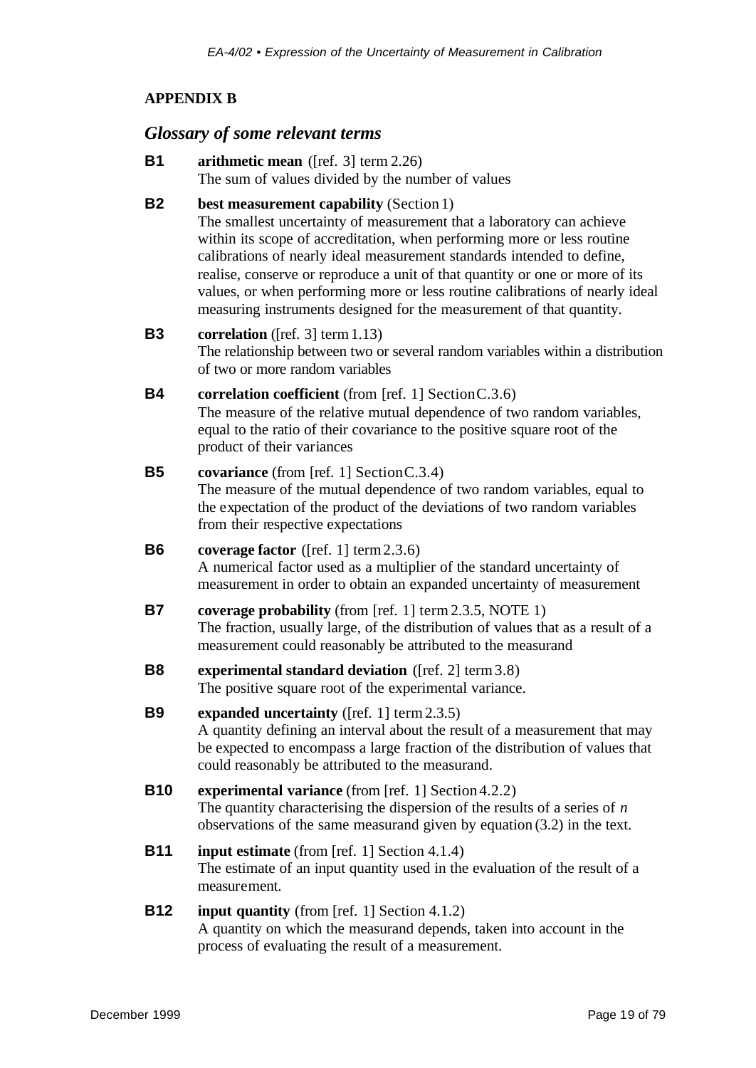## APPENDIX B

### *Glossary of some relevant terms*

**B1** **arithmetic mean** ([ref. 3] term 2.26)
The sum of values divided by the number of values

**B2** **best measurement capability** (Section 1)
The smallest uncertainty of measurement that a laboratory can achieve within its scope of accreditation, when performing more or less routine calibrations of nearly ideal measurement standards intended to define, realise, conserve or reproduce a unit of that quantity or one or more of its values, or when performing more or less routine calibrations of nearly ideal measuring instruments designed for the measurement of that quantity.

**B3** **correlation** ([ref. 3] term 1.13)
The relationship between two or several random variables within a distribution of two or more random variables

**B4** **correlation coefficient** (from [ref. 1] Section C.3.6)
The measure of the relative mutual dependence of two random variables, equal to the ratio of their covariance to the positive square root of the product of their variances

**B5** **covariance** (from [ref. 1] Section C.3.4)
The measure of the mutual dependence of two random variables, equal to the expectation of the product of the deviations of two random variables from their respective expectations

**B6** **coverage factor** ([ref. 1] term 2.3.6)
A numerical factor used as a multiplier of the standard uncertainty of measurement in order to obtain an expanded uncertainty of measurement

**B7** **coverage probability** (from [ref. 1] term 2.3.5, NOTE 1)
The fraction, usually large, of the distribution of values that as a result of a measurement could reasonably be attributed to the measurand

**B8** **experimental standard deviation** ([ref. 2] term 3.8)
The positive square root of the experimental variance.

**B9** **expanded uncertainty** ([ref. 1] term 2.3.5)
A quantity defining an interval about the result of a measurement that may be expected to encompass a large fraction of the distribution of values that could reasonably be attributed to the measurand.

**B10** **experimental variance** (from [ref. 1] Section 4.2.2)
The quantity characterising the dispersion of the results of a series of $n$ observations of the same measurand given by equation (3.2) in the text.

**B11** **input estimate** (from [ref. 1] Section 4.1.4)
The estimate of an input quantity used in the evaluation of the result of a measurement.

**B12** **input quantity** (from [ref. 1] Section 4.1.2)
A quantity on which the measurand depends, taken into account in the process of evaluating the result of a measurement.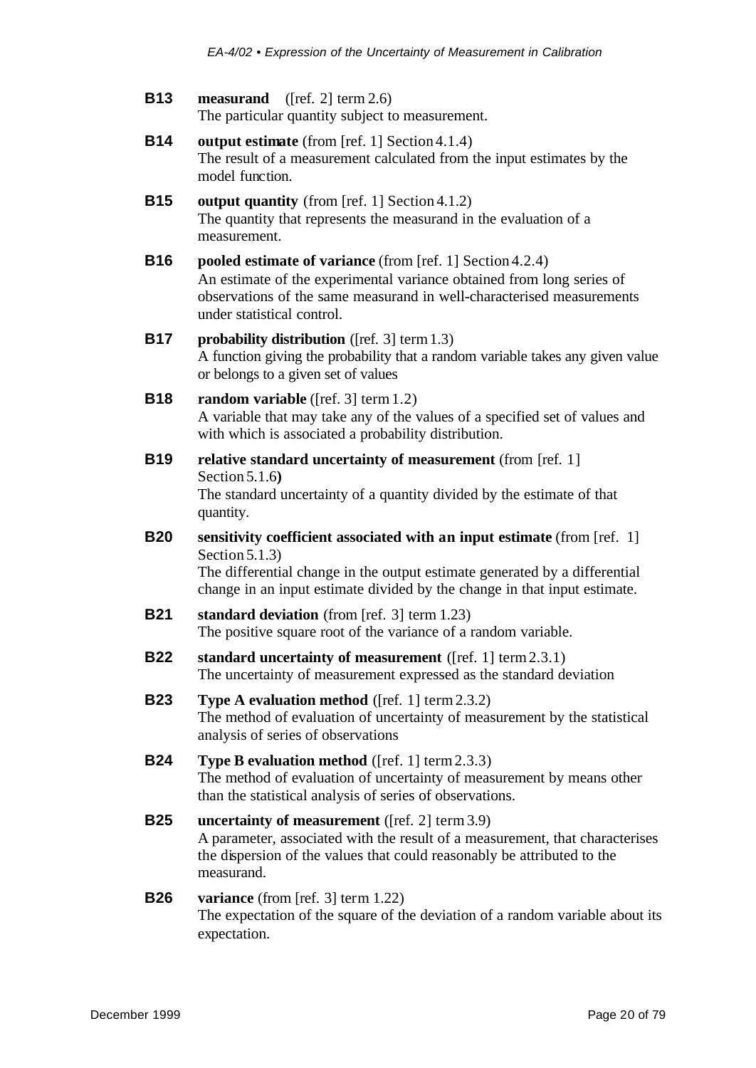**B13** **measurand** ([ref. 2] term 2.6)
The particular quantity subject to measurement.

**B14** **output estimate** (from [ref. 1] Section 4.1.4)
The result of a measurement calculated from the input estimates by the model function.

**B15** **output quantity** (from [ref. 1] Section 4.1.2)
The quantity that represents the measurand in the evaluation of a measurement.

**B16** **pooled estimate of variance** (from [ref. 1] Section 4.2.4)
An estimate of the experimental variance obtained from long series of observations of the same measurand in well-characterised measurements under statistical control.

**B17** **probability distribution** ([ref. 3] term 1.3)
A function giving the probability that a random variable takes any given value or belongs to a given set of values

**B18** **random variable** ([ref. 3] term 1.2)
A variable that may take any of the values of a specified set of values and with which is associated a probability distribution.

**B19** **relative standard uncertainty of measurement** (from [ref. 1] Section 5.1.6**)**
The standard uncertainty of a quantity divided by the estimate of that quantity.

**B20** **sensitivity coefficient associated with an input estimate** (from [ref. 1] Section 5.1.3)
The differential change in the output estimate generated by a differential change in an input estimate divided by the change in that input estimate.

**B21** **standard deviation** (from [ref. 3] term 1.23)
The positive square root of the variance of a random variable.

**B22** **standard uncertainty of measurement** ([ref. 1] term 2.3.1)
The uncertainty of measurement expressed as the standard deviation

**B23** **Type A evaluation method** ([ref. 1] term 2.3.2)
The method of evaluation of uncertainty of measurement by the statistical analysis of series of observations

**B24** **Type B evaluation method** ([ref. 1] term 2.3.3)
The method of evaluation of uncertainty of measurement by means other than the statistical analysis of series of observations.

**B25** **uncertainty of measurement** ([ref. 2] term 3.9)
A parameter, associated with the result of a measurement, that characterises the dispersion of the values that could reasonably be attributed to the measurand.

**B26** **variance** (from [ref. 3] term 1.22)
The expectation of the square of the deviation of a random variable about its expectation.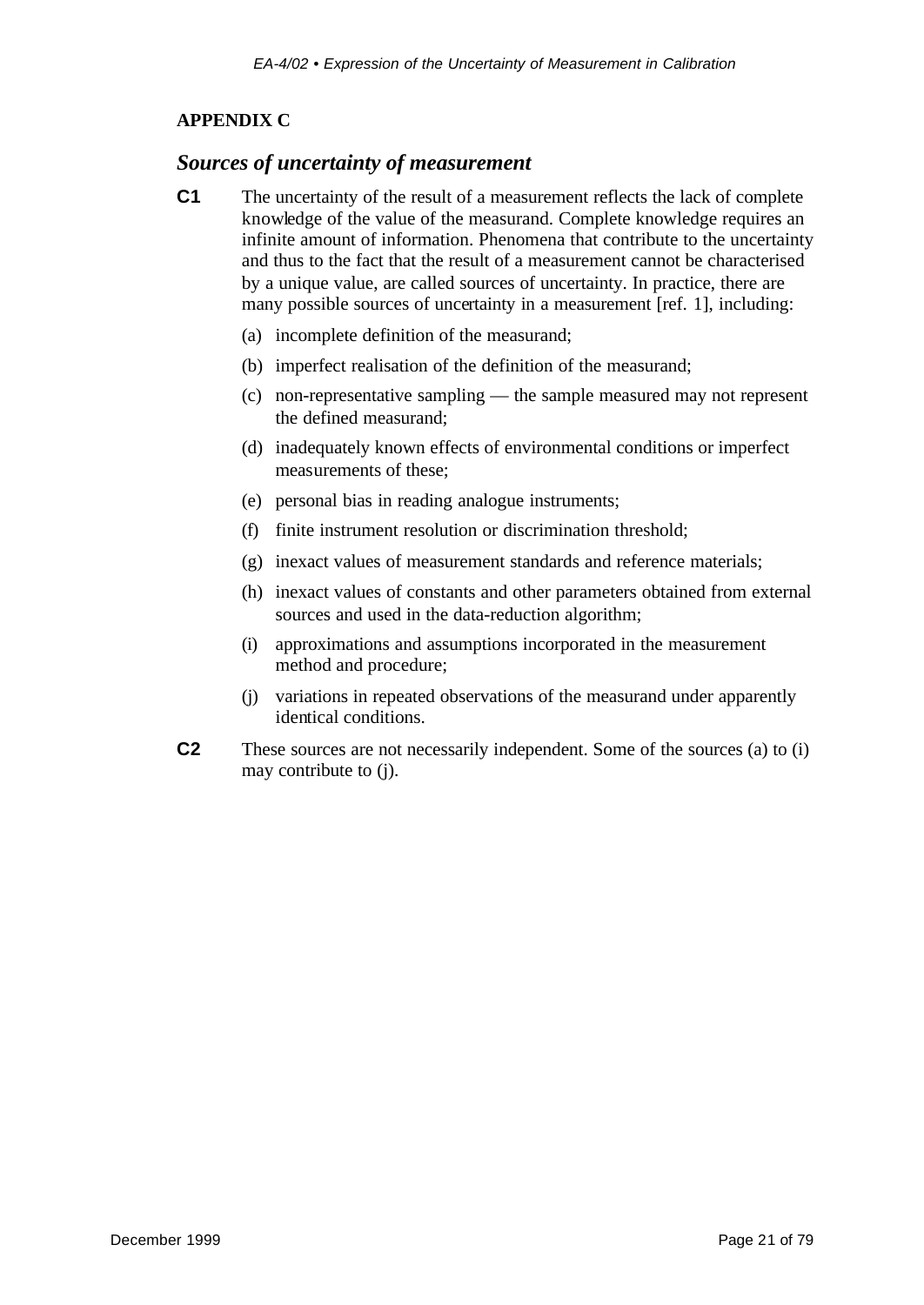## APPENDIX C

### *Sources of uncertainty of measurement*

**C1** The uncertainty of the result of a measurement reflects the lack of complete knowledge of the value of the measurand. Complete knowledge requires an infinite amount of information. Phenomena that contribute to the uncertainty and thus to the fact that the result of a measurement cannot be characterised by a unique value, are called sources of uncertainty. In practice, there are many possible sources of uncertainty in a measurement [ref. 1], including:

(a) incomplete definition of the measurand;

(b) imperfect realisation of the definition of the measurand;

(c) non-representative sampling — the sample measured may not represent the defined measurand;

(d) inadequately known effects of environmental conditions or imperfect measurements of these;

(e) personal bias in reading analogue instruments;

(f) finite instrument resolution or discrimination threshold;

(g) inexact values of measurement standards and reference materials;

(h) inexact values of constants and other parameters obtained from external sources and used in the data-reduction algorithm;

(i) approximations and assumptions incorporated in the measurement method and procedure;

(j) variations in repeated observations of the measurand under apparently identical conditions.

**C2** These sources are not necessarily independent. Some of the sources (a) to (i) may contribute to (j).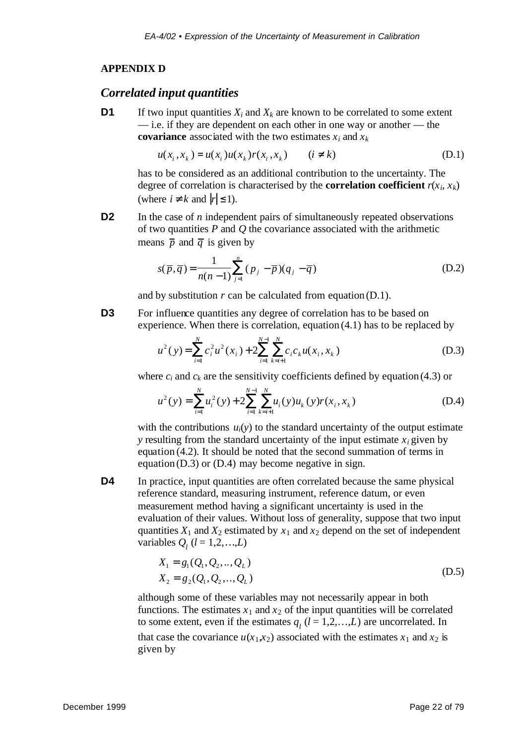# APPENDIX D

## *Correlated input quantities*

**D1** If two input quantities $X_i$ and $X_k$ are known to be correlated to some extent — i.e. if they are dependent on each other in one way or another — the **covariance** associated with the two estimates $x_i$ and $x_k$

$$u(x_i, x_k) = u(x_i)u(x_k)r(x_i, x_k) \qquad (i \neq k) \tag{D.1}$$

has to be considered as an additional contribution to the uncertainty. The degree of correlation is characterised by the **correlation coefficient** $r(x_i, x_k)$ (where $i \neq k$ and $|r| \leq 1$).

**D2** In the case of $n$ independent pairs of simultaneously repeated observations of two quantities $P$ and $Q$ the covariance associated with the arithmetic means $\overline{p}$ and $\overline{q}$ is given by

$$s(\overline{p}, \overline{q}) = \frac{1}{n(n-1)} \sum_{j=1}^{n} (p_j - \overline{p})(q_j - \overline{q}) \tag{D.2}$$

and by substitution $r$ can be calculated from equation (D.1).

**D3** For influence quantities any degree of correlation has to be based on experience. When there is correlation, equation (4.1) has to be replaced by

$$u^2(y) = \sum_{i=1}^{N} c_i^2 u^2(x_i) + 2\sum_{i=1}^{N-1} \sum_{k=i+1}^{N} c_i c_k u(x_i, x_k) \tag{D.3}$$

where $c_i$ and $c_k$ are the sensitivity coefficients defined by equation (4.3) or

$$u^2(y) = \sum_{i=1}^{N} u_i^2(y) + 2\sum_{i=1}^{N-1} \sum_{k=i+1}^{N} u_i(y)u_k(y)r(x_i, x_k) \tag{D.4}$$

with the contributions $u_i(y)$ to the standard uncertainty of the output estimate $y$ resulting from the standard uncertainty of the input estimate $x_i$ given by equation (4.2). It should be noted that the second summation of terms in equation (D.3) or (D.4) may become negative in sign.

**D4** In practice, input quantities are often correlated because the same physical reference standard, measuring instrument, reference datum, or even measurement method having a significant uncertainty is used in the evaluation of their values. Without loss of generality, suppose that two input quantities $X_1$ and $X_2$ estimated by $x_1$ and $x_2$ depend on the set of independent variables $Q_l$ ($l = 1,2,\ldots,L$)

$$\begin{aligned} X_1 &= g_1(Q_1, Q_2, .., Q_L) \\ X_2 &= g_2(Q_1, Q_2, .., Q_L) \end{aligned} \tag{D.5}$$

although some of these variables may not necessarily appear in both functions. The estimates $x_1$ and $x_2$ of the input quantities will be correlated to some extent, even if the estimates $q_l$ ($l = 1,2,\ldots,L$) are uncorrelated. In that case the covariance $u(x_1, x_2)$ associated with the estimates $x_1$ and $x_2$ is given by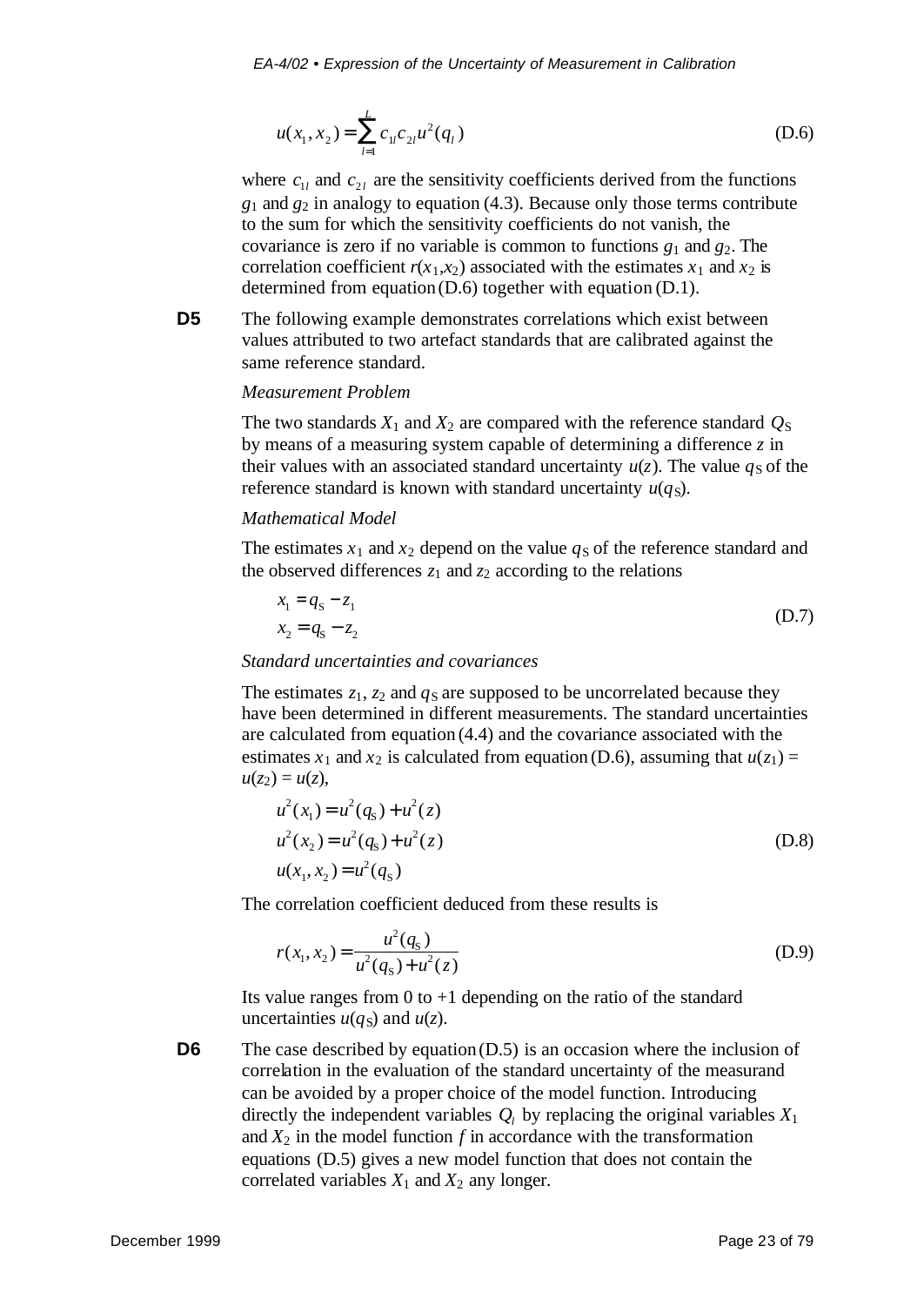$$u(x_1, x_2) = \sum_{l=1}^{L} c_{1l} c_{2l} u^2(q_l) \tag{D.6}$$

where $c_{1l}$ and $c_{2l}$ are the sensitivity coefficients derived from the functions $g_1$ and $g_2$ in analogy to equation (4.3). Because only those terms contribute to the sum for which the sensitivity coefficients do not vanish, the covariance is zero if no variable is common to functions $g_1$ and $g_2$. The correlation coefficient $r(x_1,x_2)$ associated with the estimates $x_1$ and $x_2$ is determined from equation (D.6) together with equation (D.1).

**D5** The following example demonstrates correlations which exist between values attributed to two artefact standards that are calibrated against the same reference standard.

*Measurement Problem*

The two standards $X_1$ and $X_2$ are compared with the reference standard $Q_S$ by means of a measuring system capable of determining a difference $z$ in their values with an associated standard uncertainty $u(z)$. The value $q_S$ of the reference standard is known with standard uncertainty $u(q_S)$.

*Mathematical Model*

The estimates $x_1$ and $x_2$ depend on the value $q_S$ of the reference standard and the observed differences $z_1$ and $z_2$ according to the relations

$$\begin{aligned} x_1 &= q_S - z_1 \\ x_2 &= q_S - z_2 \end{aligned} \tag{D.7}$$

*Standard uncertainties and covariances*

The estimates $z_1$, $z_2$ and $q_S$ are supposed to be uncorrelated because they have been determined in different measurements. The standard uncertainties are calculated from equation (4.4) and the covariance associated with the estimates $x_1$ and $x_2$ is calculated from equation (D.6), assuming that $u(z_1) = u(z_2) = u(z)$,

$$\begin{aligned} u^2(x_1) &= u^2(q_S) + u^2(z) \\ u^2(x_2) &= u^2(q_S) + u^2(z) \\ u(x_1, x_2) &= u^2(q_S) \end{aligned} \tag{D.8}$$

The correlation coefficient deduced from these results is

$$r(x_1, x_2) = \frac{u^2(q_S)}{u^2(q_S) + u^2(z)} \tag{D.9}$$

Its value ranges from 0 to +1 depending on the ratio of the standard uncertainties $u(q_S)$ and $u(z)$.

**D6** The case described by equation (D.5) is an occasion where the inclusion of correlation in the evaluation of the standard uncertainty of the measurand can be avoided by a proper choice of the model function. Introducing directly the independent variables $Q_l$ by replacing the original variables $X_1$ and $X_2$ in the model function $f$ in accordance with the transformation equations (D.5) gives a new model function that does not contain the correlated variables $X_1$ and $X_2$ any longer.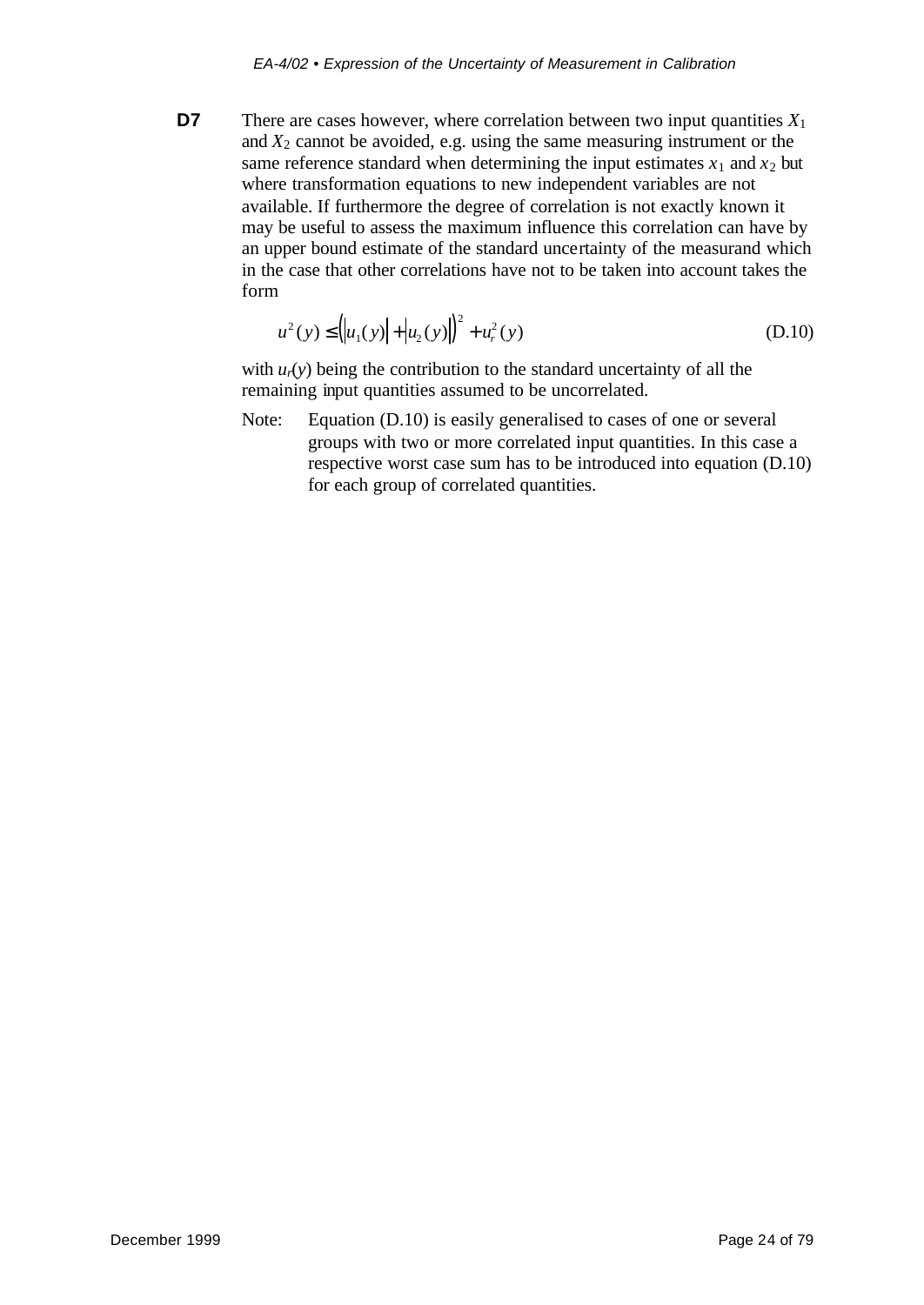**D7** There are cases however, where correlation between two input quantities $X_1$ and $X_2$ cannot be avoided, e.g. using the same measuring instrument or the same reference standard when determining the input estimates $x_1$ and $x_2$ but where transformation equations to new independent variables are not available. If furthermore the degree of correlation is not exactly known it may be useful to assess the maximum influence this correlation can have by an upper bound estimate of the standard uncertainty of the measurand which in the case that other correlations have not to be taken into account takes the form

$$u^2(y) \leq \left(\left|u_1(y)\right| + \left|u_2(y)\right|\right)^2 + u_r^2(y) \tag{D.10}$$

with $u_r(y)$ being the contribution to the standard uncertainty of all the remaining input quantities assumed to be uncorrelated.

Note: Equation (D.10) is easily generalised to cases of one or several groups with two or more correlated input quantities. In this case a respective worst case sum has to be introduced into equation (D.10) for each group of correlated quantities.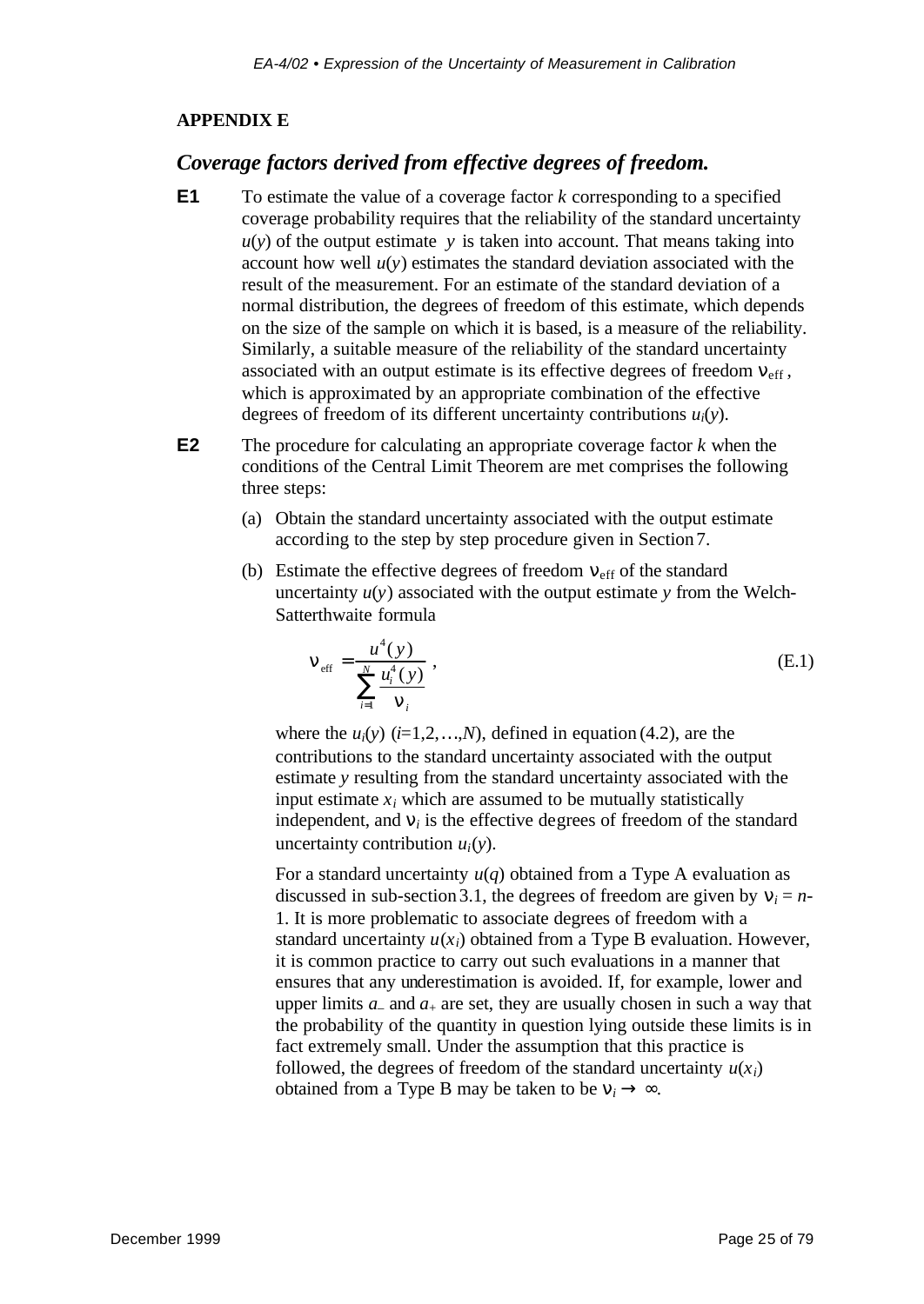## APPENDIX E

### *Coverage factors derived from effective degrees of freedom.*

**E1** To estimate the value of a coverage factor $k$ corresponding to a specified coverage probability requires that the reliability of the standard uncertainty $u(y)$ of the output estimate $y$ is taken into account. That means taking into account how well $u(y)$ estimates the standard deviation associated with the result of the measurement. For an estimate of the standard deviation of a normal distribution, the degrees of freedom of this estimate, which depends on the size of the sample on which it is based, is a measure of the reliability. Similarly, a suitable measure of the reliability of the standard uncertainty associated with an output estimate is its effective degrees of freedom $\nu_{\text{eff}}$, which is approximated by an appropriate combination of the effective degrees of freedom of its different uncertainty contributions $u_i(y)$.

**E2** The procedure for calculating an appropriate coverage factor $k$ when the conditions of the Central Limit Theorem are met comprises the following three steps:

(a) Obtain the standard uncertainty associated with the output estimate according to the step by step procedure given in Section 7.

(b) Estimate the effective degrees of freedom $\nu_{\text{eff}}$ of the standard uncertainty $u(y)$ associated with the output estimate $y$ from the Welch-Satterthwaite formula

$$\nu_{\text{eff}} = \frac{u^4(y)}{\sum_{i=1}^{N} \frac{u_i^4(y)}{\nu_i}}, \tag{E.1}$$

where the $u_i(y)$ ($i$=1,2,…,$N$), defined in equation (4.2), are the contributions to the standard uncertainty associated with the output estimate $y$ resulting from the standard uncertainty associated with the input estimate $x_i$ which are assumed to be mutually statistically independent, and $\nu_i$ is the effective degrees of freedom of the standard uncertainty contribution $u_i(y)$.

For a standard uncertainty $u(q)$ obtained from a Type A evaluation as discussed in sub-section 3.1, the degrees of freedom are given by $\nu_i = n-1$. It is more problematic to associate degrees of freedom with a standard uncertainty $u(x_i)$ obtained from a Type B evaluation. However, it is common practice to carry out such evaluations in a manner that ensures that any underestimation is avoided. If, for example, lower and upper limits $a_-$ and $a_+$ are set, they are usually chosen in such a way that the probability of the quantity in question lying outside these limits is in fact extremely small. Under the assumption that this practice is followed, the degrees of freedom of the standard uncertainty $u(x_i)$ obtained from a Type B may be taken to be $\nu_i \rightarrow \infty$.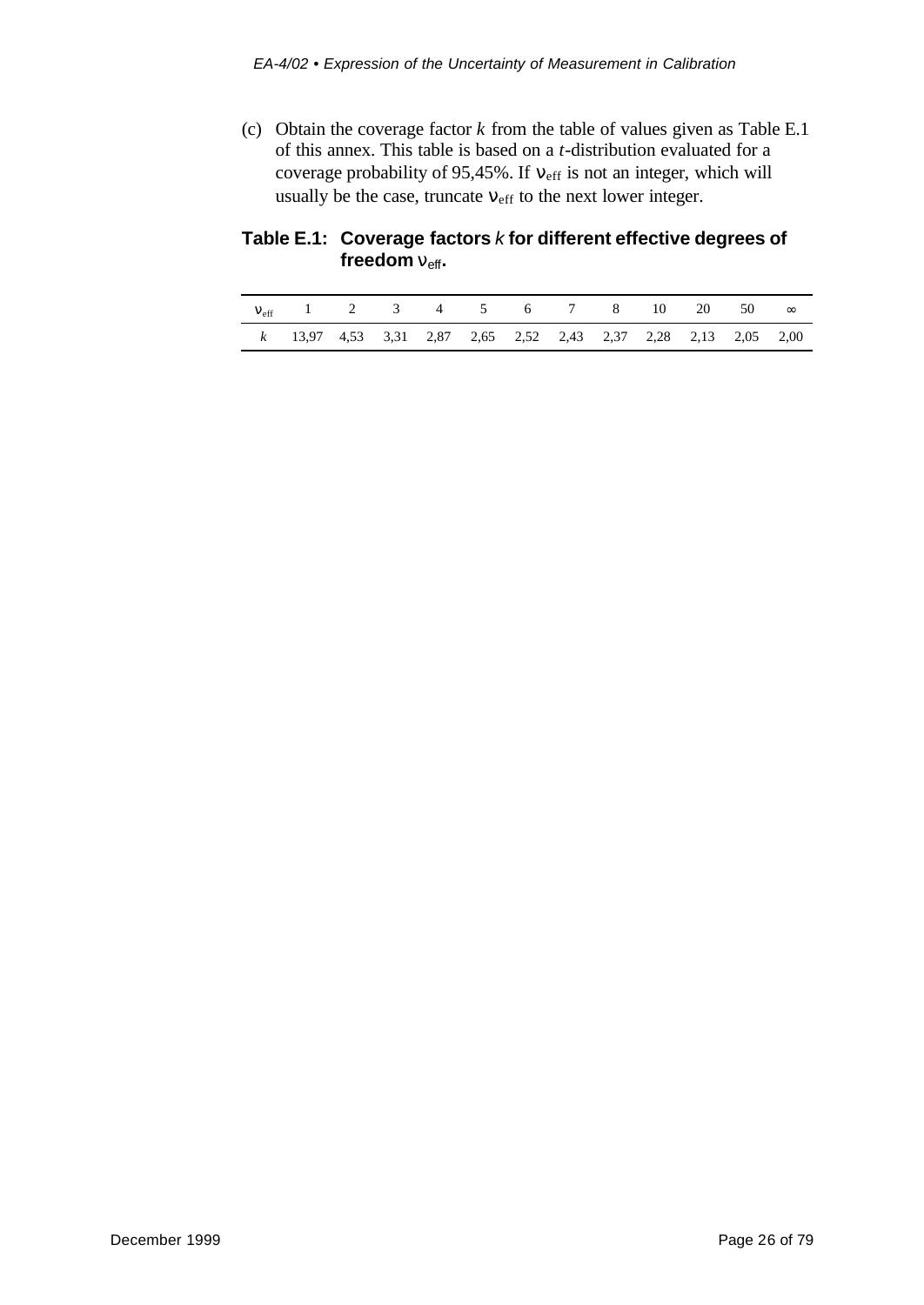(c) Obtain the coverage factor $k$ from the table of values given as Table E.1 of this annex. This table is based on a $t$-distribution evaluated for a coverage probability of 95,45%. If $\nu_{eff}$ is not an integer, which will usually be the case, truncate $\nu_{eff}$ to the next lower integer.

**Table E.1: Coverage factors $k$ for different effective degrees of freedom $\nu_{eff}$.**

| $\nu_{eff}$ | 1 | 2 | 3 | 4 | 5 | 6 | 7 | 8 | 10 | 20 | 50 | $\infty$ |
|---|---|---|---|---|---|---|---|---|---|---|---|---|
| $k$ | 13,97 | 4,53 | 3,31 | 2,87 | 2,65 | 2,52 | 2,43 | 2,37 | 2,28 | 2,13 | 2,05 | 2,00 |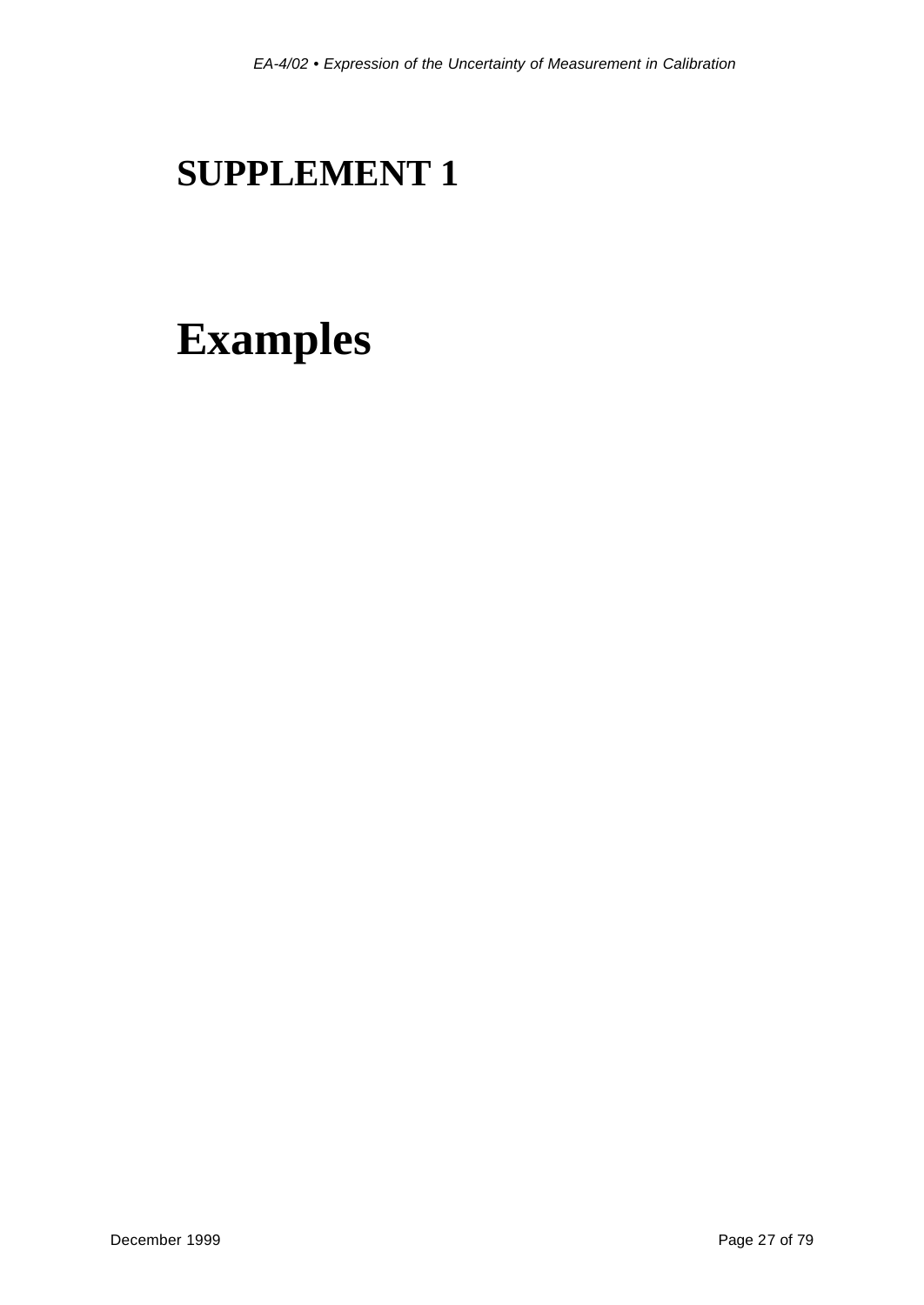# SUPPLEMENT 1

# Examples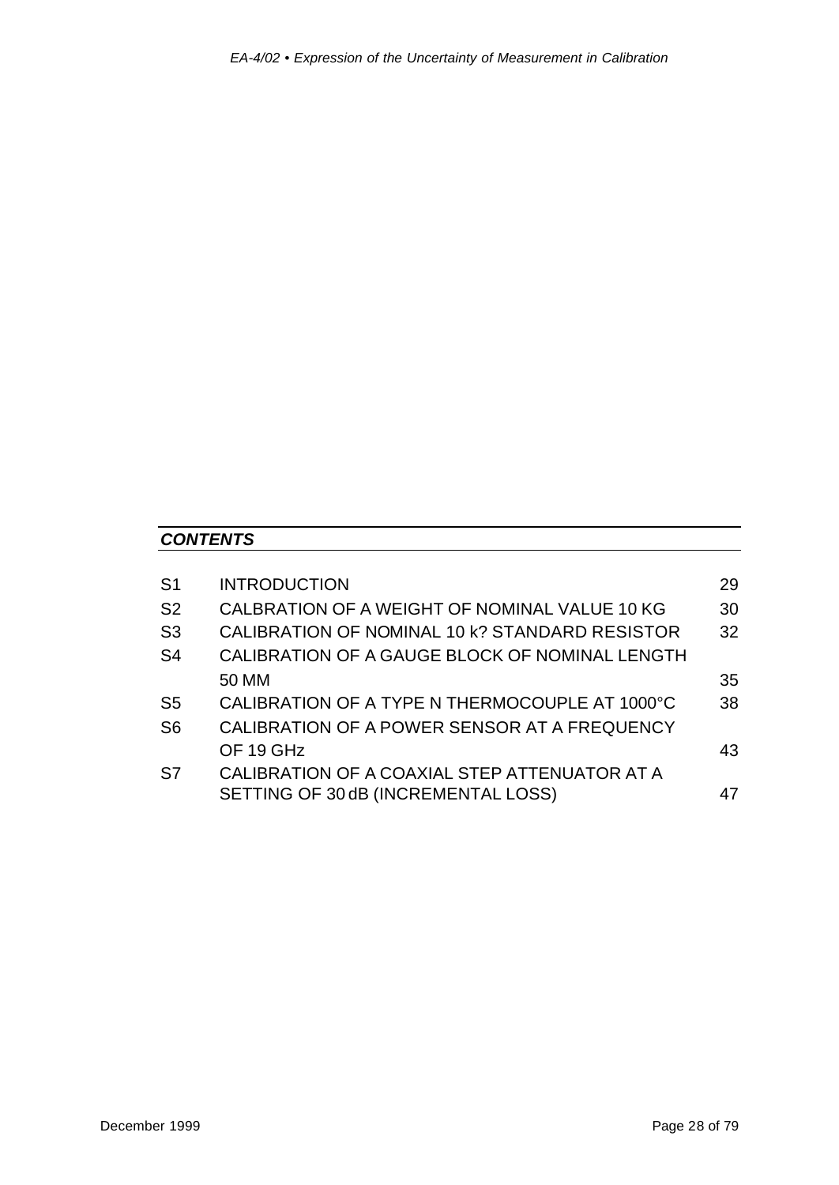***CONTENTS***

| | | |
|---|---|---|
| S1 | INTRODUCTION | 29 |
| S2 | CALBRATION OF A WEIGHT OF NOMINAL VALUE 10 KG | 30 |
| S3 | CALIBRATION OF NOMINAL 10 k? STANDARD RESISTOR | 32 |
| S4 | CALIBRATION OF A GAUGE BLOCK OF NOMINAL LENGTH 50 MM | 35 |
| S5 | CALIBRATION OF A TYPE N THERMOCOUPLE AT 1000°C | 38 |
| S6 | CALIBRATION OF A POWER SENSOR AT A FREQUENCY OF 19 GHz | 43 |
| S7 | CALIBRATION OF A COAXIAL STEP ATTENUATOR AT A SETTING OF 30 dB (INCREMENTAL LOSS) | 47 |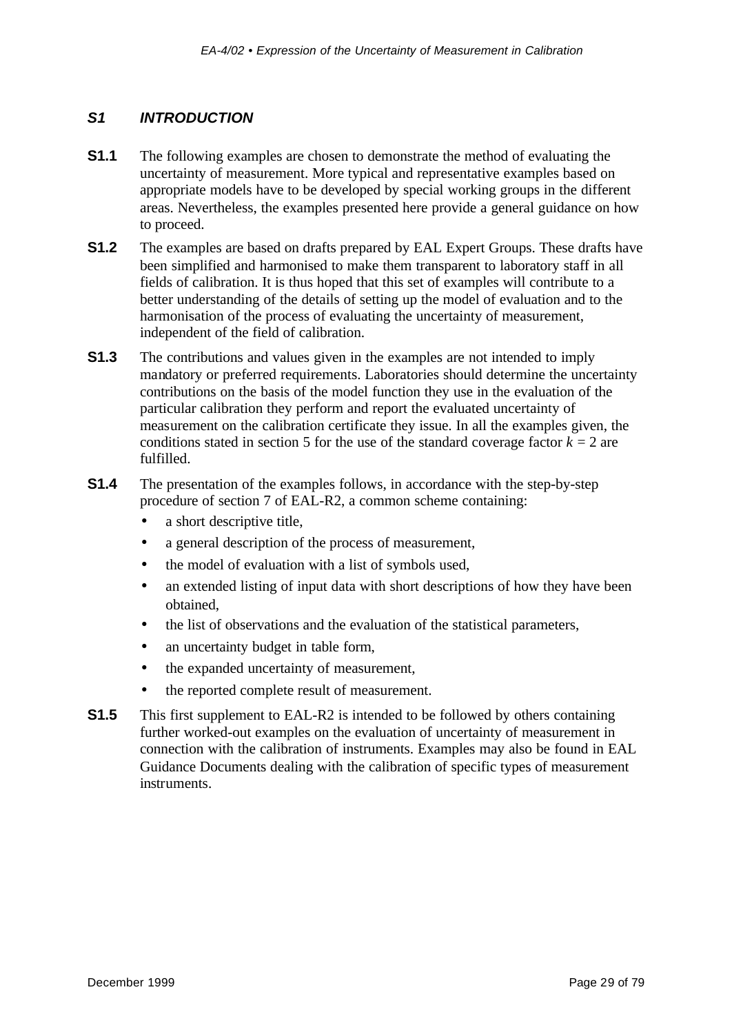## *S1 INTRODUCTION*

**S1.1** The following examples are chosen to demonstrate the method of evaluating the uncertainty of measurement. More typical and representative examples based on appropriate models have to be developed by special working groups in the different areas. Nevertheless, the examples presented here provide a general guidance on how to proceed.

**S1.2** The examples are based on drafts prepared by EAL Expert Groups. These drafts have been simplified and harmonised to make them transparent to laboratory staff in all fields of calibration. It is thus hoped that this set of examples will contribute to a better understanding of the details of setting up the model of evaluation and to the harmonisation of the process of evaluating the uncertainty of measurement, independent of the field of calibration.

**S1.3** The contributions and values given in the examples are not intended to imply mandatory or preferred requirements. Laboratories should determine the uncertainty contributions on the basis of the model function they use in the evaluation of the particular calibration they perform and report the evaluated uncertainty of measurement on the calibration certificate they issue. In all the examples given, the conditions stated in section 5 for the use of the standard coverage factor $k = 2$ are fulfilled.

**S1.4** The presentation of the examples follows, in accordance with the step-by-step procedure of section 7 of EAL-R2, a common scheme containing:

- a short descriptive title,
- a general description of the process of measurement,
- the model of evaluation with a list of symbols used,
- an extended listing of input data with short descriptions of how they have been obtained,
- the list of observations and the evaluation of the statistical parameters,
- an uncertainty budget in table form,
- the expanded uncertainty of measurement,
- the reported complete result of measurement.

**S1.5** This first supplement to EAL-R2 is intended to be followed by others containing further worked-out examples on the evaluation of uncertainty of measurement in connection with the calibration of instruments. Examples may also be found in EAL Guidance Documents dealing with the calibration of specific types of measurement instruments.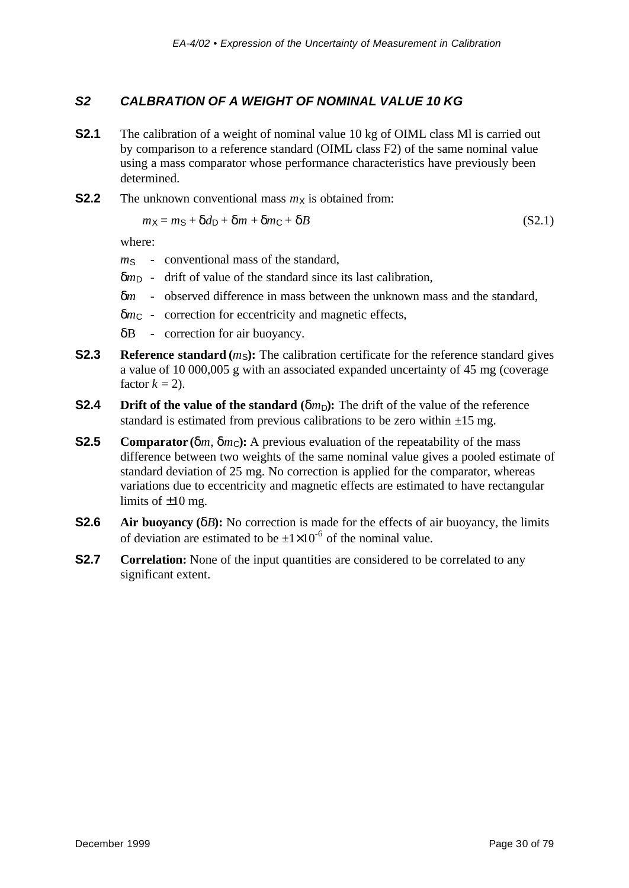## S2 CALBRATION OF A WEIGHT OF NOMINAL VALUE 10 KG

**S2.1** The calibration of a weight of nominal value 10 kg of OIML class Ml is carried out by comparison to a reference standard (OIML class F2) of the same nominal value using a mass comparator whose performance characteristics have previously been determined.

**S2.2** The unknown conventional mass $m_X$ is obtained from:

$$m_X = m_S + \delta d_D + \delta m + \delta m_C + \delta B \tag{S2.1}$$

where:

$m_S$ - conventional mass of the standard,

$\delta m_D$ - drift of value of the standard since its last calibration,

$\delta m$ - observed difference in mass between the unknown mass and the standard,

$\delta m_C$ - correction for eccentricity and magnetic effects,

$\delta B$ - correction for air buoyancy.

**S2.3** **Reference standard ($m_S$):** The calibration certificate for the reference standard gives a value of 10 000,005 g with an associated expanded uncertainty of 45 mg (coverage factor $k = 2$).

**S2.4** **Drift of the value of the standard ($\delta m_D$):** The drift of the value of the reference standard is estimated from previous calibrations to be zero within ±15 mg.

**S2.5** **Comparator ($\delta m$, $\delta m_C$):** A previous evaluation of the repeatability of the mass difference between two weights of the same nominal value gives a pooled estimate of standard deviation of 25 mg. No correction is applied for the comparator, whereas variations due to eccentricity and magnetic effects are estimated to have rectangular limits of ±10 mg.

**S2.6** **Air buoyancy ($\delta B$):** No correction is made for the effects of air buoyancy, the limits of deviation are estimated to be $\pm 1 \times 10^{-6}$ of the nominal value.

**S2.7** **Correlation:** None of the input quantities are considered to be correlated to any significant extent.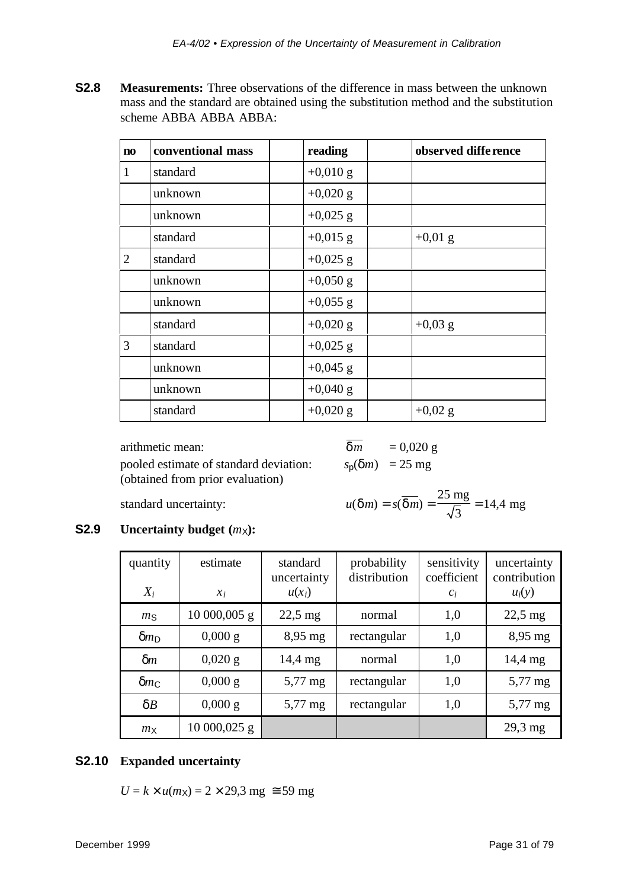**S2.8** **Measurements:** Three observations of the difference in mass between the unknown mass and the standard are obtained using the substitution method and the substitution scheme ABBA ABBA ABBA:

| no | conventional mass | | reading | | observed difference |
|---|---|---|---|---|---|
| 1 | standard | | +0,010 g | | |
| | unknown | | +0,020 g | | |
| | unknown | | +0,025 g | | |
| | standard | | +0,015 g | | +0,01 g |
| 2 | standard | | +0,025 g | | |
| | unknown | | +0,050 g | | |
| | unknown | | +0,055 g | | |
| | standard | | +0,020 g | | +0,03 g |
| 3 | standard | | +0,025 g | | |
| | unknown | | +0,045 g | | |
| | unknown | | +0,040 g | | |
| | standard | | +0,020 g | | +0,02 g |

arithmetic mean: $\overline{\delta m} = 0{,}020$ g

pooled estimate of standard deviation: $s_p(\delta m) = 25$ mg
(obtained from prior evaluation)

standard uncertainty: $u(\delta m) = s(\overline{\delta m}) = \dfrac{25\text{ mg}}{\sqrt{3}} = 14{,}4$ mg

**S2.9** **Uncertainty budget ($m_X$):**

| quantity $X_i$ | estimate $x_i$ | standard uncertainty $u(x_i)$ | probability distribution | sensitivity coefficient $c_i$ | uncertainty contribution $u_i(y)$ |
|---|---|---|---|---|---|
| $m_S$ | 10 000,005 g | 22,5 mg | normal | 1,0 | 22,5 mg |
| $\delta m_D$ | 0,000 g | 8,95 mg | rectangular | 1,0 | 8,95 mg |
| $\delta m$ | 0,020 g | 14,4 mg | normal | 1,0 | 14,4 mg |
| $\delta m_C$ | 0,000 g | 5,77 mg | rectangular | 1,0 | 5,77 mg |
| $\delta B$ | 0,000 g | 5,77 mg | rectangular | 1,0 | 5,77 mg |
| $m_X$ | 10 000,025 g | | | | 29,3 mg |

**S2.10** **Expanded uncertainty**

$U = k \times u(m_X) = 2 \times 29{,}3 \text{ mg} \cong 59 \text{ mg}$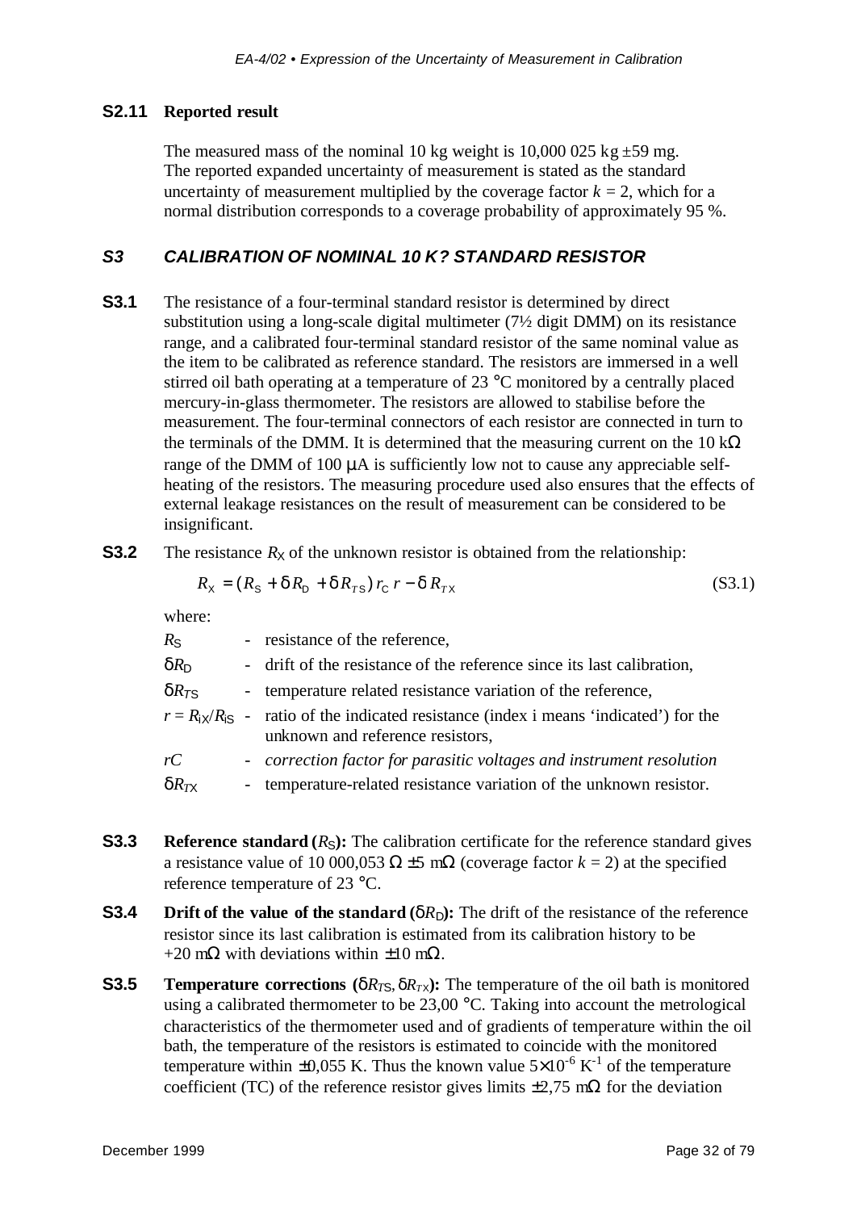**S2.11 Reported result**

The measured mass of the nominal 10 kg weight is 10,000 025 kg ±59 mg. The reported expanded uncertainty of measurement is stated as the standard uncertainty of measurement multiplied by the coverage factor $k = 2$, which for a normal distribution corresponds to a coverage probability of approximately 95 %.

## *S3 CALIBRATION OF NOMINAL 10 K? STANDARD RESISTOR*

**S3.1** The resistance of a four-terminal standard resistor is determined by direct substitution using a long-scale digital multimeter (7½ digit DMM) on its resistance range, and a calibrated four-terminal standard resistor of the same nominal value as the item to be calibrated as reference standard. The resistors are immersed in a well stirred oil bath operating at a temperature of 23 °C monitored by a centrally placed mercury-in-glass thermometer. The resistors are allowed to stabilise before the measurement. The four-terminal connectors of each resistor are connected in turn to the terminals of the DMM. It is determined that the measuring current on the 10 kΩ range of the DMM of 100 μA is sufficiently low not to cause any appreciable self-heating of the resistors. The measuring procedure used also ensures that the effects of external leakage resistances on the result of measurement can be considered to be insignificant.

**S3.2** The resistance $R_X$ of the unknown resistor is obtained from the relationship:

$$R_X = (R_S + \delta R_D + \delta R_{TS})\, r_C\, r - \delta R_{TX} \tag{S3.1}$$

where:

| | | |
|---|---|---|
| $R_S$ | - | resistance of the reference, |
| $\delta R_D$ | - | drift of the resistance of the reference since its last calibration, |
| $\delta R_{TS}$ | - | temperature related resistance variation of the reference, |
| $r = R_{iX}/R_{iS}$ | - | ratio of the indicated resistance (index i means 'indicated') for the unknown and reference resistors, |
| $rC$ | - | *correction factor for parasitic voltages and instrument resolution* |
| $\delta R_{TX}$ | - | temperature-related resistance variation of the unknown resistor. |

**S3.3** **Reference standard ($R_S$):** The calibration certificate for the reference standard gives a resistance value of 10 000,053 Ω ± 5 mΩ (coverage factor $k = 2$) at the specified reference temperature of 23 °C.

**S3.4** **Drift of the value of the standard ($\delta R_D$):** The drift of the resistance of the reference resistor since its last calibration is estimated from its calibration history to be +20 mΩ with deviations within ±10 mΩ.

**S3.5** **Temperature corrections ($\delta R_{TS}$, $\delta R_{TX}$):** The temperature of the oil bath is monitored using a calibrated thermometer to be 23,00 °C. Taking into account the metrological characteristics of the thermometer used and of gradients of temperature within the oil bath, the temperature of the resistors is estimated to coincide with the monitored temperature within ±0,055 K. Thus the known value $5\times10^{-6}$ $K^{-1}$ of the temperature coefficient (TC) of the reference resistor gives limits ±2,75 mΩ for the deviation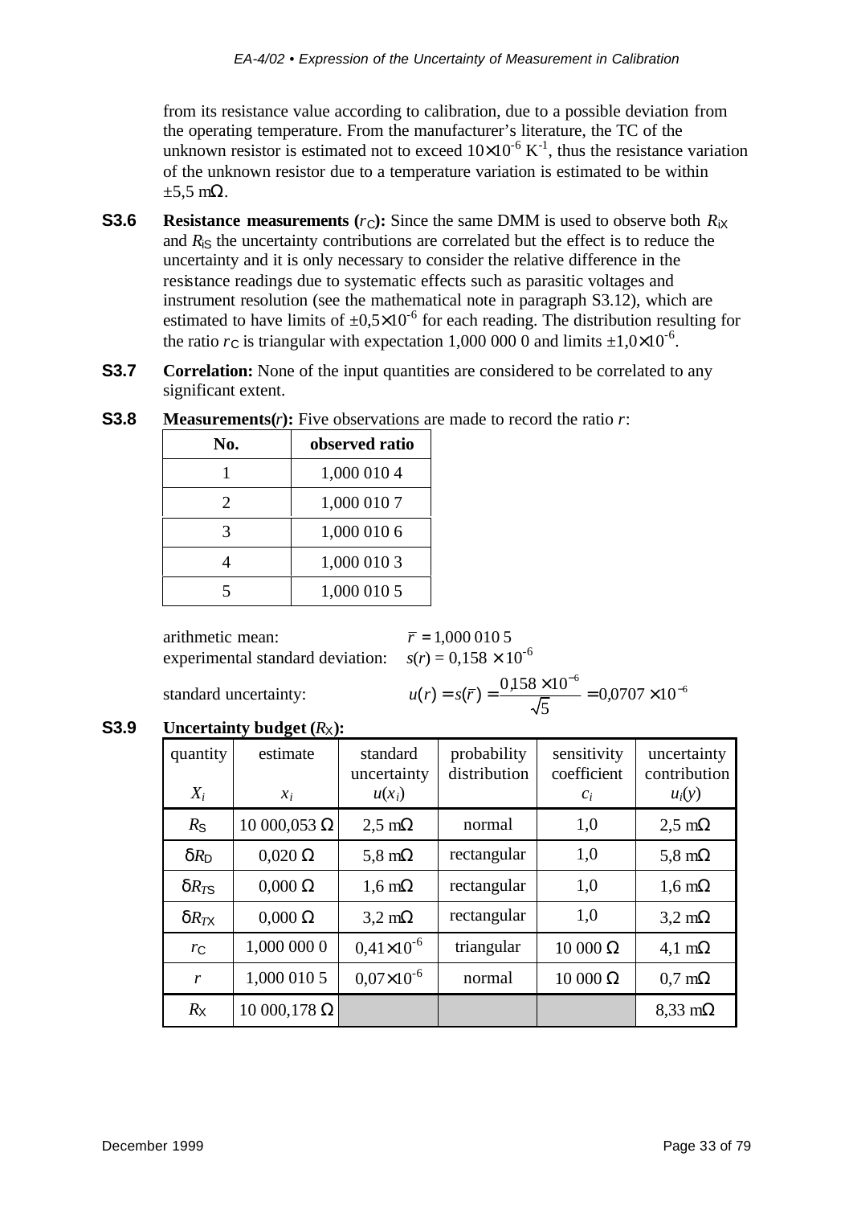from its resistance value according to calibration, due to a possible deviation from the operating temperature. From the manufacturer's literature, the TC of the unknown resistor is estimated not to exceed $10 \times 10^{-6}$ K$^{-1}$, thus the resistance variation of the unknown resistor due to a temperature variation is estimated to be within ±5,5 mΩ.

**S3.6** **Resistance measurements ($r_C$):** Since the same DMM is used to observe both $R_{iX}$ and $R_{iS}$ the uncertainty contributions are correlated but the effect is to reduce the uncertainty and it is only necessary to consider the relative difference in the resistance readings due to systematic effects such as parasitic voltages and instrument resolution (see the mathematical note in paragraph S3.12), which are estimated to have limits of $\pm 0,5 \times 10^{-6}$ for each reading. The distribution resulting for the ratio $r_C$ is triangular with expectation 1,000 000 0 and limits $\pm 1,0 \times 10^{-6}$.

**S3.7** **Correlation:** None of the input quantities are considered to be correlated to any significant extent.

**S3.8** **Measurements($r$):** Five observations are made to record the ratio $r$:

| No. | observed ratio |
|---|---|
| 1 | 1,000 010 4 |
| 2 | 1,000 010 7 |
| 3 | 1,000 010 6 |
| 4 | 1,000 010 3 |
| 5 | 1,000 010 5 |

arithmetic mean: $\bar{r} = 1{,}000\,010\,5$

experimental standard deviation: $s(r) = 0{,}158 \times 10^{-6}$

standard uncertainty: $$u(r) = s(\bar{r}) = \frac{0{,}158 \times 10^{-6}}{\sqrt{5}} = 0{,}0707 \times 10^{-6}$$

**S3.9** **Uncertainty budget ($R_X$):**

| quantity $X_i$ | estimate $x_i$ | standard uncertainty $u(x_i)$ | probability distribution | sensitivity coefficient $c_i$ | uncertainty contribution $u_i(y)$ |
|---|---|---|---|---|---|
| $R_S$ | 10 000,053 Ω | 2,5 mΩ | normal | 1,0 | 2,5 mΩ |
| $\delta R_D$ | 0,020 Ω | 5,8 mΩ | rectangular | 1,0 | 5,8 mΩ |
| $\delta R_{TS}$ | 0,000 Ω | 1,6 mΩ | rectangular | 1,0 | 1,6 mΩ |
| $\delta R_{TX}$ | 0,000 Ω | 3,2 mΩ | rectangular | 1,0 | 3,2 mΩ |
| $r_C$ | 1,000 000 0 | $0{,}41 \times 10^{-6}$ | triangular | 10 000 Ω | 4,1 mΩ |
| $r$ | 1,000 010 5 | $0{,}07 \times 10^{-6}$ | normal | 10 000 Ω | 0,7 mΩ |
| $R_X$ | 10 000,178 Ω | | | | 8,33 mΩ |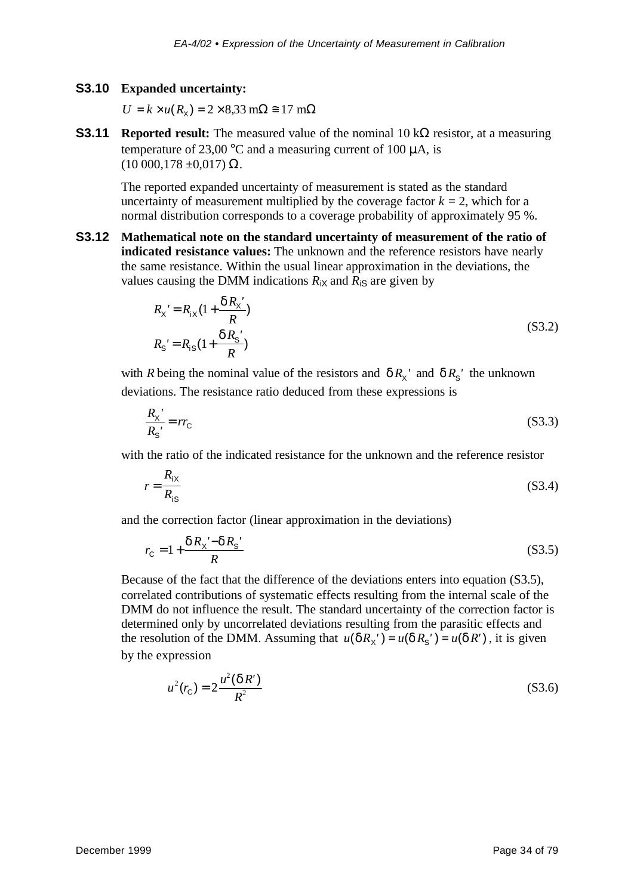**S3.10 Expanded uncertainty:**

$U = k \times u(R_X) = 2 \times 8{,}33\ \text{m}\Omega \cong 17\ \text{m}\Omega$

**S3.11 Reported result:** The measured value of the nominal 10 kΩ resistor, at a measuring temperature of 23,00 °C and a measuring current of 100 μA, is (10 000,178 ±0,017) Ω.

The reported expanded uncertainty of measurement is stated as the standard uncertainty of measurement multiplied by the coverage factor $k = 2$, which for a normal distribution corresponds to a coverage probability of approximately 95 %.

**S3.12 Mathematical note on the standard uncertainty of measurement of the ratio of indicated resistance values:** The unknown and the reference resistors have nearly the same resistance. Within the usual linear approximation in the deviations, the values causing the DMM indications $R_{iX}$ and $R_{iS}$ are given by

$$R_X' = R_{iX}\left(1 + \frac{\delta R_X'}{R}\right)$$
$$R_S' = R_{iS}\left(1 + \frac{\delta R_S'}{R}\right) \tag{S3.2}$$

with $R$ being the nominal value of the resistors and $\delta R_X'$ and $\delta R_S'$ the unknown deviations. The resistance ratio deduced from these expressions is

$$\frac{R_X'}{R_S'} = r r_C \tag{S3.3}$$

with the ratio of the indicated resistance for the unknown and the reference resistor

$$r = \frac{R_{iX}}{R_{iS}} \tag{S3.4}$$

and the correction factor (linear approximation in the deviations)

$$r_C = 1 + \frac{\delta R_X' - \delta R_S'}{R} \tag{S3.5}$$

Because of the fact that the difference of the deviations enters into equation (S3.5), correlated contributions of systematic effects resulting from the internal scale of the DMM do not influence the result. The standard uncertainty of the correction factor is determined only by uncorrelated deviations resulting from the parasitic effects and the resolution of the DMM. Assuming that $u(\delta R_X') = u(\delta R_S') = u(\delta R')$, it is given by the expression

$$u^2(r_C) = 2\frac{u^2(\delta R')}{R^2} \tag{S3.6}$$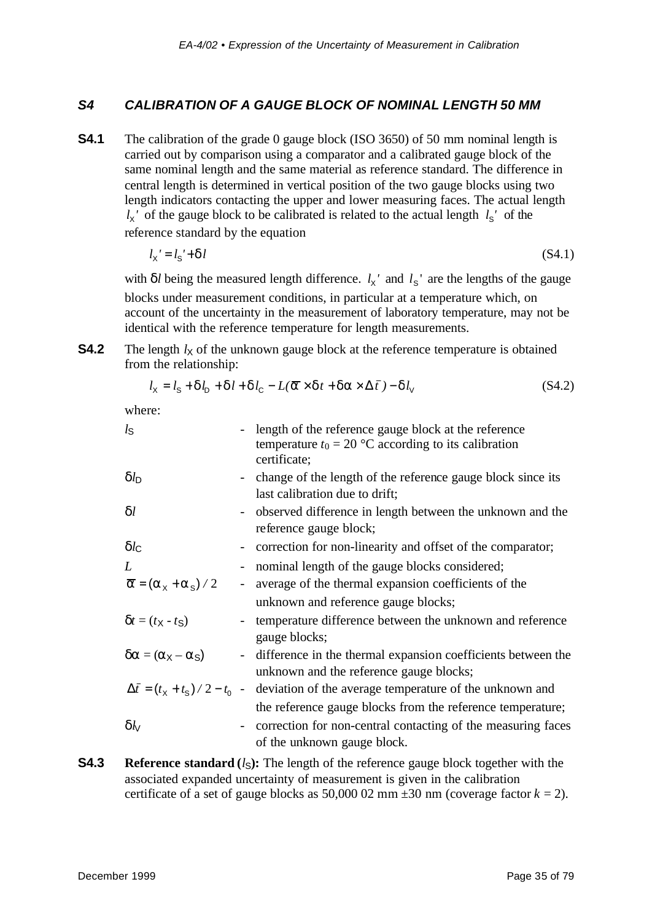## *S4 CALIBRATION OF A GAUGE BLOCK OF NOMINAL LENGTH 50 MM*

**S4.1** The calibration of the grade 0 gauge block (ISO 3650) of 50 mm nominal length is carried out by comparison using a comparator and a calibrated gauge block of the same nominal length and the same material as reference standard. The difference in central length is determined in vertical position of the two gauge blocks using two length indicators contacting the upper and lower measuring faces. The actual length $l_X'$ of the gauge block to be calibrated is related to the actual length $l_S'$ of the reference standard by the equation

$$l_X' = l_S' + \delta l \tag{S4.1}$$

with $\delta l$ being the measured length difference. $l_X'$ and $l_S'$ are the lengths of the gauge blocks under measurement conditions, in particular at a temperature which, on account of the uncertainty in the measurement of laboratory temperature, may not be identical with the reference temperature for length measurements.

**S4.2** The length $l_X$ of the unknown gauge block at the reference temperature is obtained from the relationship:

$$l_X = l_S + \delta l_D + \delta l + \delta l_C - L(\bar{\alpha} \times \delta t + \delta\alpha \times \Delta\bar{t}) - \delta l_V \tag{S4.2}$$

where:

| | | |
|---|---|---|
| $l_S$ | - | length of the reference gauge block at the reference temperature $t_0$ = 20 °C according to its calibration certificate; |
| $\delta l_D$ | - | change of the length of the reference gauge block since its last calibration due to drift; |
| $\delta l$ | - | observed difference in length between the unknown and the reference gauge block; |
| $\delta l_C$ | - | correction for non-linearity and offset of the comparator; |
| $L$ | - | nominal length of the gauge blocks considered; |
| $\bar{\alpha} = (\alpha_X + \alpha_S)/2$ | - | average of the thermal expansion coefficients of the unknown and reference gauge blocks; |
| $\delta t = (t_X - t_S)$ | - | temperature difference between the unknown and reference gauge blocks; |
| $\delta\alpha = (\alpha_X - \alpha_S)$ | - | difference in the thermal expansion coefficients between the unknown and the reference gauge blocks; |
| $\Delta\bar{t} = (t_X + t_S)/2 - t_0$ | - | deviation of the average temperature of the unknown and the reference gauge blocks from the reference temperature; |
| $\delta l_V$ | - | correction for non-central contacting of the measuring faces of the unknown gauge block. |

**S4.3** **Reference standard ($l_S$):** The length of the reference gauge block together with the associated expanded uncertainty of measurement is given in the calibration certificate of a set of gauge blocks as 50,000 02 mm ±30 nm (coverage factor $k$ = 2).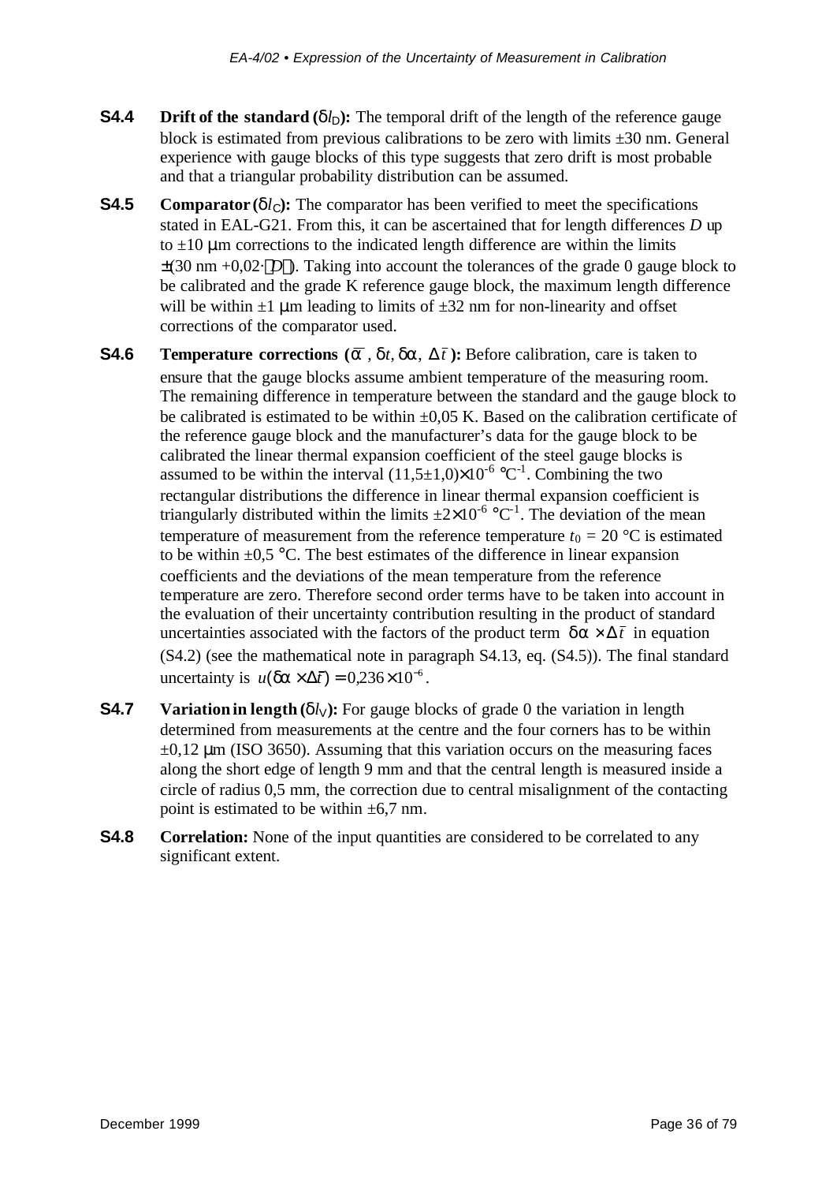**S4.4** **Drift of the standard ($\delta l_D$):** The temporal drift of the length of the reference gauge block is estimated from previous calibrations to be zero with limits ±30 nm. General experience with gauge blocks of this type suggests that zero drift is most probable and that a triangular probability distribution can be assumed.

**S4.5** **Comparator ($\delta l_C$):** The comparator has been verified to meet the specifications stated in EAL-G21. From this, it can be ascertained that for length differences $D$ up to ±10 µm corrections to the indicated length difference are within the limits $\pm(30 \text{ nm} + 0{,}02 \cdot |D|)$. Taking into account the tolerances of the grade 0 gauge block to be calibrated and the grade K reference gauge block, the maximum length difference will be within ±1 µm leading to limits of ±32 nm for non-linearity and offset corrections of the comparator used.

**S4.6** **Temperature corrections ($\bar{\alpha}$, $\delta t$, $\delta\alpha$, $\Delta\bar{t}$):** Before calibration, care is taken to ensure that the gauge blocks assume ambient temperature of the measuring room. The remaining difference in temperature between the standard and the gauge block to be calibrated is estimated to be within ±0,05 K. Based on the calibration certificate of the reference gauge block and the manufacturer's data for the gauge block to be calibrated the linear thermal expansion coefficient of the steel gauge blocks is assumed to be within the interval $(11{,}5 \pm 1{,}0) \times 10^{-6}$ °C$^{-1}$. Combining the two rectangular distributions the difference in linear thermal expansion coefficient is triangularly distributed within the limits $\pm 2 \times 10^{-6}$ °C$^{-1}$. The deviation of the mean temperature of measurement from the reference temperature $t_0$ = 20 °C is estimated to be within ±0,5 °C. The best estimates of the difference in linear expansion coefficients and the deviations of the mean temperature from the reference temperature are zero. Therefore second order terms have to be taken into account in the evaluation of their uncertainty contribution resulting in the product of standard uncertainties associated with the factors of the product term $\delta\alpha \times \Delta\bar{t}$ in equation (S4.2) (see the mathematical note in paragraph S4.13, eq. (S4.5)). The final standard uncertainty is $u(\delta\alpha \times \Delta\bar{t}) = 0{,}236 \times 10^{-6}$.

**S4.7** **Variation in length ($\delta l_V$):** For gauge blocks of grade 0 the variation in length determined from measurements at the centre and the four corners has to be within ±0,12 µm (ISO 3650). Assuming that this variation occurs on the measuring faces along the short edge of length 9 mm and that the central length is measured inside a circle of radius 0,5 mm, the correction due to central misalignment of the contacting point is estimated to be within ±6,7 nm.

**S4.8** **Correlation:** None of the input quantities are considered to be correlated to any significant extent.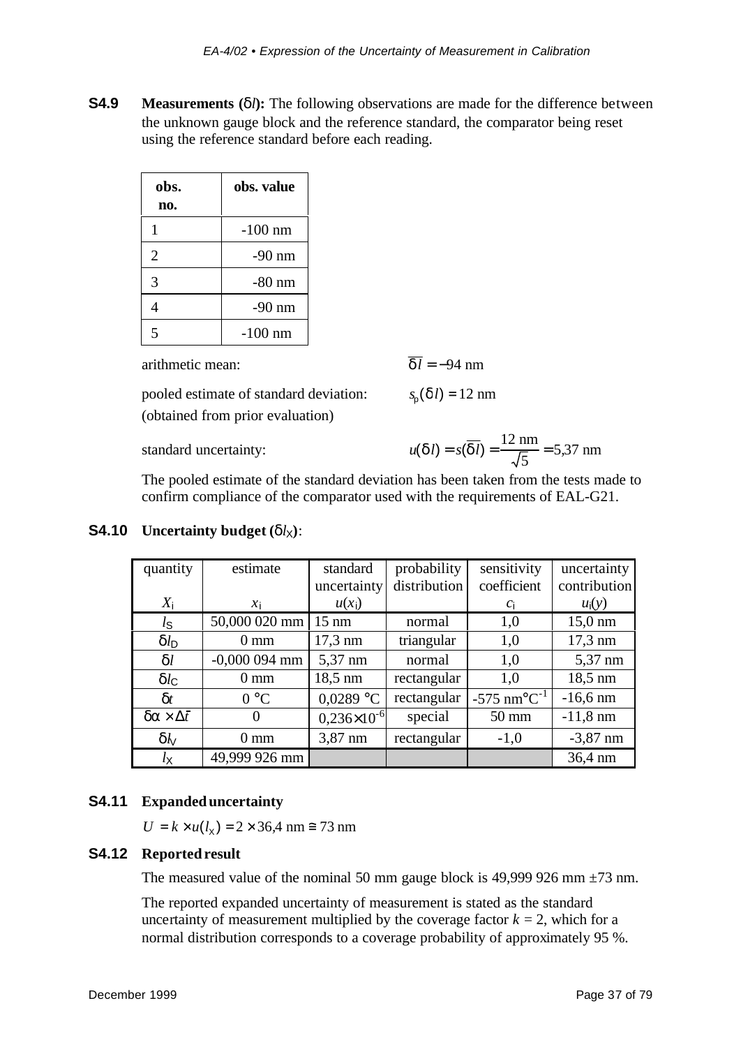**S4.9** **Measurements ($\delta l$):** The following observations are made for the difference between the unknown gauge block and the reference standard, the comparator being reset using the reference standard before each reading.

| obs. no. | obs. value |
|---|---|
| 1 | -100 nm |
| 2 | -90 nm |
| 3 | -80 nm |
| 4 | -90 nm |
| 5 | -100 nm |

arithmetic mean: $\overline{\delta l} = -94$ nm

pooled estimate of standard deviation: $s_p(\delta l) = 12$ nm
(obtained from prior evaluation)

standard uncertainty: $u(\delta l) = s(\overline{\delta l}) = \dfrac{12 \text{ nm}}{\sqrt{5}} = 5{,}37$ nm

The pooled estimate of the standard deviation has been taken from the tests made to confirm compliance of the comparator used with the requirements of EAL-G21.

**S4.10** **Uncertainty budget ($\delta l_X$)**:

| quantity $X_i$ | estimate $x_i$ | standard uncertainty $u(x_i)$ | probability distribution | sensitivity coefficient $c_i$ | uncertainty contribution $u_i(y)$ |
|---|---|---|---|---|---|
| $l_S$ | 50,000 020 mm | 15 nm | normal | 1,0 | 15,0 nm |
| $\delta l_D$ | 0 mm | 17,3 nm | triangular | 1,0 | 17,3 nm |
| $\delta l$ | -0,000 094 mm | 5,37 nm | normal | 1,0 | 5,37 nm |
| $\delta l_C$ | 0 mm | 18,5 nm | rectangular | 1,0 | 18,5 nm |
| $\delta t$ | 0 °C | 0,0289 °C | rectangular | -575 nm°C$^{-1}$ | -16,6 nm |
| $\delta\alpha \times \Delta\bar{t}$ | 0 | $0{,}236 \times 10^{-6}$ | special | 50 mm | -11,8 nm |
| $\delta l_V$ | 0 mm | 3,87 nm | rectangular | -1,0 | -3,87 nm |
| $l_X$ | 49,999 926 mm | | | | 36,4 nm |

**S4.11** **Expanded uncertainty**

$U = k \times u(l_X) = 2 \times 36{,}4 \text{ nm} \cong 73 \text{ nm}$

**S4.12** **Reported result**

The measured value of the nominal 50 mm gauge block is 49,999 926 mm ±73 nm.

The reported expanded uncertainty of measurement is stated as the standard uncertainty of measurement multiplied by the coverage factor $k = 2$, which for a normal distribution corresponds to a coverage probability of approximately 95 %.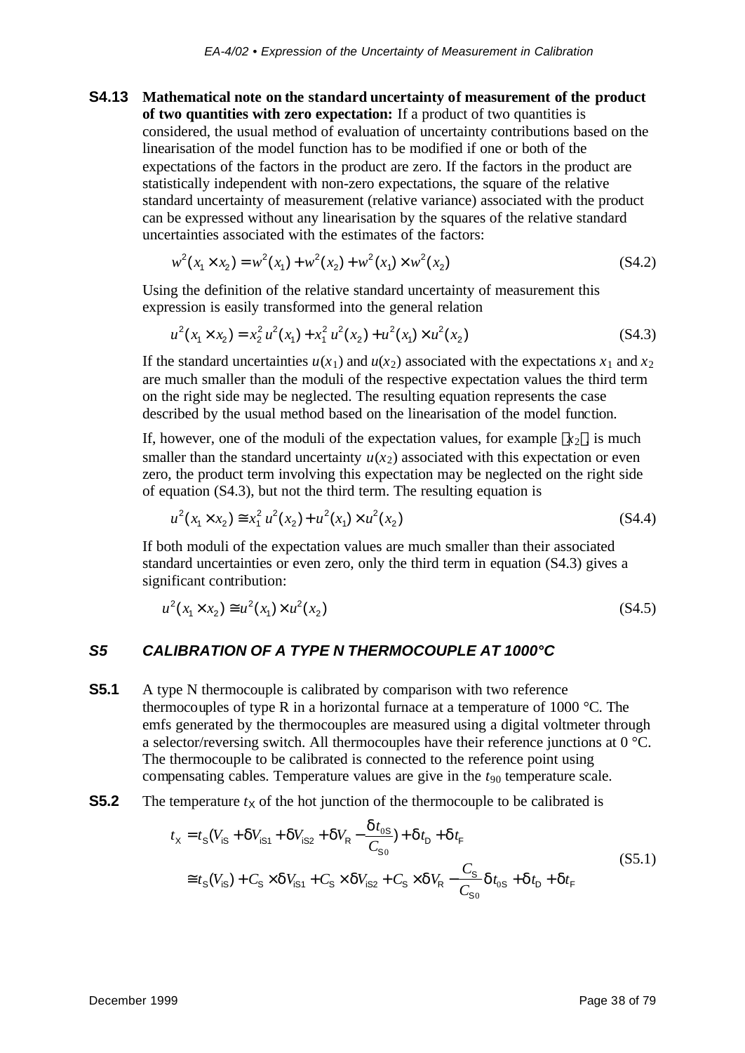**S4.13 Mathematical note on the standard uncertainty of measurement of the product of two quantities with zero expectation:** If a product of two quantities is considered, the usual method of evaluation of uncertainty contributions based on the linearisation of the model function has to be modified if one or both of the expectations of the factors in the product are zero. If the factors in the product are statistically independent with non-zero expectations, the square of the relative standard uncertainty of measurement (relative variance) associated with the product can be expressed without any linearisation by the squares of the relative standard uncertainties associated with the estimates of the factors:

$$w^2(x_1 \times x_2) = w^2(x_1) + w^2(x_2) + w^2(x_1) \times w^2(x_2) \tag{S4.2}$$

Using the definition of the relative standard uncertainty of measurement this expression is easily transformed into the general relation

$$u^2(x_1 \times x_2) = x_2^2\, u^2(x_1) + x_1^2\, u^2(x_2) + u^2(x_1) \times u^2(x_2) \tag{S4.3}$$

If the standard uncertainties $u(x_1)$ and $u(x_2)$ associated with the expectations $x_1$ and $x_2$ are much smaller than the moduli of the respective expectation values the third term on the right side may be neglected. The resulting equation represents the case described by the usual method based on the linearisation of the model function.

If, however, one of the moduli of the expectation values, for example $|x_2|$, is much smaller than the standard uncertainty $u(x_2)$ associated with this expectation or even zero, the product term involving this expectation may be neglected on the right side of equation (S4.3), but not the third term. The resulting equation is

$$u^2(x_1 \times x_2) \cong x_1^2\, u^2(x_2) + u^2(x_1) \times u^2(x_2) \tag{S4.4}$$

If both moduli of the expectation values are much smaller than their associated standard uncertainties or even zero, only the third term in equation (S4.3) gives a significant contribution:

$$u^2(x_1 \times x_2) \cong u^2(x_1) \times u^2(x_2) \tag{S4.5}$$

## *S5 CALIBRATION OF A TYPE N THERMOCOUPLE AT 1000°C*

**S5.1** A type N thermocouple is calibrated by comparison with two reference thermocouples of type R in a horizontal furnace at a temperature of 1000 °C. The emfs generated by the thermocouples are measured using a digital voltmeter through a selector/reversing switch. All thermocouples have their reference junctions at 0 °C. The thermocouple to be calibrated is connected to the reference point using compensating cables. Temperature values are give in the $t_{90}$ temperature scale.

**S5.2** The temperature $t_X$ of the hot junction of the thermocouple to be calibrated is

$$\begin{aligned} t_X &= t_S(V_{iS} + \delta V_{iS1} + \delta V_{iS2} + \delta V_R - \frac{\delta t_{0S}}{C_{S0}}) + \delta t_D + \delta t_F \\ &\cong t_S(V_{iS}) + C_S \times \delta V_{iS1} + C_S \times \delta V_{iS2} + C_S \times \delta V_R - \frac{C_S}{C_{S0}}\delta t_{0S} + \delta t_D + \delta t_F \end{aligned} \tag{S5.1}$$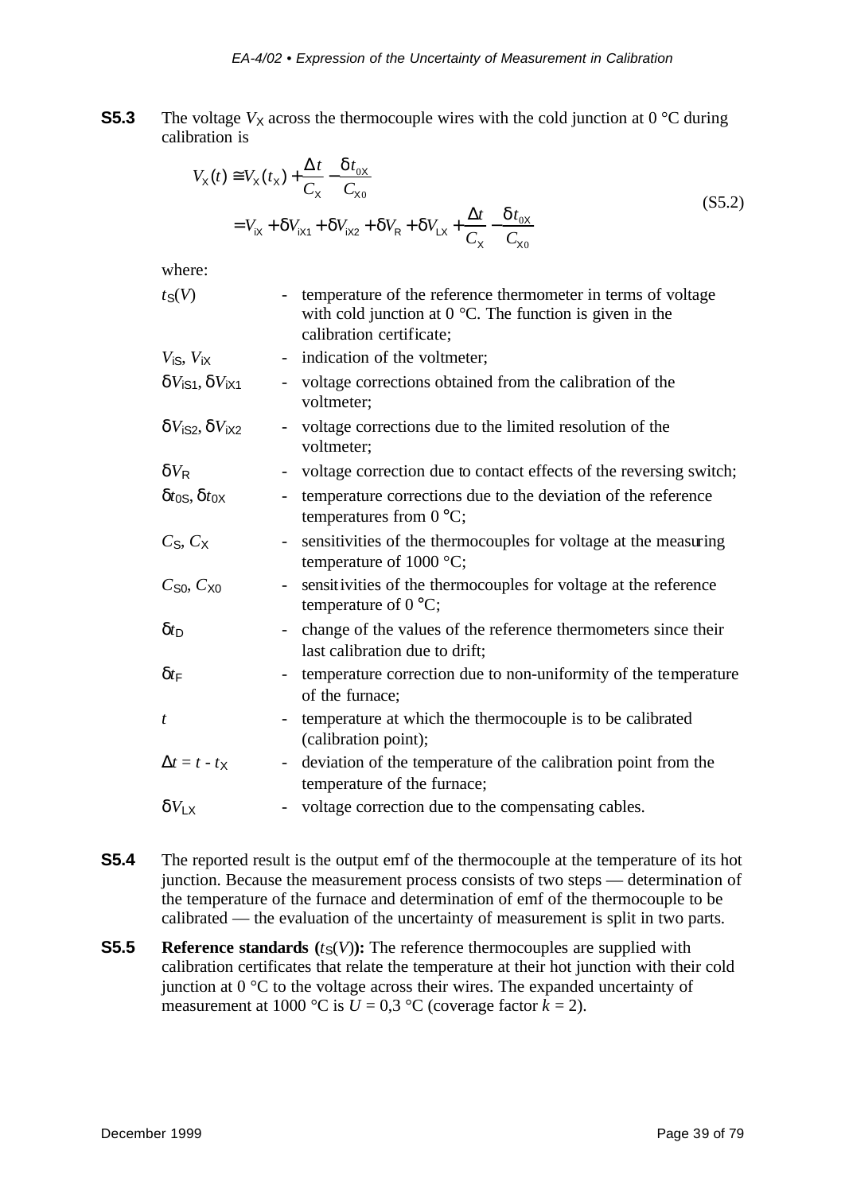**S5.3** The voltage $V_X$ across the thermocouple wires with the cold junction at 0 °C during calibration is

$$V_X(t) \cong V_X(t_X) + \frac{\Delta t}{C_X} - \frac{\delta t_{0X}}{C_{X0}}$$
$$= V_{iX} + \delta V_{iX1} + \delta V_{iX2} + \delta V_R + \delta V_{LX} + \frac{\Delta t}{C_X} - \frac{\delta t_{0X}}{C_{X0}} \tag{S5.2}$$

where:

| | | |
|---|---|---|
| $t_S(V)$ | - | temperature of the reference thermometer in terms of voltage with cold junction at 0 °C. The function is given in the calibration certificate; |
| $V_{iS}$, $V_{iX}$ | - | indication of the voltmeter; |
| $\delta V_{iS1}$, $\delta V_{iX1}$ | - | voltage corrections obtained from the calibration of the voltmeter; |
| $\delta V_{iS2}$, $\delta V_{iX2}$ | - | voltage corrections due to the limited resolution of the voltmeter; |
| $\delta V_R$ | - | voltage correction due to contact effects of the reversing switch; |
| $\delta t_{0S}$, $\delta t_{0X}$ | - | temperature corrections due to the deviation of the reference temperatures from 0 °C; |
| $C_S$, $C_X$ | - | sensitivities of the thermocouples for voltage at the measuring temperature of 1000 °C; |
| $C_{S0}$, $C_{X0}$ | - | sensitivities of the thermocouples for voltage at the reference temperature of 0 °C; |
| $\delta t_D$ | - | change of the values of the reference thermometers since their last calibration due to drift; |
| $\delta t_F$ | - | temperature correction due to non-uniformity of the temperature of the furnace; |
| $t$ | - | temperature at which the thermocouple is to be calibrated (calibration point); |
| $\Delta t = t - t_X$ | - | deviation of the temperature of the calibration point from the temperature of the furnace; |
| $\delta V_{LX}$ | - | voltage correction due to the compensating cables. |

**S5.4** The reported result is the output emf of the thermocouple at the temperature of its hot junction. Because the measurement process consists of two steps — determination of the temperature of the furnace and determination of emf of the thermocouple to be calibrated — the evaluation of the uncertainty of measurement is split in two parts.

**S5.5** **Reference standards ($t_S(V)$):** The reference thermocouples are supplied with calibration certificates that relate the temperature at their hot junction with their cold junction at 0 °C to the voltage across their wires. The expanded uncertainty of measurement at 1000 °C is $U$ = 0,3 °C (coverage factor $k$ = 2).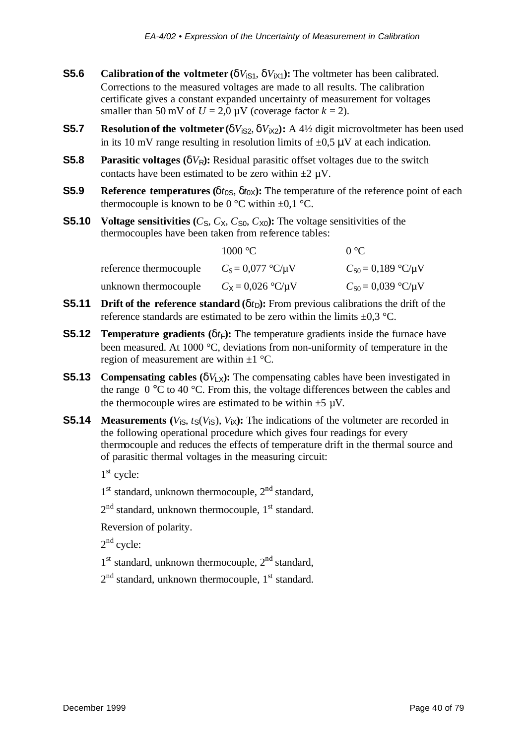**S5.6** **Calibration of the voltmeter ($\delta V_{iS1}$, $\delta V_{iX1}$):** The voltmeter has been calibrated. Corrections to the measured voltages are made to all results. The calibration certificate gives a constant expanded uncertainty of measurement for voltages smaller than 50 mV of $U$ = 2,0 µV (coverage factor $k$ = 2).

**S5.7** **Resolution of the voltmeter ($\delta V_{iS2}$, $\delta V_{iX2}$):** A 4½ digit microvoltmeter has been used in its 10 mV range resulting in resolution limits of ±0,5 µV at each indication.

**S5.8** **Parasitic voltages ($\delta V_R$):** Residual parasitic offset voltages due to the switch contacts have been estimated to be zero within ±2 µV.

**S5.9** **Reference temperatures ($\delta t_{0S}$, $\delta t_{0X}$):** The temperature of the reference point of each thermocouple is known to be 0 °C within ±0,1 °C.

**S5.10** **Voltage sensitivities ($C_S$, $C_X$, $C_{S0}$, $C_{X0}$):** The voltage sensitivities of the thermocouples have been taken from reference tables:

| | 1000 °C | 0 °C |
|---|---|---|
| reference thermocouple | $C_S$ = 0,077 °C/µV | $C_{S0}$ = 0,189 °C/µV |
| unknown thermocouple | $C_X$ = 0,026 °C/µV | $C_{S0}$ = 0,039 °C/µV |

**S5.11** **Drift of the reference standard ($\delta t_D$):** From previous calibrations the drift of the reference standards are estimated to be zero within the limits ±0,3 °C.

**S5.12** **Temperature gradients ($\delta t_F$):** The temperature gradients inside the furnace have been measured. At 1000 °C, deviations from non-uniformity of temperature in the region of measurement are within ±1 °C.

**S5.13** **Compensating cables ($\delta V_{LX}$):** The compensating cables have been investigated in the range 0 °C to 40 °C. From this, the voltage differences between the cables and the thermocouple wires are estimated to be within ±5 µV.

**S5.14** **Measurements ($V_{iS}$, $t_S(V_{iS})$, $V_{iX}$):** The indications of the voltmeter are recorded in the following operational procedure which gives four readings for every thermocouple and reduces the effects of temperature drift in the thermal source and of parasitic thermal voltages in the measuring circuit:

1st cycle:

1st standard, unknown thermocouple, 2nd standard,

2nd standard, unknown thermocouple, 1st standard.

Reversion of polarity.

2nd cycle:

1st standard, unknown thermocouple, 2nd standard,

2nd standard, unknown thermocouple, 1st standard.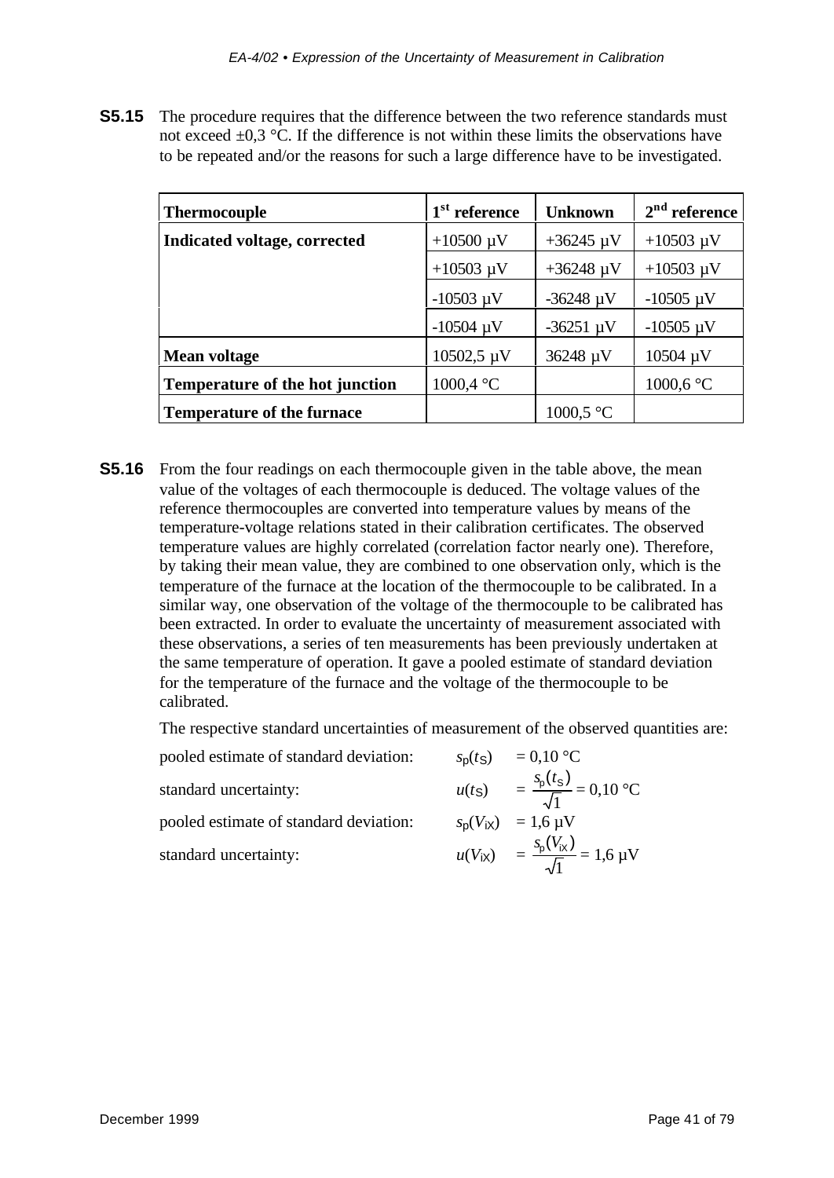**S5.15** The procedure requires that the difference between the two reference standards must not exceed ±0,3 °C. If the difference is not within these limits the observations have to be repeated and/or the reasons for such a large difference have to be investigated.

| **Thermocouple** | **1st reference** | **Unknown** | **2nd reference** |
|---|---|---|---|
| **Indicated voltage, corrected** | +10500 µV | +36245 µV | +10503 µV |
| | +10503 µV | +36248 µV | +10503 µV |
| | -10503 µV | -36248 µV | -10505 µV |
| | -10504 µV | -36251 µV | -10505 µV |
| **Mean voltage** | 10502,5 µV | 36248 µV | 10504 µV |
| **Temperature of the hot junction** | 1000,4 °C | | 1000,6 °C |
| **Temperature of the furnace** | | 1000,5 °C | |

**S5.16** From the four readings on each thermocouple given in the table above, the mean value of the voltages of each thermocouple is deduced. The voltage values of the reference thermocouples are converted into temperature values by means of the temperature-voltage relations stated in their calibration certificates. The observed temperature values are highly correlated (correlation factor nearly one). Therefore, by taking their mean value, they are combined to one observation only, which is the temperature of the furnace at the location of the thermocouple to be calibrated. In a similar way, one observation of the voltage of the thermocouple to be calibrated has been extracted. In order to evaluate the uncertainty of measurement associated with these observations, a series of ten measurements has been previously undertaken at the same temperature of operation. It gave a pooled estimate of standard deviation for the temperature of the furnace and the voltage of the thermocouple to be calibrated.

The respective standard uncertainties of measurement of the observed quantities are:

pooled estimate of standard deviation: $s_p(t_S) = 0{,}10\ °C$

standard uncertainty: $u(t_S) = \dfrac{s_p(t_S)}{\sqrt{1}} = 0{,}10\ °C$

pooled estimate of standard deviation: $s_p(V_{iX}) = 1{,}6\ \mu V$

standard uncertainty: $u(V_{iX}) = \dfrac{s_p(V_{iX})}{\sqrt{1}} = 1{,}6\ \mu V$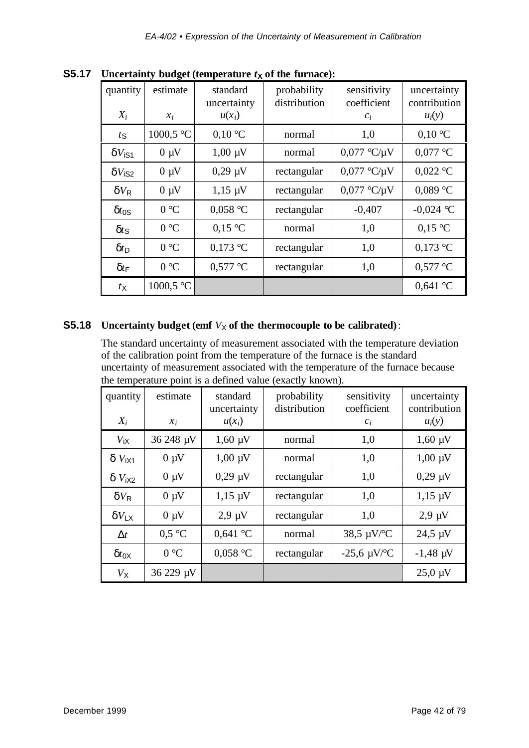**S5.17 Uncertainty budget (temperature $t_X$ of the furnace):**

| quantity $X_i$ | estimate $x_i$ | standard uncertainty $u(x_i)$ | probability distribution | sensitivity coefficient $c_i$ | uncertainty contribution $u_i(y)$ |
|---|---|---|---|---|---|
| $t_S$ | 1000,5 °C | 0,10 °C | normal | 1,0 | 0,10 °C |
| $\delta V_{iS1}$ | 0 µV | 1,00 µV | normal | 0,077 °C/µV | 0,077 °C |
| $\delta V_{iS2}$ | 0 µV | 0,29 µV | rectangular | 0,077 °C/µV | 0,022 °C |
| $\delta V_R$ | 0 µV | 1,15 µV | rectangular | 0,077 °C/µV | 0,089 °C |
| $\delta t_{0S}$ | 0 °C | 0,058 °C | rectangular | -0,407 | -0,024 °C |
| $\delta t_S$ | 0 °C | 0,15 °C | normal | 1,0 | 0,15 °C |
| $\delta t_D$ | 0 °C | 0,173 °C | rectangular | 1,0 | 0,173 °C |
| $\delta t_F$ | 0 °C | 0,577 °C | rectangular | 1,0 | 0,577 °C |
| $t_X$ | 1000,5 °C | | | | 0,641 °C |

**S5.18 Uncertainty budget (emf $V_X$ of the thermocouple to be calibrated)**:

The standard uncertainty of measurement associated with the temperature deviation of the calibration point from the temperature of the furnace is the standard uncertainty of measurement associated with the temperature of the furnace because the temperature point is a defined value (exactly known).

| quantity $X_i$ | estimate $x_i$ | standard uncertainty $u(x_i)$ | probability distribution | sensitivity coefficient $c_i$ | uncertainty contribution $u_i(y)$ |
|---|---|---|---|---|---|
| $V_{iX}$ | 36 248 µV | 1,60 µV | normal | 1,0 | 1,60 µV |
| $\delta V_{iX1}$ | 0 µV | 1,00 µV | normal | 1,0 | 1,00 µV |
| $\delta V_{iX2}$ | 0 µV | 0,29 µV | rectangular | 1,0 | 0,29 µV |
| $\delta V_R$ | 0 µV | 1,15 µV | rectangular | 1,0 | 1,15 µV |
| $\delta V_{LX}$ | 0 µV | 2,9 µV | rectangular | 1,0 | 2,9 µV |
| $\Delta t$ | 0,5 °C | 0,641 °C | normal | 38,5 µV/°C | 24,5 µV |
| $\delta t_{0X}$ | 0 °C | 0,058 °C | rectangular | -25,6 µV/°C | -1,48 µV |
| $V_X$ | 36 229 µV | | | | 25,0 µV |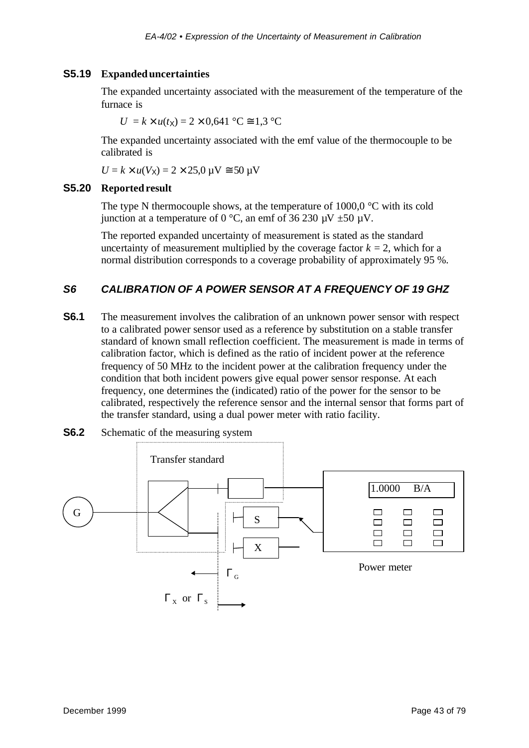### S5.19 Expanded uncertainties

The expanded uncertainty associated with the measurement of the temperature of the furnace is

$U = k \times u(t_X) = 2 \times 0{,}641\ °C \cong 1{,}3\ °C$

The expanded uncertainty associated with the emf value of the thermocouple to be calibrated is

$U = k \times u(V_X) = 2 \times 25{,}0\ \mu V \cong 50\ \mu V$

### S5.20 Reported result

The type N thermocouple shows, at the temperature of 1000,0 °C with its cold junction at a temperature of 0 °C, an emf of 36 230 µV ±50 µV.

The reported expanded uncertainty of measurement is stated as the standard uncertainty of measurement multiplied by the coverage factor $k = 2$, which for a normal distribution corresponds to a coverage probability of approximately 95 %.

## *S6 CALIBRATION OF A POWER SENSOR AT A FREQUENCY OF 19 GHZ*

**S6.1** The measurement involves the calibration of an unknown power sensor with respect to a calibrated power sensor used as a reference by substitution on a stable transfer standard of known small reflection coefficient. The measurement is made in terms of calibration factor, which is defined as the ratio of incident power at the reference frequency of 50 MHz to the incident power at the calibration frequency under the condition that both incident powers give equal power sensor response. At each frequency, one determines the (indicated) ratio of the power for the sensor to be calibrated, respectively the reference sensor and the internal sensor that forms part of the transfer standard, using a dual power meter with ratio facility.

**S6.2** Schematic of the measuring system

Transfer standard

G

1.0000 B/A

S

X

Power meter

$\Gamma_G$

$\Gamma_X$ or $\Gamma_S$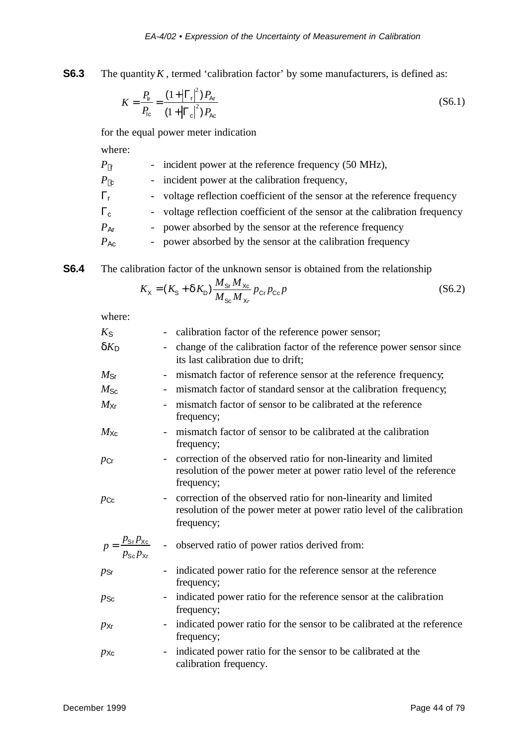**S6.3** The quantity $K$, termed 'calibration factor' by some manufacturers, is defined as:

$$K = \frac{P_{\text{Ir}}}{P_{\text{Ic}}} = \frac{(1+|\Gamma_{\text{r}}|^2)\,P_{\text{Ar}}}{(1+|\Gamma_{\text{c}}|^2)\,P_{\text{Ac}}} \tag{S6.1}$$

for the equal power meter indication

where:

- $P_{\text{Ir}}$ - incident power at the reference frequency (50 MHz),
- $P_{\text{Ic}}$ - incident power at the calibration frequency,
- $\Gamma_{\text{r}}$ - voltage reflection coefficient of the sensor at the reference frequency
- $\Gamma_{\text{c}}$ - voltage reflection coefficient of the sensor at the calibration frequency
- $P_{\text{Ar}}$ - power absorbed by the sensor at the reference frequency
- $P_{\text{Ac}}$ - power absorbed by the sensor at the calibration frequency

**S6.4** The calibration factor of the unknown sensor is obtained from the relationship

$$K_{\text{X}} = (K_{\text{S}} + \delta K_{\text{D}})\frac{M_{\text{Sr}}\,M_{\text{Xc}}}{M_{\text{Sc}}\,M_{\text{Xr}}}\,p_{\text{Cr}}\,p_{\text{Cc}}\,p \tag{S6.2}$$

where:

- $K_{\text{S}}$ - calibration factor of the reference power sensor;
- $\delta K_{\text{D}}$ - change of the calibration factor of the reference power sensor since its last calibration due to drift;
- $M_{\text{Sr}}$ - mismatch factor of reference sensor at the reference frequency;
- $M_{\text{Sc}}$ - mismatch factor of standard sensor at the calibration frequency;
- $M_{\text{Xr}}$ - mismatch factor of sensor to be calibrated at the reference frequency;
- $M_{\text{Xc}}$ - mismatch factor of sensor to be calibrated at the calibration frequency;
- $p_{\text{Cr}}$ - correction of the observed ratio for non-linearity and limited resolution of the power meter at power ratio level of the reference frequency;
- $p_{\text{Cc}}$ - correction of the observed ratio for non-linearity and limited resolution of the power meter at power ratio level of the calibration frequency;
- $p = \frac{p_{\text{Sr}}\,p_{\text{Xc}}}{p_{\text{Sc}}\,p_{\text{Xr}}}$ - observed ratio of power ratios derived from:
- $p_{\text{Sr}}$ - indicated power ratio for the reference sensor at the reference frequency;
- $p_{\text{Sc}}$ - indicated power ratio for the reference sensor at the calibration frequency;
- $p_{\text{Xr}}$ - indicated power ratio for the sensor to be calibrated at the reference frequency;
- $p_{\text{Xc}}$ - indicated power ratio for the sensor to be calibrated at the calibration frequency.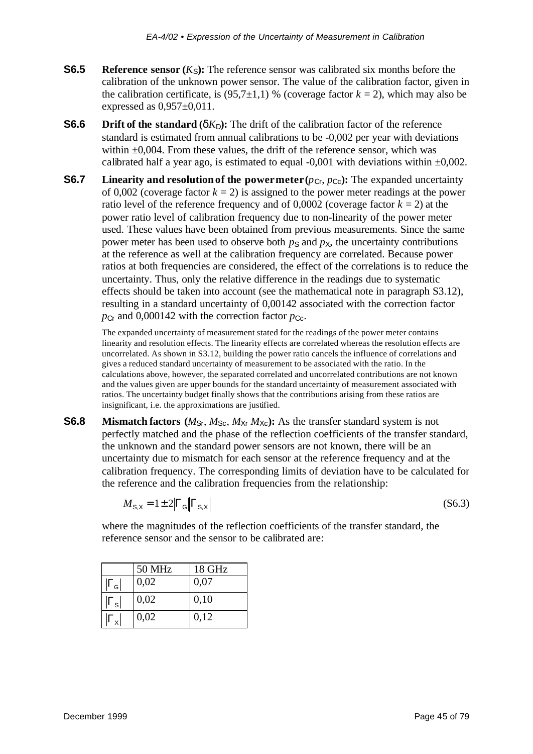**S6.5** **Reference sensor ($K_S$):** The reference sensor was calibrated six months before the calibration of the unknown power sensor. The value of the calibration factor, given in the calibration certificate, is (95,7±1,1) % (coverage factor $k = 2$), which may also be expressed as 0,957±0,011.

**S6.6** **Drift of the standard ($\delta K_D$):** The drift of the calibration factor of the reference standard is estimated from annual calibrations to be -0,002 per year with deviations within ±0,004. From these values, the drift of the reference sensor, which was calibrated half a year ago, is estimated to equal -0,001 with deviations within ±0,002.

**S6.7** **Linearity and resolution of the power meter ($p_{Cr}$, $p_{Cc}$):** The expanded uncertainty of 0,002 (coverage factor $k = 2$) is assigned to the power meter readings at the power ratio level of the reference frequency and of 0,0002 (coverage factor $k = 2$) at the power ratio level of calibration frequency due to non-linearity of the power meter used. These values have been obtained from previous measurements. Since the same power meter has been used to observe both $p_S$ and $p_X$, the uncertainty contributions at the reference as well at the calibration frequency are correlated. Because power ratios at both frequencies are considered, the effect of the correlations is to reduce the uncertainty. Thus, only the relative difference in the readings due to systematic effects should be taken into account (see the mathematical note in paragraph S3.12), resulting in a standard uncertainty of 0,00142 associated with the correction factor $p_{Cr}$ and 0,000142 with the correction factor $p_{Cc}$.

The expanded uncertainty of measurement stated for the readings of the power meter contains linearity and resolution effects. The linearity effects are correlated whereas the resolution effects are uncorrelated. As shown in S3.12, building the power ratio cancels the influence of correlations and gives a reduced standard uncertainty of measurement to be associated with the ratio. In the calculations above, however, the separated correlated and uncorrelated contributions are not known and the values given are upper bounds for the standard uncertainty of measurement associated with ratios. The uncertainty budget finally shows that the contributions arising from these ratios are insignificant, i.e. the approximations are justified.

**S6.8** **Mismatch factors ($M_{Sr}$, $M_{Sc}$, $M_{Xr}$ $M_{Xc}$):** As the transfer standard system is not perfectly matched and the phase of the reflection coefficients of the transfer standard, the unknown and the standard power sensors are not known, there will be an uncertainty due to mismatch for each sensor at the reference frequency and at the calibration frequency. The corresponding limits of deviation have to be calculated for the reference and the calibration frequencies from the relationship:

$$M_{S,X} = 1 \pm 2|\Gamma_G||\Gamma_{S,X}| \tag{S6.3}$$

where the magnitudes of the reflection coefficients of the transfer standard, the reference sensor and the sensor to be calibrated are:

| | 50 MHz | 18 GHz |
|---|---|---|
| $\lvert\Gamma_G\rvert$ | 0,02 | 0,07 |
| $\lvert\Gamma_S\rvert$ | 0,02 | 0,10 |
| $\lvert\Gamma_X\rvert$ | 0,02 | 0,12 |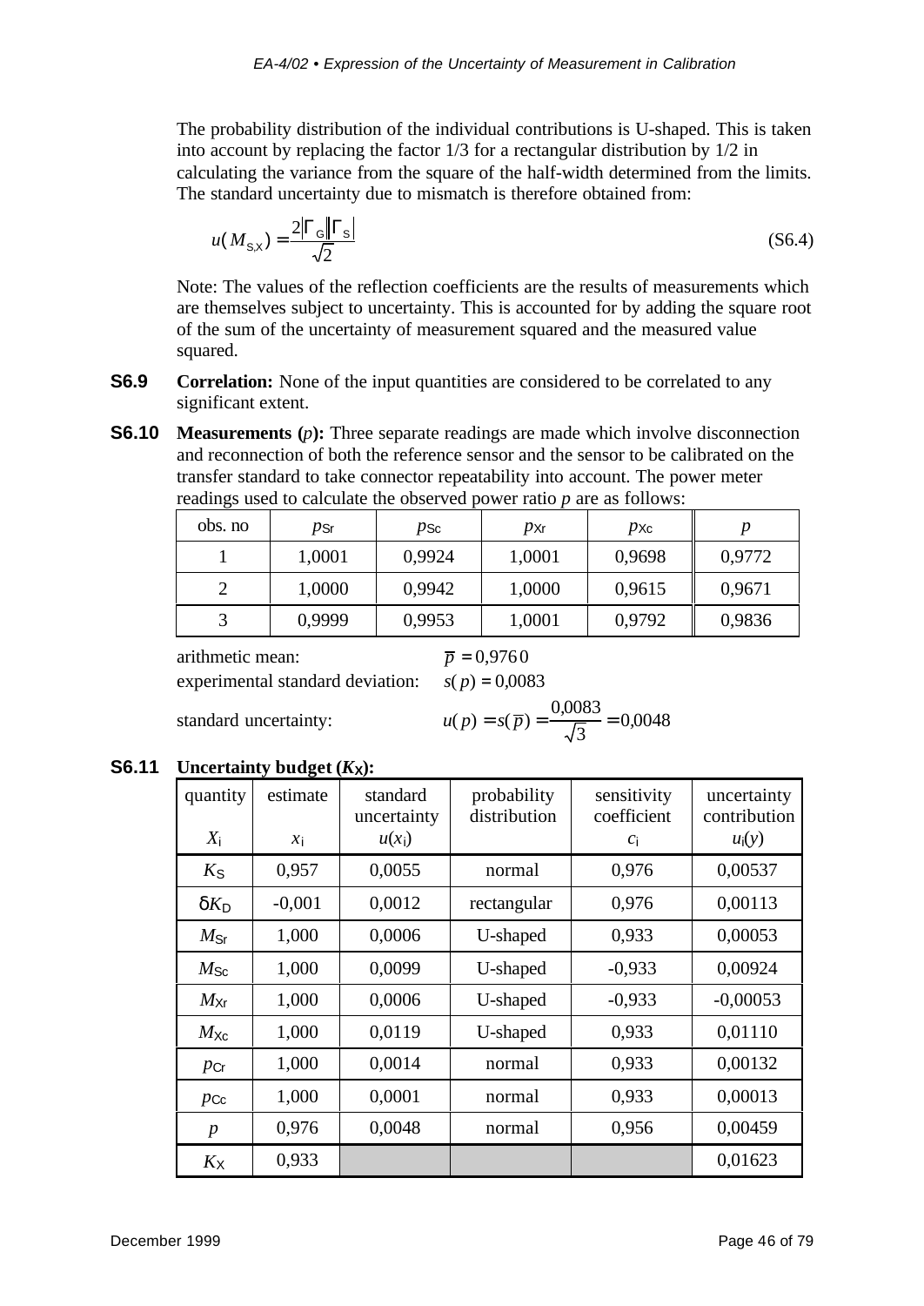The probability distribution of the individual contributions is U-shaped. This is taken into account by replacing the factor 1/3 for a rectangular distribution by 1/2 in calculating the variance from the square of the half-width determined from the limits. The standard uncertainty due to mismatch is therefore obtained from:

$$u(M_{S,X}) = \frac{2|\Gamma_G||\Gamma_S|}{\sqrt{2}} \tag{S6.4}$$

Note: The values of the reflection coefficients are the results of measurements which are themselves subject to uncertainty. This is accounted for by adding the square root of the sum of the uncertainty of measurement squared and the measured value squared.

**S6.9** **Correlation:** None of the input quantities are considered to be correlated to any significant extent.

**S6.10** **Measurements (*p*):** Three separate readings are made which involve disconnection and reconnection of both the reference sensor and the sensor to be calibrated on the transfer standard to take connector repeatability into account. The power meter readings used to calculate the observed power ratio *p* are as follows:

| obs. no | $p_{Sr}$ | $p_{Sc}$ | $p_{Xr}$ | $p_{Xc}$ | $p$ |
|---|---|---|---|---|---|
| 1 | 1,0001 | 0,9924 | 1,0001 | 0,9698 | 0,9772 |
| 2 | 1,0000 | 0,9942 | 1,0000 | 0,9615 | 0,9671 |
| 3 | 0,9999 | 0,9953 | 1,0001 | 0,9792 | 0,9836 |

arithmetic mean: $\overline{p} = 0{,}9760$

experimental standard deviation: $s(p) = 0{,}0083$

standard uncertainty: $u(p) = s(\overline{p}) = \dfrac{0{,}0083}{\sqrt{3}} = 0{,}0048$

**S6.11** **Uncertainty budget ($K_X$):**

| quantity $X_i$ | estimate $x_i$ | standard uncertainty $u(x_i)$ | probability distribution | sensitivity coefficient $c_i$ | uncertainty contribution $u_i(y)$ |
|---|---|---|---|---|---|
| $K_S$ | 0,957 | 0,0055 | normal | 0,976 | 0,00537 |
| $\delta K_D$ | -0,001 | 0,0012 | rectangular | 0,976 | 0,00113 |
| $M_{Sr}$ | 1,000 | 0,0006 | U-shaped | 0,933 | 0,00053 |
| $M_{Sc}$ | 1,000 | 0,0099 | U-shaped | -0,933 | 0,00924 |
| $M_{Xr}$ | 1,000 | 0,0006 | U-shaped | -0,933 | -0,00053 |
| $M_{Xc}$ | 1,000 | 0,0119 | U-shaped | 0,933 | 0,01110 |
| $p_{Cr}$ | 1,000 | 0,0014 | normal | 0,933 | 0,00132 |
| $p_{Cc}$ | 1,000 | 0,0001 | normal | 0,933 | 0,00013 |
| $p$ | 0,976 | 0,0048 | normal | 0,956 | 0,00459 |
| $K_X$ | 0,933 | | | | 0,01623 |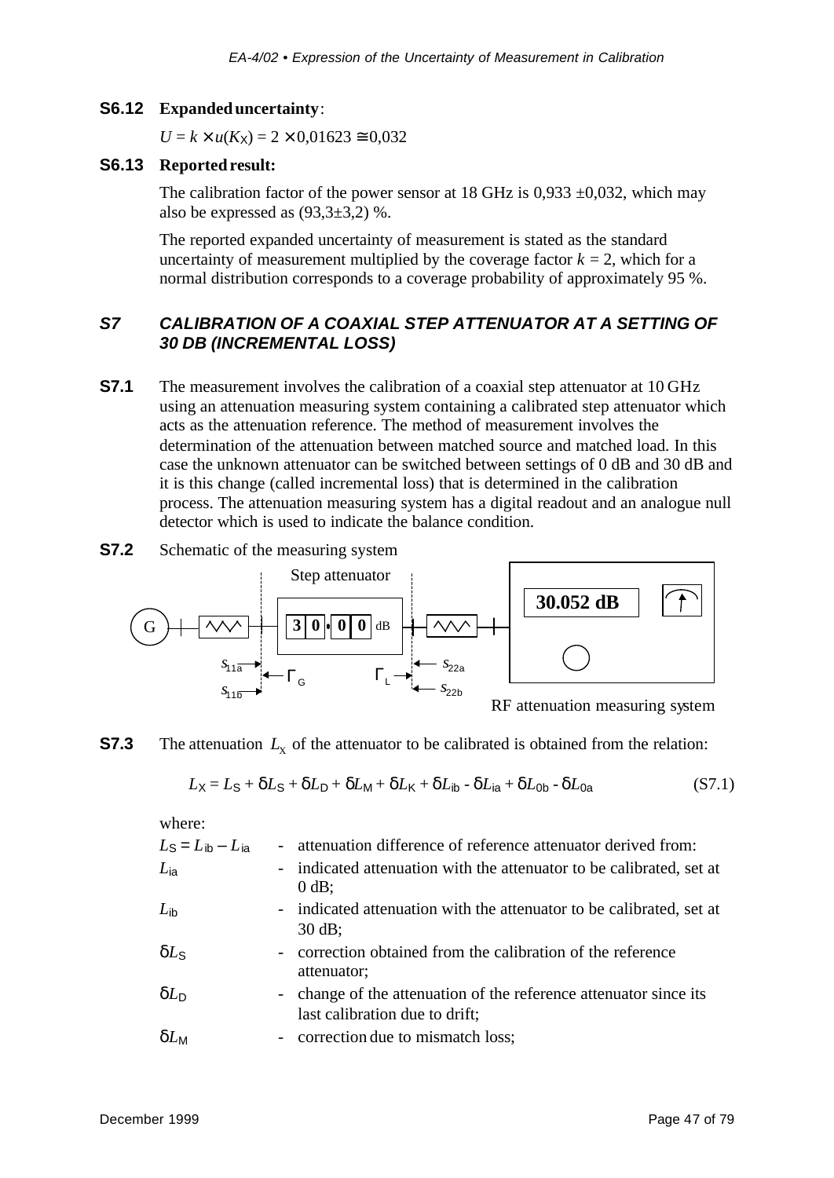**S6.12 Expanded uncertainty**:

$U = k \times u(K_X) = 2 \times 0{,}01623 \cong 0{,}032$

**S6.13 Reported result:**

The calibration factor of the power sensor at 18 GHz is 0,933 ±0,032, which may also be expressed as (93,3±3,2) %.

The reported expanded uncertainty of measurement is stated as the standard uncertainty of measurement multiplied by the coverage factor $k = 2$, which for a normal distribution corresponds to a coverage probability of approximately 95 %.

## *S7 CALIBRATION OF A COAXIAL STEP ATTENUATOR AT A SETTING OF 30 DB (INCREMENTAL LOSS)*

**S7.1** The measurement involves the calibration of a coaxial step attenuator at 10 GHz using an attenuation measuring system containing a calibrated step attenuator which acts as the attenuation reference. The method of measurement involves the determination of the attenuation between matched source and matched load. In this case the unknown attenuator can be switched between settings of 0 dB and 30 dB and it is this change (called incremental loss) that is determined in the calibration process. The attenuation measuring system has a digital readout and an analogue null detector which is used to indicate the balance condition.

**S7.2** Schematic of the measuring system

Step attenuator — 3 0 . 0 0 dB — 30.052 dB — $s_{11a}$, $s_{11b}$, $\Gamma_G$, $\Gamma_L$, $s_{22a}$, $s_{22b}$ — G

RF attenuation measuring system

**S7.3** The attenuation $L_X$ of the attenuator to be calibrated is obtained from the relation:

$$L_X = L_S + \delta L_S + \delta L_D + \delta L_M + \delta L_K + \delta L_{ib} - \delta L_{ia} + \delta L_{0b} - \delta L_{0a} \qquad \text{(S7.1)}$$

where:

| | | |
|---|---|---|
| $L_S = L_{ib} - L_{ia}$ | - | attenuation difference of reference attenuator derived from: |
| $L_{ia}$ | - | indicated attenuation with the attenuator to be calibrated, set at 0 dB; |
| $L_{ib}$ | - | indicated attenuation with the attenuator to be calibrated, set at 30 dB; |
| $\delta L_S$ | - | correction obtained from the calibration of the reference attenuator; |
| $\delta L_D$ | - | change of the attenuation of the reference attenuator since its last calibration due to drift; |
| $\delta L_M$ | - | correction due to mismatch loss; |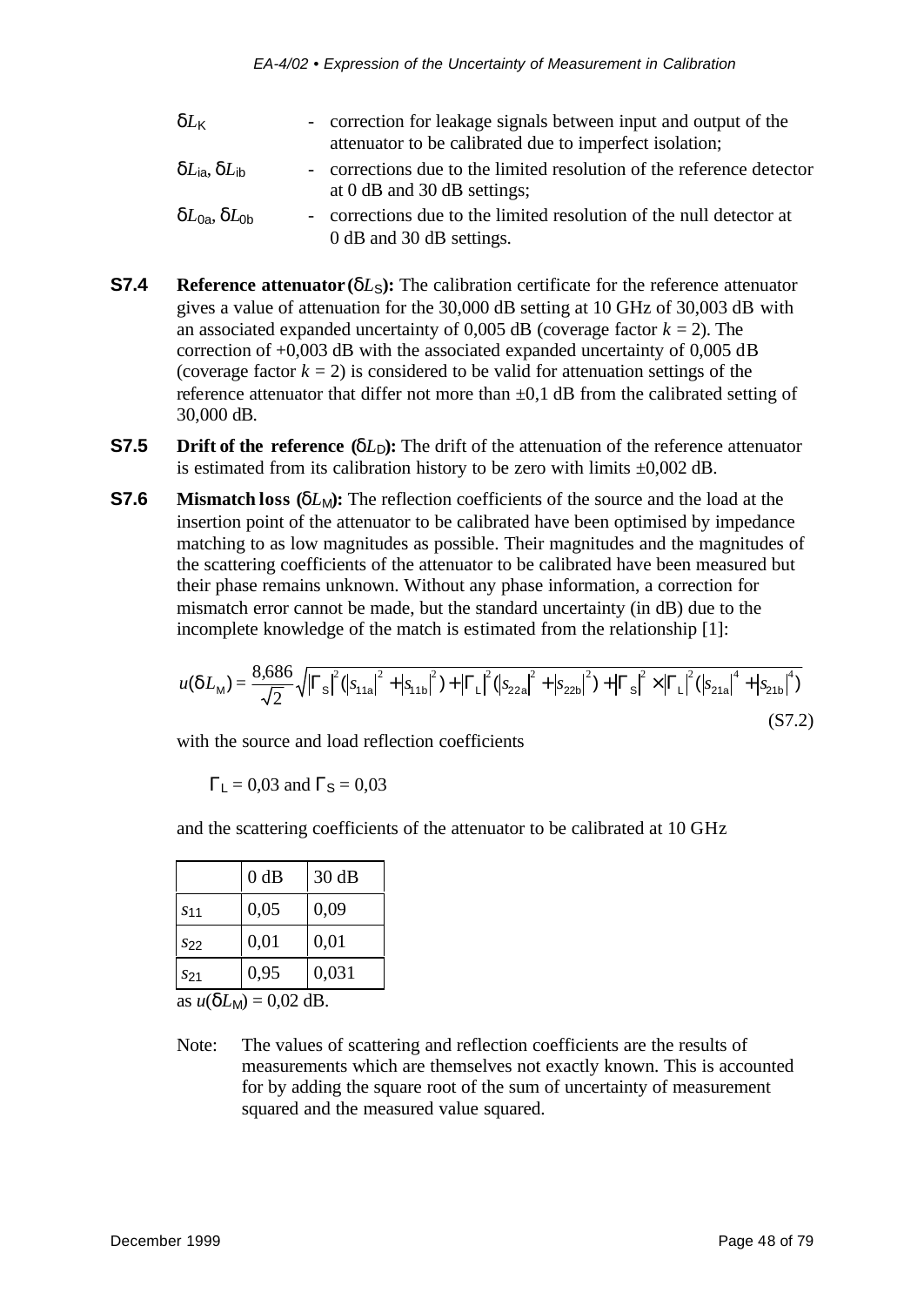$\delta L_K$ - correction for leakage signals between input and output of the attenuator to be calibrated due to imperfect isolation;

$\delta L_{ia}$, $\delta L_{ib}$ - corrections due to the limited resolution of the reference detector at 0 dB and 30 dB settings;

$\delta L_{0a}$, $\delta L_{0b}$ - corrections due to the limited resolution of the null detector at 0 dB and 30 dB settings.

**S7.4** **Reference attenuator ($\delta L_S$):** The calibration certificate for the reference attenuator gives a value of attenuation for the 30,000 dB setting at 10 GHz of 30,003 dB with an associated expanded uncertainty of 0,005 dB (coverage factor $k = 2$). The correction of +0,003 dB with the associated expanded uncertainty of 0,005 dB (coverage factor $k = 2$) is considered to be valid for attenuation settings of the reference attenuator that differ not more than ±0,1 dB from the calibrated setting of 30,000 dB.

**S7.5** **Drift of the reference ($\delta L_D$):** The drift of the attenuation of the reference attenuator is estimated from its calibration history to be zero with limits ±0,002 dB.

**S7.6** **Mismatch loss ($\delta L_M$):** The reflection coefficients of the source and the load at the insertion point of the attenuator to be calibrated have been optimised by impedance matching to as low magnitudes as possible. Their magnitudes and the magnitudes of the scattering coefficients of the attenuator to be calibrated have been measured but their phase remains unknown. Without any phase information, a correction for mismatch error cannot be made, but the standard uncertainty (in dB) due to the incomplete knowledge of the match is estimated from the relationship [1]:

$$u(\delta L_M) = \frac{8{,}686}{\sqrt{2}}\sqrt{|\Gamma_S|^2(|s_{11a}|^2 + |s_{11b}|^2) + |\Gamma_L|^2(|s_{22a}|^2 + |s_{22b}|^2) + |\Gamma_S|^2 \times |\Gamma_L|^2(|s_{21a}|^4 + |s_{21b}|^4)} \tag{S7.2}$$

with the source and load reflection coefficients

$\Gamma_L = 0{,}03$ and $\Gamma_S = 0{,}03$

and the scattering coefficients of the attenuator to be calibrated at 10 GHz

| | 0 dB | 30 dB |
|---|---|---|
| $s_{11}$ | 0,05 | 0,09 |
| $s_{22}$ | 0,01 | 0,01 |
| $s_{21}$ | 0,95 | 0,031 |

as $u(\delta L_M) = 0{,}02$ dB.

Note: The values of scattering and reflection coefficients are the results of measurements which are themselves not exactly known. This is accounted for by adding the square root of the sum of uncertainty of measurement squared and the measured value squared.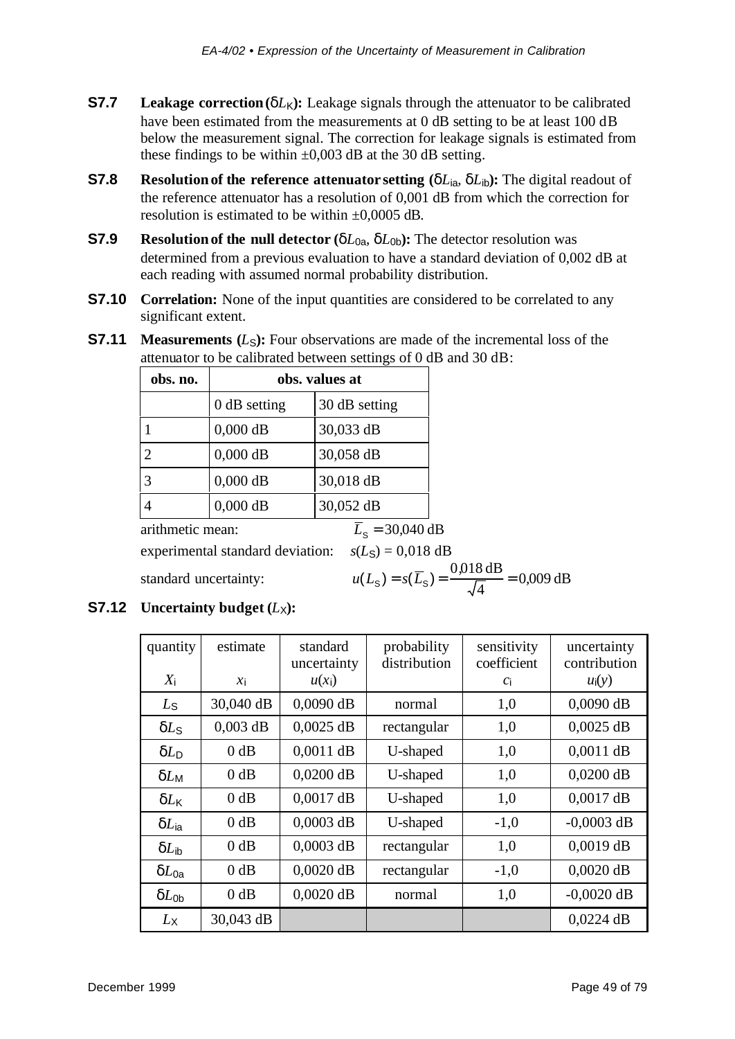**S7.7** **Leakage correction ($\delta L_K$):** Leakage signals through the attenuator to be calibrated have been estimated from the measurements at 0 dB setting to be at least 100 dB below the measurement signal. The correction for leakage signals is estimated from these findings to be within ±0,003 dB at the 30 dB setting.

**S7.8** **Resolution of the reference attenuator setting ($\delta L_{ia}$, $\delta L_{ib}$):** The digital readout of the reference attenuator has a resolution of 0,001 dB from which the correction for resolution is estimated to be within ±0,0005 dB.

**S7.9** **Resolution of the null detector ($\delta L_{0a}$, $\delta L_{0b}$):** The detector resolution was determined from a previous evaluation to have a standard deviation of 0,002 dB at each reading with assumed normal probability distribution.

**S7.10** **Correlation:** None of the input quantities are considered to be correlated to any significant extent.

**S7.11** **Measurements ($L_S$):** Four observations are made of the incremental loss of the attenuator to be calibrated between settings of 0 dB and 30 dB:

| obs. no. | obs. values at | |
|---|---|---|
| | 0 dB setting | 30 dB setting |
| 1 | 0,000 dB | 30,033 dB |
| 2 | 0,000 dB | 30,058 dB |
| 3 | 0,000 dB | 30,018 dB |
| 4 | 0,000 dB | 30,052 dB |

arithmetic mean: $\overline{L}_S = 30{,}040 \text{ dB}$

experimental standard deviation: $s(L_S) = 0{,}018 \text{ dB}$

standard uncertainty: $u(L_S) = s(\overline{L}_S) = \dfrac{0{,}018 \text{ dB}}{\sqrt{4}} = 0{,}009 \text{ dB}$

**S7.12** **Uncertainty budget ($L_X$):**

| quantity $X_i$ | estimate $x_i$ | standard uncertainty $u(x_i)$ | probability distribution | sensitivity coefficient $c_i$ | uncertainty contribution $u_i(y)$ |
|---|---|---|---|---|---|
| $L_S$ | 30,040 dB | 0,0090 dB | normal | 1,0 | 0,0090 dB |
| $\delta L_S$ | 0,003 dB | 0,0025 dB | rectangular | 1,0 | 0,0025 dB |
| $\delta L_D$ | 0 dB | 0,0011 dB | U-shaped | 1,0 | 0,0011 dB |
| $\delta L_M$ | 0 dB | 0,0200 dB | U-shaped | 1,0 | 0,0200 dB |
| $\delta L_K$ | 0 dB | 0,0017 dB | U-shaped | 1,0 | 0,0017 dB |
| $\delta L_{ia}$ | 0 dB | 0,0003 dB | U-shaped | -1,0 | -0,0003 dB |
| $\delta L_{ib}$ | 0 dB | 0,0003 dB | rectangular | 1,0 | 0,0019 dB |
| $\delta L_{0a}$ | 0 dB | 0,0020 dB | rectangular | -1,0 | 0,0020 dB |
| $\delta L_{0b}$ | 0 dB | 0,0020 dB | normal | 1,0 | -0,0020 dB |
| $L_X$ | 30,043 dB | | | | 0,0224 dB |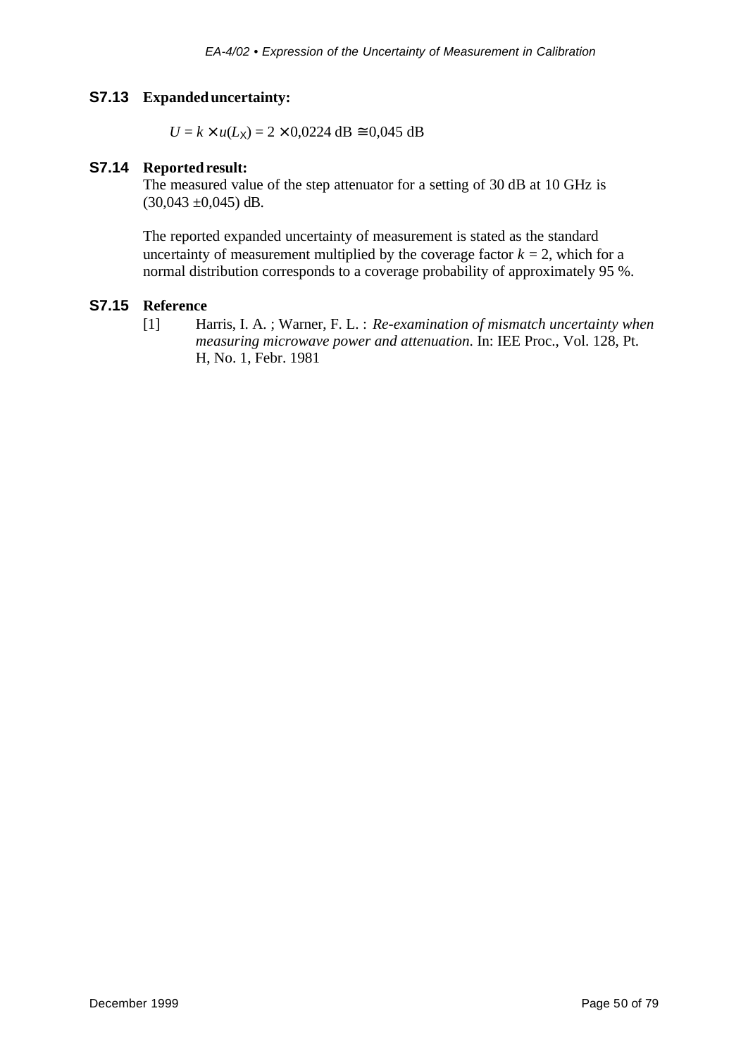### S7.13 Expanded uncertainty:

$$U = k \times u(L_X) = 2 \times 0{,}0224 \text{ dB} \cong 0{,}045 \text{ dB}$$

### S7.14 Reported result:

The measured value of the step attenuator for a setting of 30 dB at 10 GHz is (30,043 ±0,045) dB.

The reported expanded uncertainty of measurement is stated as the standard uncertainty of measurement multiplied by the coverage factor $k = 2$, which for a normal distribution corresponds to a coverage probability of approximately 95 %.

### S7.15 Reference

[1] Harris, I. A. ; Warner, F. L. : *Re-examination of mismatch uncertainty when measuring microwave power and attenuation.* In: IEE Proc., Vol. 128, Pt. H, No. 1, Febr. 1981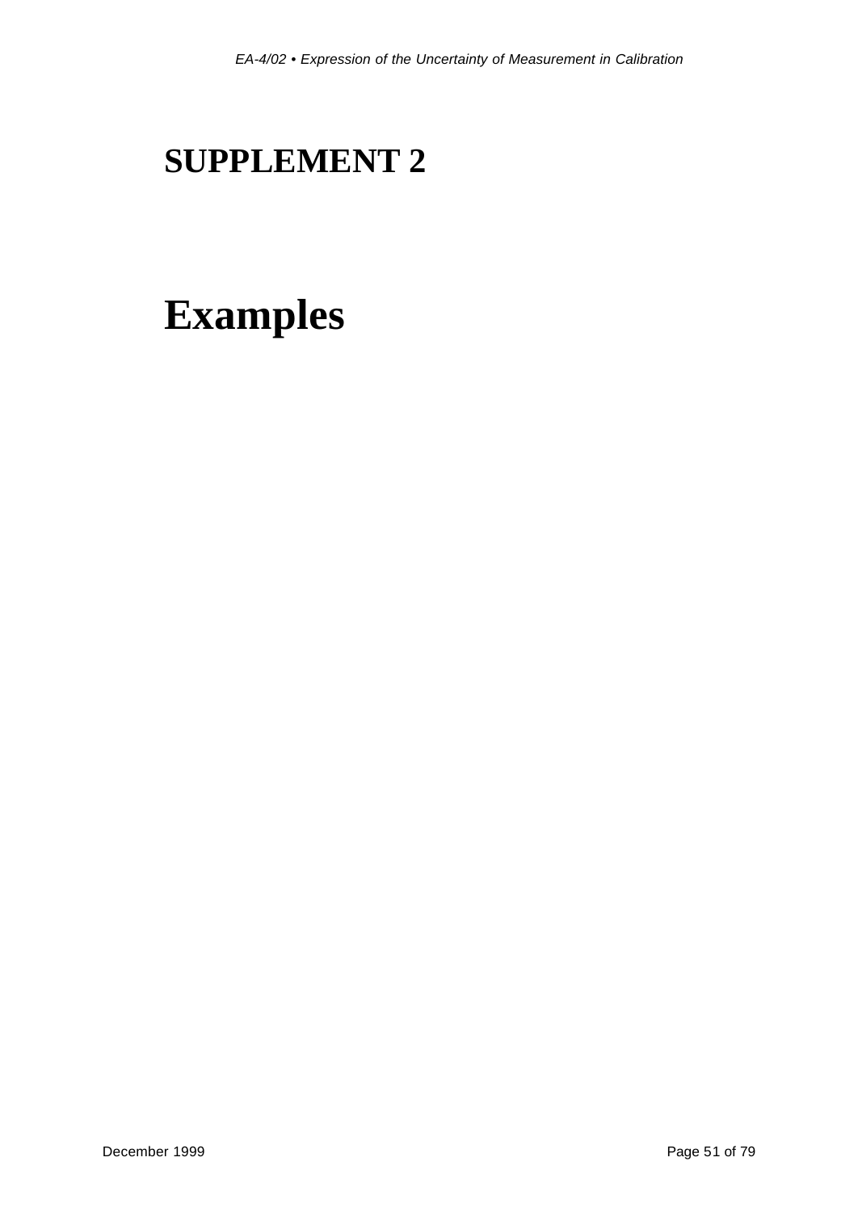# SUPPLEMENT 2

# Examples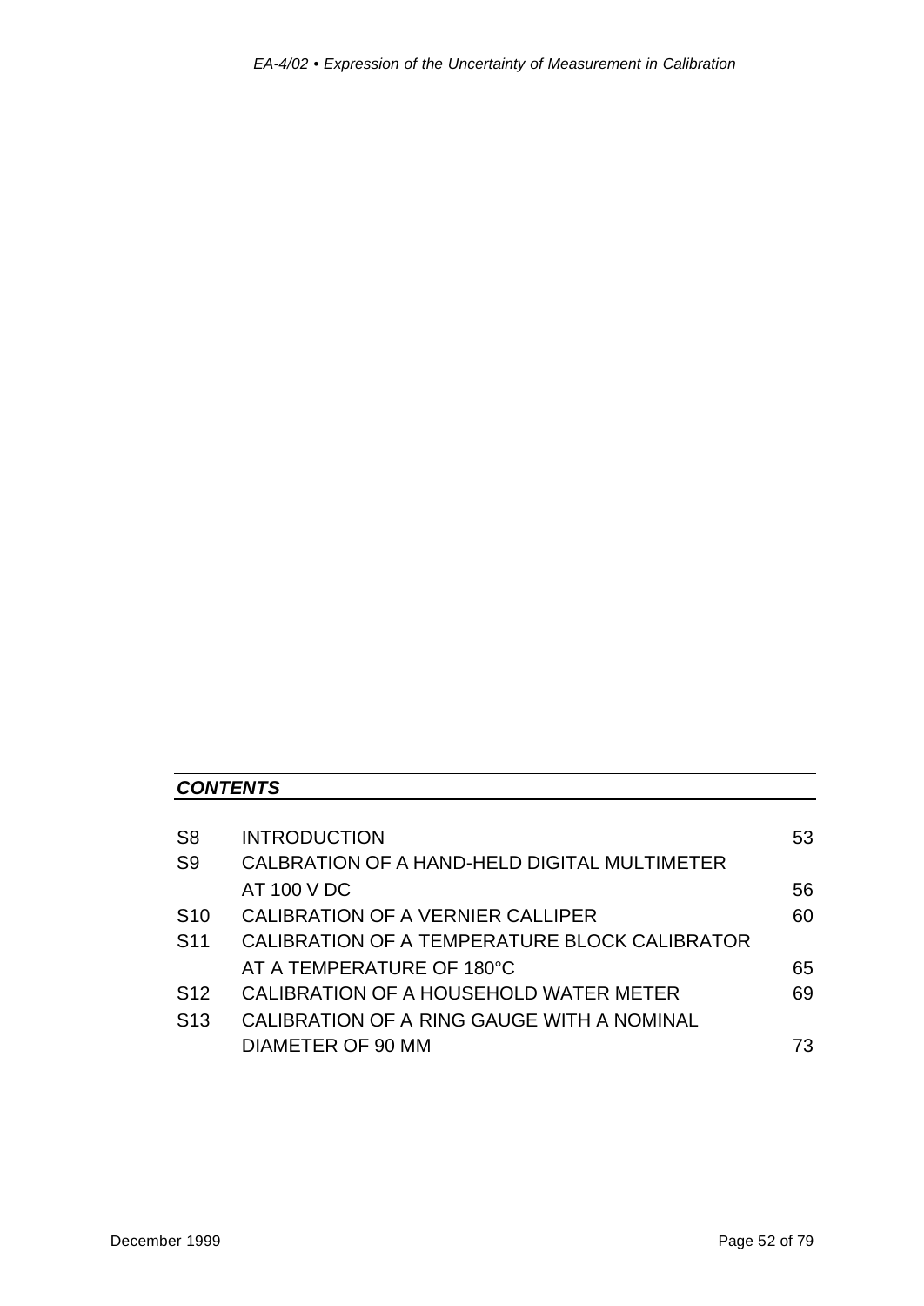## *CONTENTS*

| | | |
|---|---|---|
| S8 | INTRODUCTION | 53 |
| S9 | CALBRATION OF A HAND-HELD DIGITAL MULTIMETER AT 100 V DC | 56 |
| S10 | CALIBRATION OF A VERNIER CALLIPER | 60 |
| S11 | CALIBRATION OF A TEMPERATURE BLOCK CALIBRATOR AT A TEMPERATURE OF 180°C | 65 |
| S12 | CALIBRATION OF A HOUSEHOLD WATER METER | 69 |
| S13 | CALIBRATION OF A RING GAUGE WITH A NOMINAL DIAMETER OF 90 MM | 73 |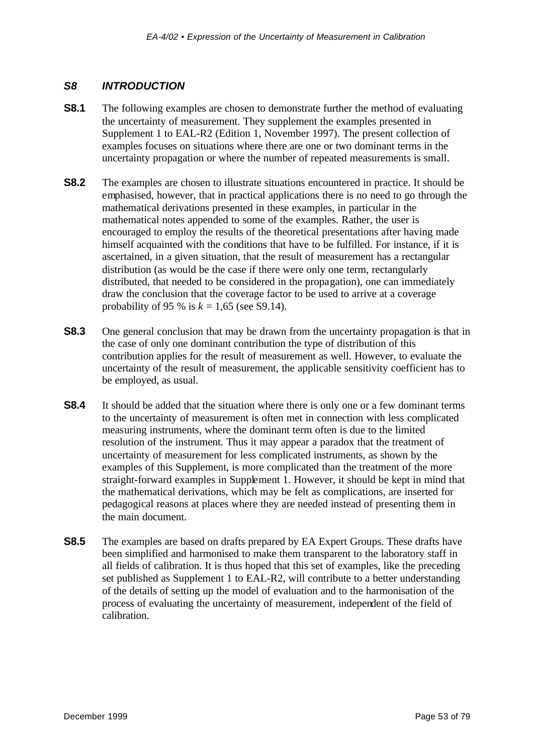## *S8 INTRODUCTION*

**S8.1** The following examples are chosen to demonstrate further the method of evaluating the uncertainty of measurement. They supplement the examples presented in Supplement 1 to EAL-R2 (Edition 1, November 1997). The present collection of examples focuses on situations where there are one or two dominant terms in the uncertainty propagation or where the number of repeated measurements is small.

**S8.2** The examples are chosen to illustrate situations encountered in practice. It should be emphasised, however, that in practical applications there is no need to go through the mathematical derivations presented in these examples, in particular in the mathematical notes appended to some of the examples. Rather, the user is encouraged to employ the results of the theoretical presentations after having made himself acquainted with the conditions that have to be fulfilled. For instance, if it is ascertained, in a given situation, that the result of measurement has a rectangular distribution (as would be the case if there were only one term, rectangularly distributed, that needed to be considered in the propagation), one can immediately draw the conclusion that the coverage factor to be used to arrive at a coverage probability of 95 % is $k$ = 1,65 (see S9.14).

**S8.3** One general conclusion that may be drawn from the uncertainty propagation is that in the case of only one dominant contribution the type of distribution of this contribution applies for the result of measurement as well. However, to evaluate the uncertainty of the result of measurement, the applicable sensitivity coefficient has to be employed, as usual.

**S8.4** It should be added that the situation where there is only one or a few dominant terms to the uncertainty of measurement is often met in connection with less complicated measuring instruments, where the dominant term often is due to the limited resolution of the instrument. Thus it may appear a paradox that the treatment of uncertainty of measurement for less complicated instruments, as shown by the examples of this Supplement, is more complicated than the treatment of the more straight-forward examples in Supplement 1. However, it should be kept in mind that the mathematical derivations, which may be felt as complications, are inserted for pedagogical reasons at places where they are needed instead of presenting them in the main document.

**S8.5** The examples are based on drafts prepared by EA Expert Groups. These drafts have been simplified and harmonised to make them transparent to the laboratory staff in all fields of calibration. It is thus hoped that this set of examples, like the preceding set published as Supplement 1 to EAL-R2, will contribute to a better understanding of the details of setting up the model of evaluation and to the harmonisation of the process of evaluating the uncertainty of measurement, independent of the field of calibration.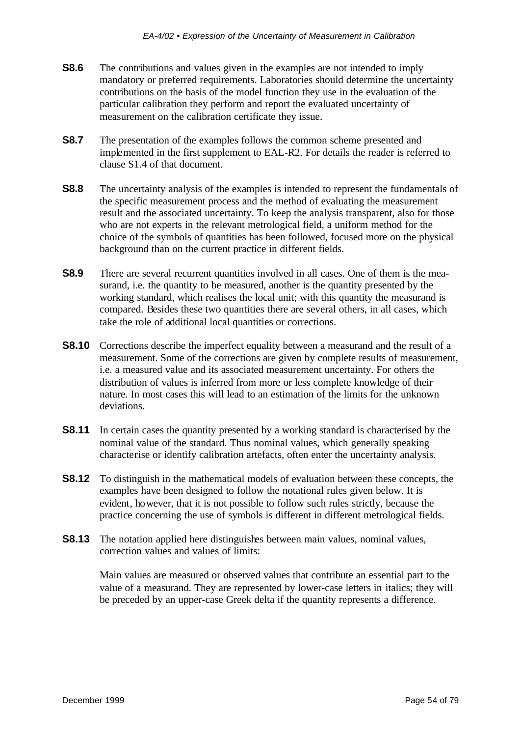**S8.6** The contributions and values given in the examples are not intended to imply mandatory or preferred requirements. Laboratories should determine the uncertainty contributions on the basis of the model function they use in the evaluation of the particular calibration they perform and report the evaluated uncertainty of measurement on the calibration certificate they issue.

**S8.7** The presentation of the examples follows the common scheme presented and implemented in the first supplement to EAL-R2. For details the reader is referred to clause S1.4 of that document.

**S8.8** The uncertainty analysis of the examples is intended to represent the fundamentals of the specific measurement process and the method of evaluating the measurement result and the associated uncertainty. To keep the analysis transparent, also for those who are not experts in the relevant metrological field, a uniform method for the choice of the symbols of quantities has been followed, focused more on the physical background than on the current practice in different fields.

**S8.9** There are several recurrent quantities involved in all cases. One of them is the measurand, i.e. the quantity to be measured, another is the quantity presented by the working standard, which realises the local unit; with this quantity the measurand is compared. Besides these two quantities there are several others, in all cases, which take the role of additional local quantities or corrections.

**S8.10** Corrections describe the imperfect equality between a measurand and the result of a measurement. Some of the corrections are given by complete results of measurement, i.e. a measured value and its associated measurement uncertainty. For others the distribution of values is inferred from more or less complete knowledge of their nature. In most cases this will lead to an estimation of the limits for the unknown deviations.

**S8.11** In certain cases the quantity presented by a working standard is characterised by the nominal value of the standard. Thus nominal values, which generally speaking characterise or identify calibration artefacts, often enter the uncertainty analysis.

**S8.12** To distinguish in the mathematical models of evaluation between these concepts, the examples have been designed to follow the notational rules given below. It is evident, however, that it is not possible to follow such rules strictly, because the practice concerning the use of symbols is different in different metrological fields.

**S8.13** The notation applied here distinguishes between main values, nominal values, correction values and values of limits:

Main values are measured or observed values that contribute an essential part to the value of a measurand. They are represented by lower-case letters in italics; they will be preceded by an upper-case Greek delta if the quantity represents a difference.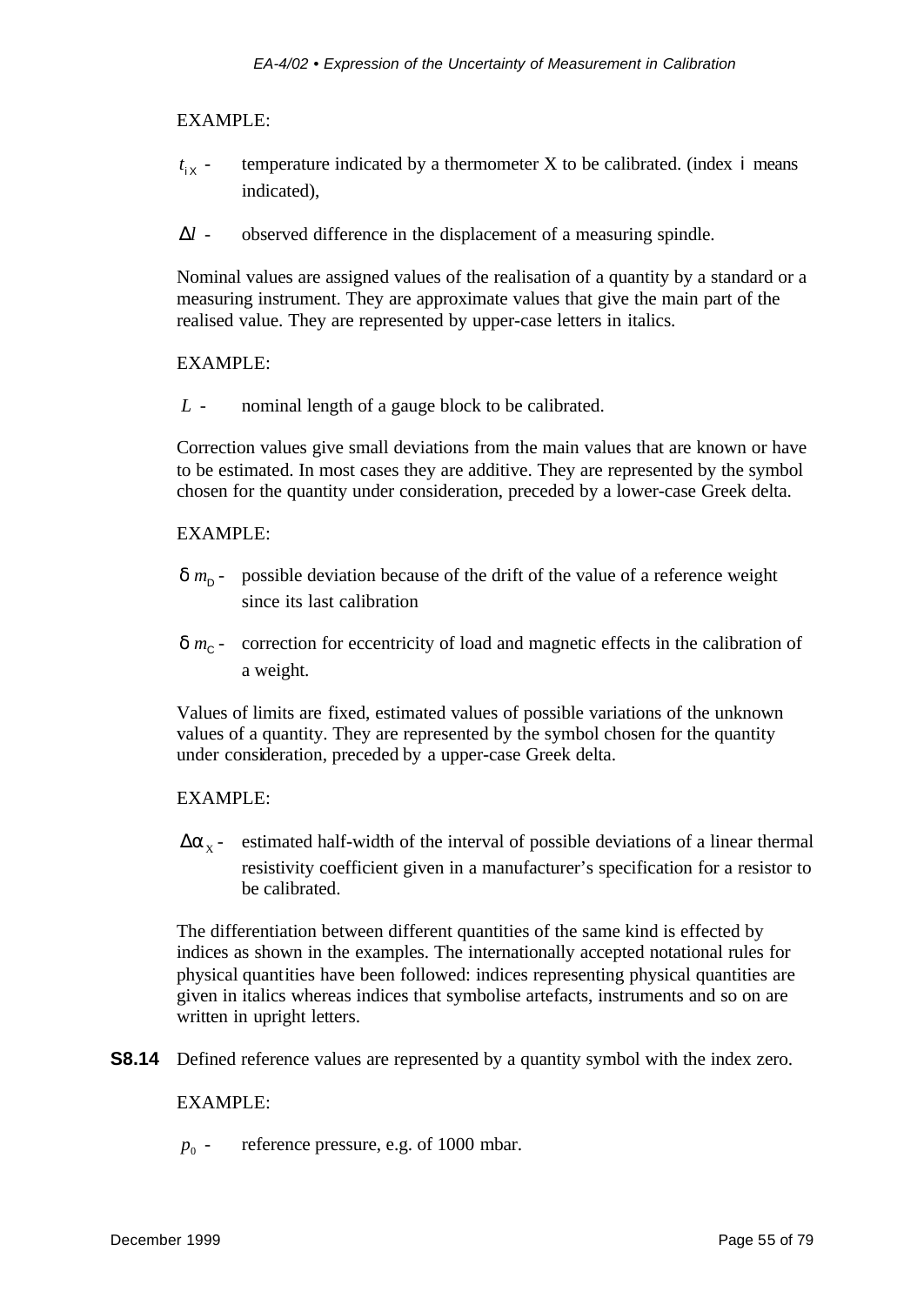EXAMPLE:

$t_{\mathrm{iX}}$ - temperature indicated by a thermometer X to be calibrated. (index i means indicated),

$\Delta l$ - observed difference in the displacement of a measuring spindle.

Nominal values are assigned values of the realisation of a quantity by a standard or a measuring instrument. They are approximate values that give the main part of the realised value. They are represented by upper-case letters in italics.

EXAMPLE:

$L$ - nominal length of a gauge block to be calibrated.

Correction values give small deviations from the main values that are known or have to be estimated. In most cases they are additive. They are represented by the symbol chosen for the quantity under consideration, preceded by a lower-case Greek delta.

EXAMPLE:

$\delta m_{\mathrm{D}}$ - possible deviation because of the drift of the value of a reference weight since its last calibration

$\delta m_{\mathrm{C}}$ - correction for eccentricity of load and magnetic effects in the calibration of a weight.

Values of limits are fixed, estimated values of possible variations of the unknown values of a quantity. They are represented by the symbol chosen for the quantity under consideration, preceded by a upper-case Greek delta.

EXAMPLE:

$\Delta\alpha_{\mathrm{X}}$ - estimated half-width of the interval of possible deviations of a linear thermal resistivity coefficient given in a manufacturer's specification for a resistor to be calibrated.

The differentiation between different quantities of the same kind is effected by indices as shown in the examples. The internationally accepted notational rules for physical quantities have been followed: indices representing physical quantities are given in italics whereas indices that symbolise artefacts, instruments and so on are written in upright letters.

**S8.14** Defined reference values are represented by a quantity symbol with the index zero.

EXAMPLE:

$p_0$ - reference pressure, e.g. of 1000 mbar.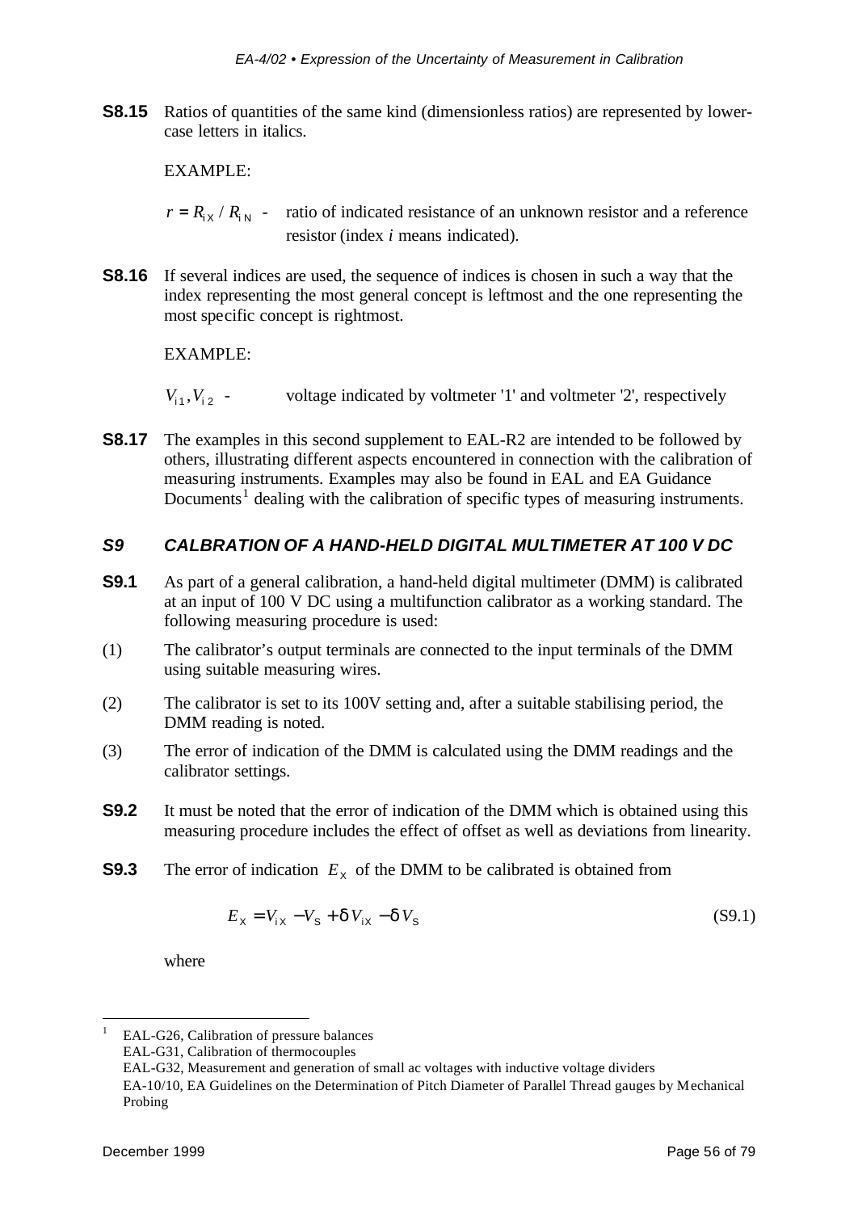**S8.15** Ratios of quantities of the same kind (dimensionless ratios) are represented by lower-case letters in italics.

EXAMPLE:

$r = R_{iX} / R_{iN}$ - ratio of indicated resistance of an unknown resistor and a reference resistor (index *i* means indicated).

**S8.16** If several indices are used, the sequence of indices is chosen in such a way that the index representing the most general concept is leftmost and the one representing the most specific concept is rightmost.

EXAMPLE:

$V_{i1}, V_{i2}$ - voltage indicated by voltmeter '1' and voltmeter '2', respectively

**S8.17** The examples in this second supplement to EAL-R2 are intended to be followed by others, illustrating different aspects encountered in connection with the calibration of measuring instruments. Examples may also be found in EAL and EA Guidance Documents[1] dealing with the calibration of specific types of measuring instruments.

## *S9 CALBRATION OF A HAND-HELD DIGITAL MULTIMETER AT 100 V DC*

**S9.1** As part of a general calibration, a hand-held digital multimeter (DMM) is calibrated at an input of 100 V DC using a multifunction calibrator as a working standard. The following measuring procedure is used:

(1) The calibrator's output terminals are connected to the input terminals of the DMM using suitable measuring wires.

(2) The calibrator is set to its 100V setting and, after a suitable stabilising period, the DMM reading is noted.

(3) The error of indication of the DMM is calculated using the DMM readings and the calibrator settings.

**S9.2** It must be noted that the error of indication of the DMM which is obtained using this measuring procedure includes the effect of offset as well as deviations from linearity.

**S9.3** The error of indication $E_X$ of the DMM to be calibrated is obtained from

$$E_X = V_{iX} - V_S + \delta V_{iX} - \delta V_S \tag{S9.1}$$

where

---

[1] EAL-G26, Calibration of pressure balances
EAL-G31, Calibration of thermocouples
EAL-G32, Measurement and generation of small ac voltages with inductive voltage dividers
EA-10/10, EA Guidelines on the Determination of Pitch Diameter of Parallel Thread gauges by Mechanical Probing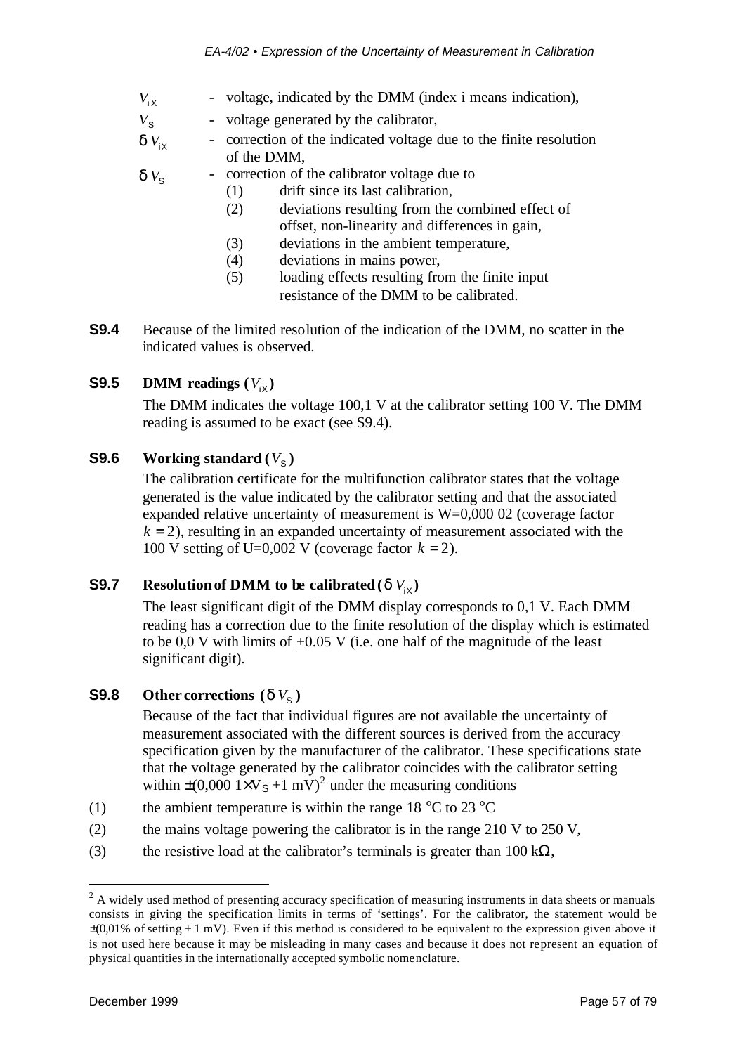| | |
|---|---|
| $V_{iX}$ | - voltage, indicated by the DMM (index i means indication), |
| $V_S$ | - voltage generated by the calibrator, |
| $\delta V_{iX}$ | - correction of the indicated voltage due to the finite resolution of the DMM, |
| $\delta V_S$ | - correction of the calibrator voltage due to (1) drift since its last calibration, (2) deviations resulting from the combined effect of offset, non-linearity and differences in gain, (3) deviations in the ambient temperature, (4) deviations in mains power, (5) loading effects resulting from the finite input resistance of the DMM to be calibrated. |

**S9.4** Because of the limited resolution of the indication of the DMM, no scatter in the indicated values is observed.

### S9.5 DMM readings ($V_{iX}$)

The DMM indicates the voltage 100,1 V at the calibrator setting 100 V. The DMM reading is assumed to be exact (see S9.4).

### S9.6 Working standard ($V_S$)

The calibration certificate for the multifunction calibrator states that the voltage generated is the value indicated by the calibrator setting and that the associated expanded relative uncertainty of measurement is W=0,000 02 (coverage factor $k = 2$), resulting in an expanded uncertainty of measurement associated with the 100 V setting of U=0,002 V (coverage factor $k = 2$).

### S9.7 Resolution of DMM to be calibrated ($\delta V_{iX}$)

The least significant digit of the DMM display corresponds to 0,1 V. Each DMM reading has a correction due to the finite resolution of the display which is estimated to be 0,0 V with limits of ±0.05 V (i.e. one half of the magnitude of the least significant digit).

### S9.8 Other corrections ($\delta V_S$)

Because of the fact that individual figures are not available the uncertainty of measurement associated with the different sources is derived from the accuracy specification given by the manufacturer of the calibrator. These specifications state that the voltage generated by the calibrator coincides with the calibrator setting within $\pm(0{,}000\ 1 \times V_S + 1\ \text{mV})$[2] under the measuring conditions

(1) the ambient temperature is within the range 18 °C to 23 °C

(2) the mains voltage powering the calibrator is in the range 210 V to 250 V,

(3) the resistive load at the calibrator's terminals is greater than 100 kΩ,

---

[2] A widely used method of presenting accuracy specification of measuring instruments in data sheets or manuals consists in giving the specification limits in terms of 'settings'. For the calibrator, the statement would be ±(0,01% of setting + 1 mV). Even if this method is considered to be equivalent to the expression given above it is not used here because it may be misleading in many cases and because it does not represent an equation of physical quantities in the internationally accepted symbolic nomenclature.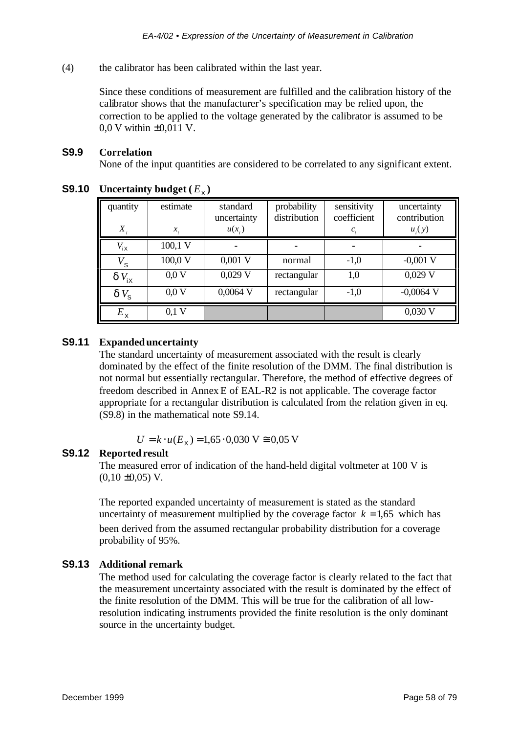(4) the calibrator has been calibrated within the last year.

Since these conditions of measurement are fulfilled and the calibration history of the calibrator shows that the manufacturer's specification may be relied upon, the correction to be applied to the voltage generated by the calibrator is assumed to be 0,0 V within ±0,011 V.

**S9.9 Correlation**

None of the input quantities are considered to be correlated to any significant extent.

**S9.10 Uncertainty budget ($E_X$)**

| quantity $X_i$ | estimate $x_i$ | standard uncertainty $u(x_i)$ | probability distribution | sensitivity coefficient $c_i$ | uncertainty contribution $u_i(y)$ |
|---|---|---|---|---|---|
| $V_{iX}$ | 100,1 V | - | - | - | - |
| $V_S$ | 100,0 V | 0,001 V | normal | -1,0 | -0,001 V |
| $\delta V_{iX}$ | 0,0 V | 0,029 V | rectangular | 1,0 | 0,029 V |
| $\delta V_S$ | 0,0 V | 0,0064 V | rectangular | -1,0 | -0,0064 V |
| $E_X$ | 0,1 V | | | | 0,030 V |

**S9.11 Expanded uncertainty**

The standard uncertainty of measurement associated with the result is clearly dominated by the effect of the finite resolution of the DMM. The final distribution is not normal but essentially rectangular. Therefore, the method of effective degrees of freedom described in Annex E of EAL-R2 is not applicable. The coverage factor appropriate for a rectangular distribution is calculated from the relation given in eq. (S9.8) in the mathematical note S9.14.

$$U = k \cdot u(E_X) = 1{,}65 \cdot 0{,}030 \text{ V} \cong 0{,}05 \text{ V}$$

**S9.12 Reported result**

The measured error of indication of the hand-held digital voltmeter at 100 V is (0,10 ±0,05) V.

The reported expanded uncertainty of measurement is stated as the standard uncertainty of measurement multiplied by the coverage factor $k = 1{,}65$ which has been derived from the assumed rectangular probability distribution for a coverage probability of 95%.

**S9.13 Additional remark**

The method used for calculating the coverage factor is clearly related to the fact that the measurement uncertainty associated with the result is dominated by the effect of the finite resolution of the DMM. This will be true for the calibration of all low-resolution indicating instruments provided the finite resolution is the only dominant source in the uncertainty budget.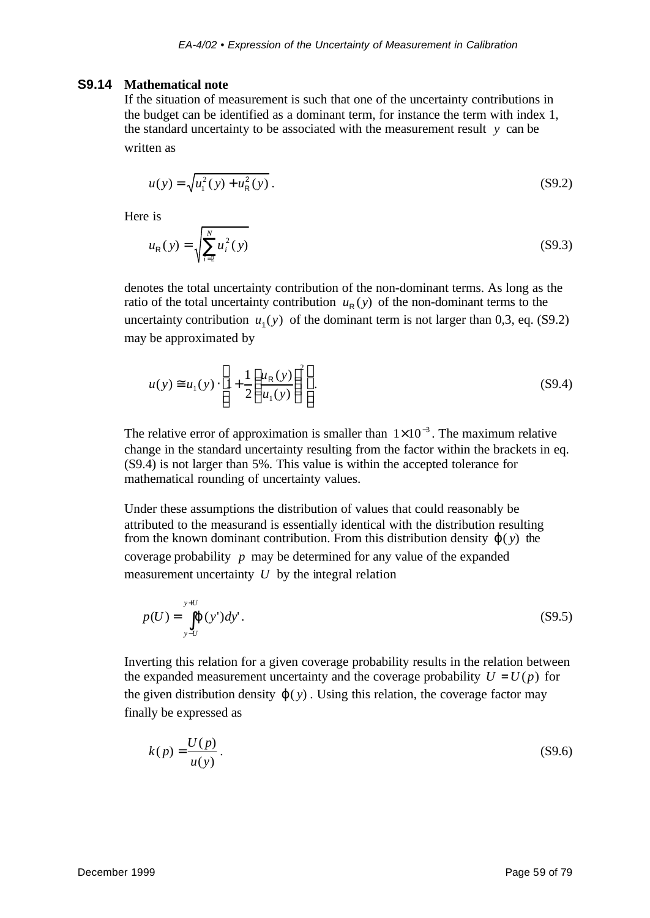### S9.14 Mathematical note

If the situation of measurement is such that one of the uncertainty contributions in the budget can be identified as a dominant term, for instance the term with index 1, the standard uncertainty to be associated with the measurement result $y$ can be written as

$$u(y) = \sqrt{u_1^2(y) + u_R^2(y)} \, . \tag{S9.2}$$

Here is

$$u_R(y) = \sqrt{\sum_{i=2}^{N} u_i^2(y)} \tag{S9.3}$$

denotes the total uncertainty contribution of the non-dominant terms. As long as the ratio of the total uncertainty contribution $u_R(y)$ of the non-dominant terms to the uncertainty contribution $u_1(y)$ of the dominant term is not larger than 0,3, eq. (S9.2) may be approximated by

$$u(y) \cong u_1(y) \cdot \left( 1 + \frac{1}{2} \left( \frac{u_R(y)}{u_1(y)} \right)^2 \right) . \tag{S9.4}$$

The relative error of approximation is smaller than $1 \times 10^{-3}$. The maximum relative change in the standard uncertainty resulting from the factor within the brackets in eq. (S9.4) is not larger than 5%. This value is within the accepted tolerance for mathematical rounding of uncertainty values.

Under these assumptions the distribution of values that could reasonably be attributed to the measurand is essentially identical with the distribution resulting from the known dominant contribution. From this distribution density $\varphi(y)$ the coverage probability $p$ may be determined for any value of the expanded measurement uncertainty $U$ by the integral relation

$$p(U) = \int_{y-U}^{y+U} \varphi(y')dy' \, . \tag{S9.5}$$

Inverting this relation for a given coverage probability results in the relation between the expanded measurement uncertainty and the coverage probability $U = U(p)$ for the given distribution density $\varphi(y)$. Using this relation, the coverage factor may finally be expressed as

$$k(p) = \frac{U(p)}{u(y)} \, . \tag{S9.6}$$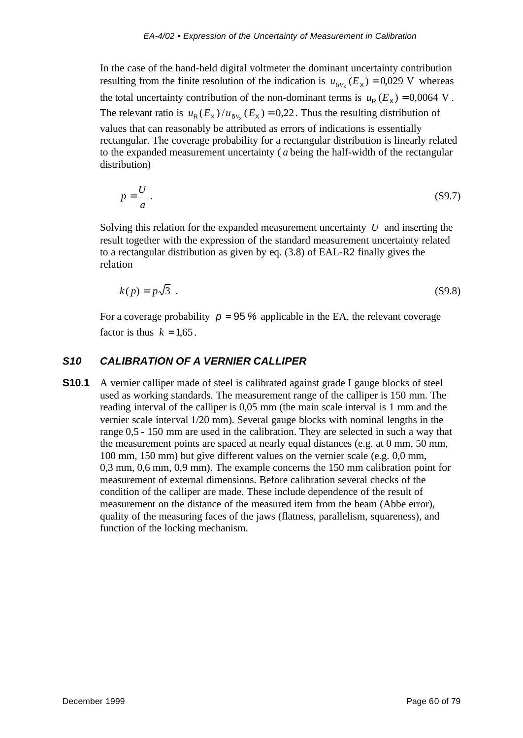In the case of the hand-held digital voltmeter the dominant uncertainty contribution resulting from the finite resolution of the indication is $u_{\delta V_X}(E_X) = 0{,}029$ V whereas the total uncertainty contribution of the non-dominant terms is $u_R(E_X) = 0{,}0064$ V. The relevant ratio is $u_R(E_X)/u_{\delta V_X}(E_X) = 0{,}22$. Thus the resulting distribution of values that can reasonably be attributed as errors of indications is essentially rectangular. The coverage probability for a rectangular distribution is linearly related to the expanded measurement uncertainty ( $a$ being the half-width of the rectangular distribution)

$$p = \frac{U}{a} . \tag{S9.7}$$

Solving this relation for the expanded measurement uncertainty $U$ and inserting the result together with the expression of the standard measurement uncertainty related to a rectangular distribution as given by eq. (3.8) of EAL-R2 finally gives the relation

$$k(p) = p\sqrt{3} \ . \tag{S9.8}$$

For a coverage probability $p = 95\ \%$ applicable in the EA, the relevant coverage factor is thus $k = 1{,}65$.

## S10 CALIBRATION OF A VERNIER CALLIPER

**S10.1** A vernier calliper made of steel is calibrated against grade I gauge blocks of steel used as working standards. The measurement range of the calliper is 150 mm. The reading interval of the calliper is 0,05 mm (the main scale interval is 1 mm and the vernier scale interval 1/20 mm). Several gauge blocks with nominal lengths in the range 0,5 - 150 mm are used in the calibration. They are selected in such a way that the measurement points are spaced at nearly equal distances (e.g. at 0 mm, 50 mm, 100 mm, 150 mm) but give different values on the vernier scale (e.g. 0,0 mm, 0,3 mm, 0,6 mm, 0,9 mm). The example concerns the 150 mm calibration point for measurement of external dimensions. Before calibration several checks of the condition of the calliper are made. These include dependence of the result of measurement on the distance of the measured item from the beam (Abbe error), quality of the measuring faces of the jaws (flatness, parallelism, squareness), and function of the locking mechanism.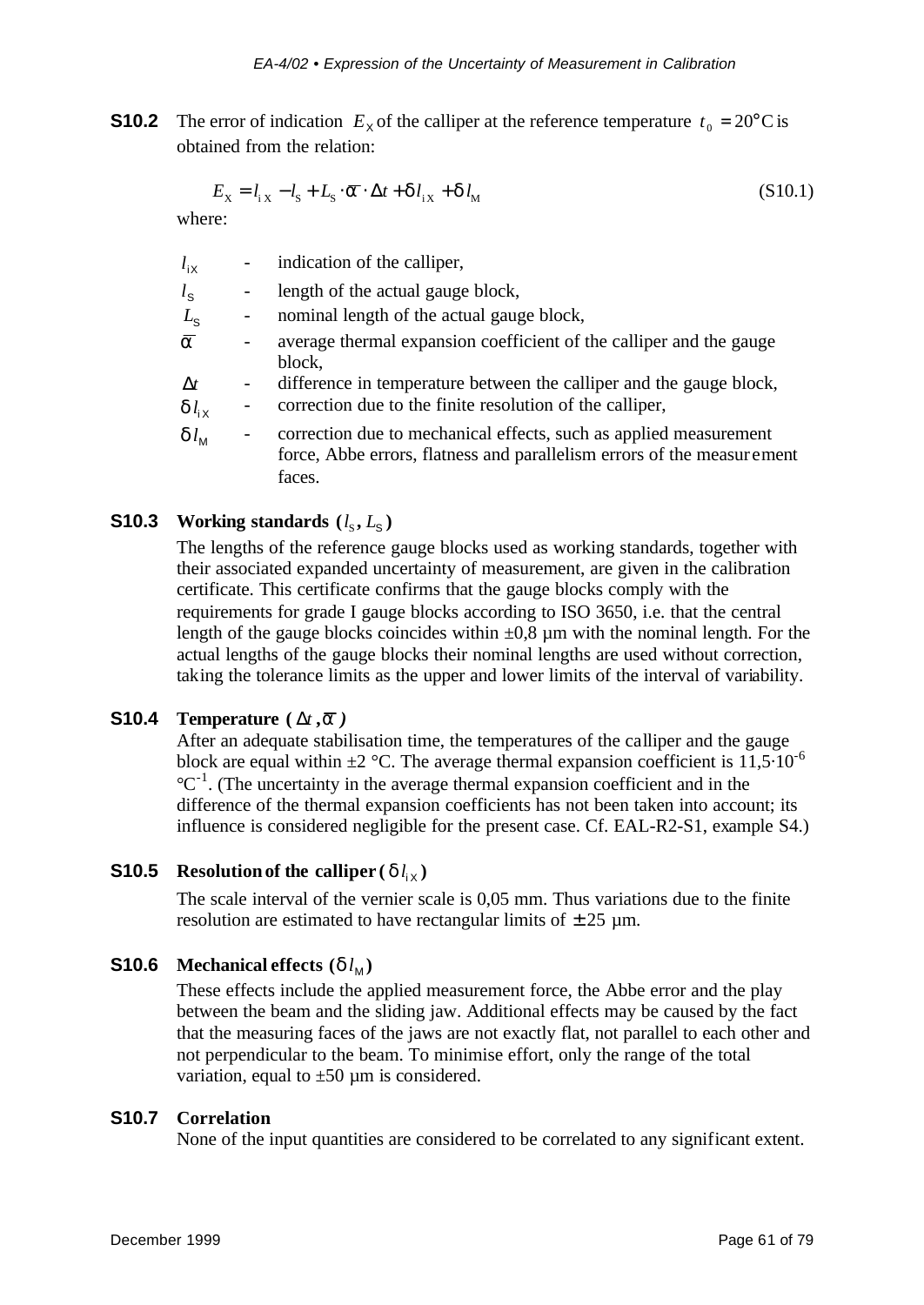**S10.2** The error of indication $E_X$ of the calliper at the reference temperature $t_0 = 20°C$ is obtained from the relation:

$$E_X = l_{iX} - l_S + L_S \cdot \bar{\alpha} \cdot \Delta t + \delta l_{iX} + \delta l_M \tag{S10.1}$$

where:

| | | |
|---|---|---|
| $l_{iX}$ | - | indication of the calliper, |
| $l_S$ | - | length of the actual gauge block, |
| $L_S$ | - | nominal length of the actual gauge block, |
| $\bar{\alpha}$ | - | average thermal expansion coefficient of the calliper and the gauge block, |
| $\Delta t$ | - | difference in temperature between the calliper and the gauge block, |
| $\delta l_{iX}$ | - | correction due to the finite resolution of the calliper, |
| $\delta l_M$ | - | correction due to mechanical effects, such as applied measurement force, Abbe errors, flatness and parallelism errors of the measurement faces. |

**S10.3 Working standards ($l_S$, $L_S$)**

The lengths of the reference gauge blocks used as working standards, together with their associated expanded uncertainty of measurement, are given in the calibration certificate. This certificate confirms that the gauge blocks comply with the requirements for grade I gauge blocks according to ISO 3650, i.e. that the central length of the gauge blocks coincides within ±0,8 µm with the nominal length. For the actual lengths of the gauge blocks their nominal lengths are used without correction, taking the tolerance limits as the upper and lower limits of the interval of variability.

**S10.4 Temperature ($\Delta t$, $\bar{\alpha}$)**

After an adequate stabilisation time, the temperatures of the calliper and the gauge block are equal within ±2 °C. The average thermal expansion coefficient is $11{,}5 \cdot 10^{-6}$ $°C^{-1}$. (The uncertainty in the average thermal expansion coefficient and in the difference of the thermal expansion coefficients has not been taken into account; its influence is considered negligible for the present case. Cf. EAL-R2-S1, example S4.)

**S10.5 Resolution of the calliper ($\delta l_{iX}$)**

The scale interval of the vernier scale is 0,05 mm. Thus variations due to the finite resolution are estimated to have rectangular limits of ± 25 µm.

**S10.6 Mechanical effects ($\delta l_M$)**

These effects include the applied measurement force, the Abbe error and the play between the beam and the sliding jaw. Additional effects may be caused by the fact that the measuring faces of the jaws are not exactly flat, not parallel to each other and not perpendicular to the beam. To minimise effort, only the range of the total variation, equal to ±50 µm is considered.

**S10.7 Correlation**

None of the input quantities are considered to be correlated to any significant extent.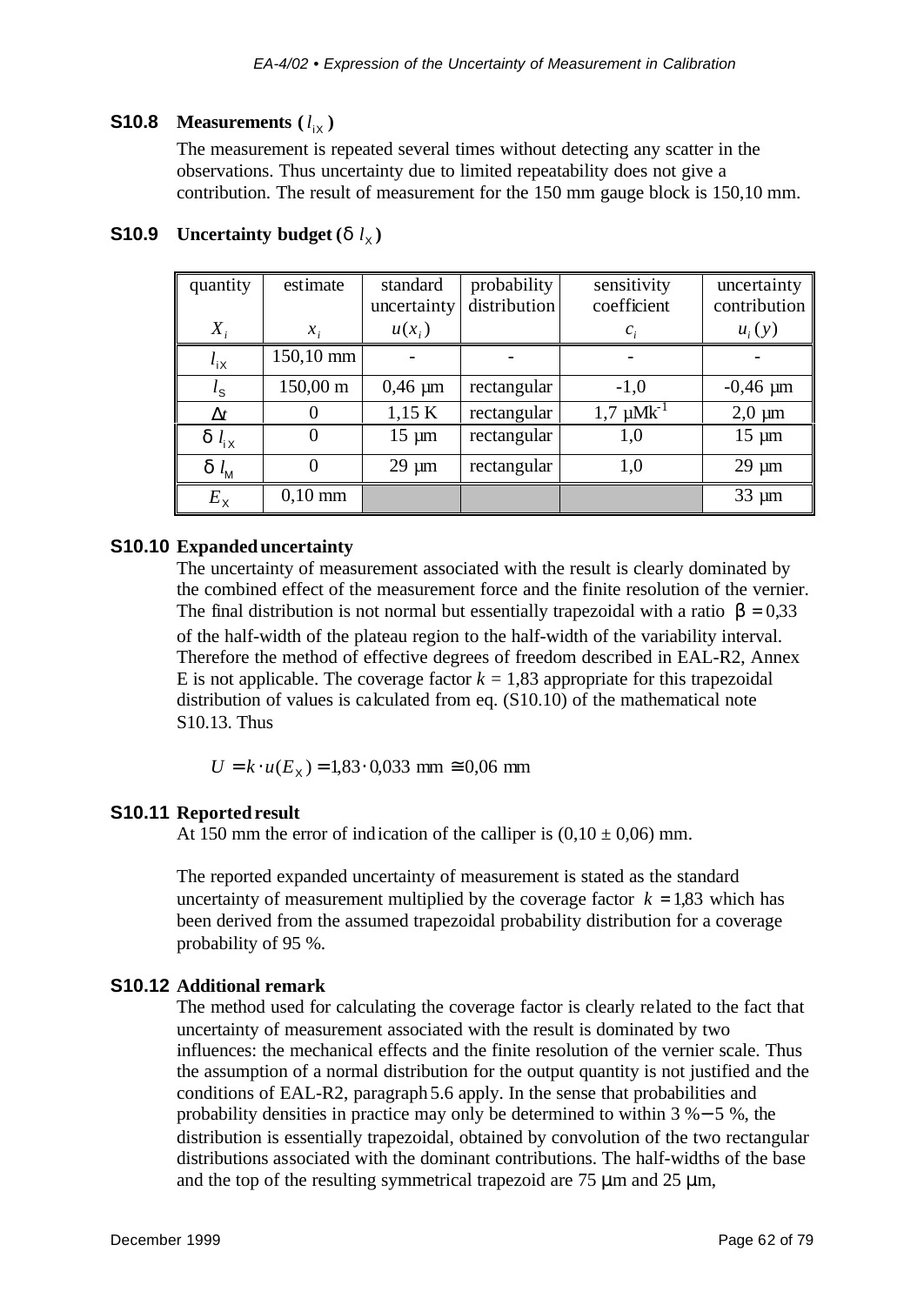### S10.8 Measurements ($l_{iX}$)

The measurement is repeated several times without detecting any scatter in the observations. Thus uncertainty due to limited repeatability does not give a contribution. The result of measurement for the 150 mm gauge block is 150,10 mm.

### S10.9 Uncertainty budget ($\delta l_X$)

| quantity $X_i$ | estimate $x_i$ | standard uncertainty $u(x_i)$ | probability distribution | sensitivity coefficient $c_i$ | uncertainty contribution $u_i(y)$ |
|---|---|---|---|---|---|
| $l_{iX}$ | 150,10 mm | - | - | - | - |
| $l_S$ | 150,00 m | 0,46 µm | rectangular | -1,0 | -0,46 µm |
| $\Delta t$ | 0 | 1,15 K | rectangular | 1,7 µMK$^{-1}$ | 2,0 µm |
| $\delta l_{iX}$ | 0 | 15 µm | rectangular | 1,0 | 15 µm |
| $\delta l_M$ | 0 | 29 µm | rectangular | 1,0 | 29 µm |
| $E_X$ | 0,10 mm | | | | 33 µm |

### S10.10 Expanded uncertainty

The uncertainty of measurement associated with the result is clearly dominated by the combined effect of the measurement force and the finite resolution of the vernier. The final distribution is not normal but essentially trapezoidal with a ratio $\beta = 0{,}33$ of the half-width of the plateau region to the half-width of the variability interval. Therefore the method of effective degrees of freedom described in EAL-R2, Annex E is not applicable. The coverage factor $k = 1{,}83$ appropriate for this trapezoidal distribution of values is calculated from eq. (S10.10) of the mathematical note S10.13. Thus

$$U = k \cdot u(E_X) = 1{,}83 \cdot 0{,}033 \text{ mm} \cong 0{,}06 \text{ mm}$$

### S10.11 Reported result

At 150 mm the error of indication of the calliper is (0,10 ± 0,06) mm.

The reported expanded uncertainty of measurement is stated as the standard uncertainty of measurement multiplied by the coverage factor $k = 1{,}83$ which has been derived from the assumed trapezoidal probability distribution for a coverage probability of 95 %.

### S10.12 Additional remark

The method used for calculating the coverage factor is clearly related to the fact that uncertainty of measurement associated with the result is dominated by two influences: the mechanical effects and the finite resolution of the vernier scale. Thus the assumption of a normal distribution for the output quantity is not justified and the conditions of EAL-R2, paragraph 5.6 apply. In the sense that probabilities and probability densities in practice may only be determined to within 3 %−5 %, the distribution is essentially trapezoidal, obtained by convolution of the two rectangular distributions associated with the dominant contributions. The half-widths of the base and the top of the resulting symmetrical trapezoid are 75 µm and 25 µm,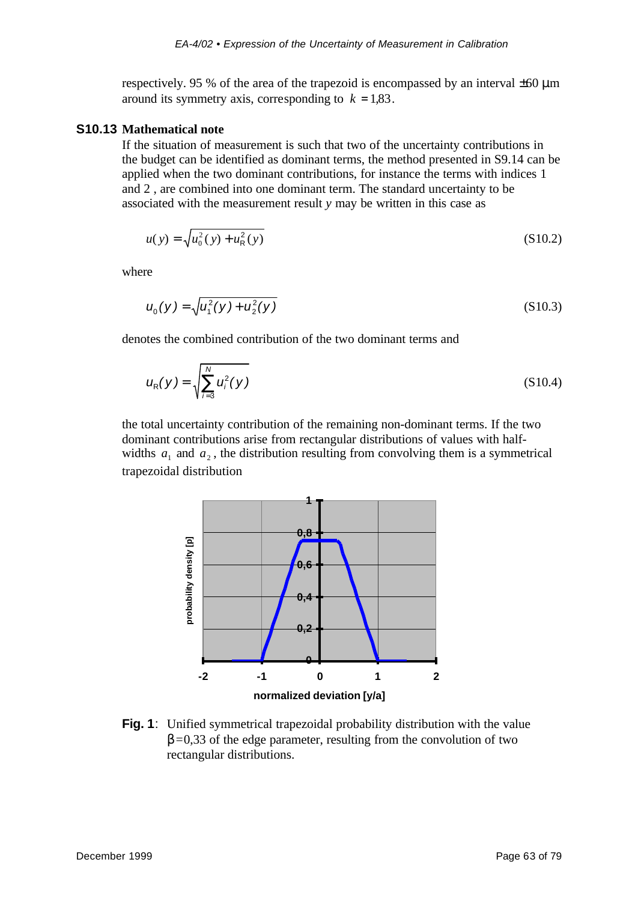respectively. 95 % of the area of the trapezoid is encompassed by an interval ±60 μm around its symmetry axis, corresponding to $k = 1{,}83$.

**S10.13 Mathematical note**

If the situation of measurement is such that two of the uncertainty contributions in the budget can be identified as dominant terms, the method presented in S9.14 can be applied when the two dominant contributions, for instance the terms with indices 1 and 2 , are combined into one dominant term. The standard uncertainty to be associated with the measurement result *y* may be written in this case as

$$u(y) = \sqrt{u_0^2(y) + u_R^2(y)} \tag{S10.2}$$

where

$$u_0(y) = \sqrt{u_1^2(y) + u_2^2(y)} \tag{S10.3}$$

denotes the combined contribution of the two dominant terms and

$$u_R(y) = \sqrt{\sum_{i=3}^{N} u_i^2(y)} \tag{S10.4}$$

the total uncertainty contribution of the remaining non-dominant terms. If the two dominant contributions arise from rectangular distributions of values with half-widths $a_1$ and $a_2$, the distribution resulting from convolving them is a symmetrical trapezoidal distribution

**Fig. 1**: Unified symmetrical trapezoidal probability distribution with the value $\beta = 0{,}33$ of the edge parameter, resulting from the convolution of two rectangular distributions.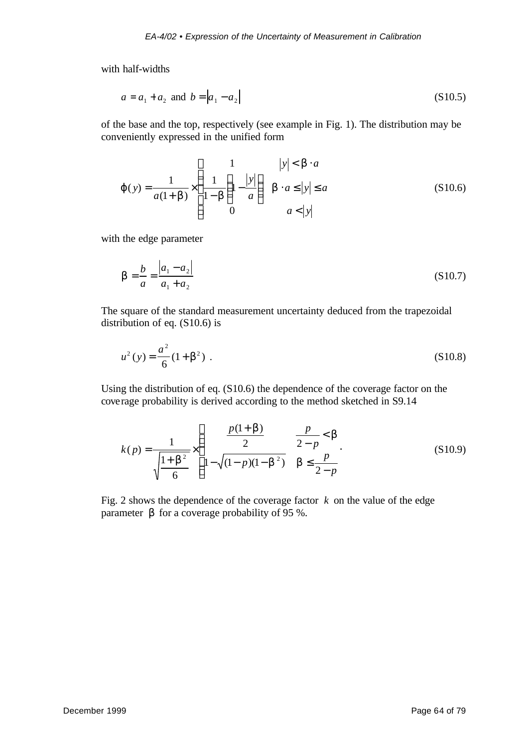with half-widths

$$a = a_1 + a_2 \text{ and } b = \left|a_1 - a_2\right| \tag{S10.5}$$

of the base and the top, respectively (see example in Fig. 1). The distribution may be conveniently expressed in the unified form

$$\varphi(y) = \frac{1}{a(1+\beta)} \times \begin{cases} 1 & |y| < \beta \cdot a \\ \dfrac{1}{1-\beta}\left(1 - \dfrac{|y|}{a}\right) & \beta \cdot a \leq |y| \leq a \\ 0 & a < |y| \end{cases} \tag{S10.6}$$

with the edge parameter

$$\beta = \frac{b}{a} = \frac{\left|a_1 - a_2\right|}{a_1 + a_2} \tag{S10.7}$$

The square of the standard measurement uncertainty deduced from the trapezoidal distribution of eq. (S10.6) is

$$u^2(y) = \frac{a^2}{6}(1+\beta^2) \ . \tag{S10.8}$$

Using the distribution of eq. (S10.6) the dependence of the coverage factor on the coverage probability is derived according to the method sketched in S9.14

$$k(p) = \frac{1}{\sqrt{\dfrac{1+\beta^2}{6}}} \times \begin{cases} \dfrac{p(1+\beta)}{2} & \dfrac{p}{2-p} < \beta \\ 1 - \sqrt{(1-p)(1-\beta^2)} & \beta \leq \dfrac{p}{2-p} \end{cases} . \tag{S10.9}$$

Fig. 2 shows the dependence of the coverage factor $k$ on the value of the edge parameter $\beta$ for a coverage probability of 95 %.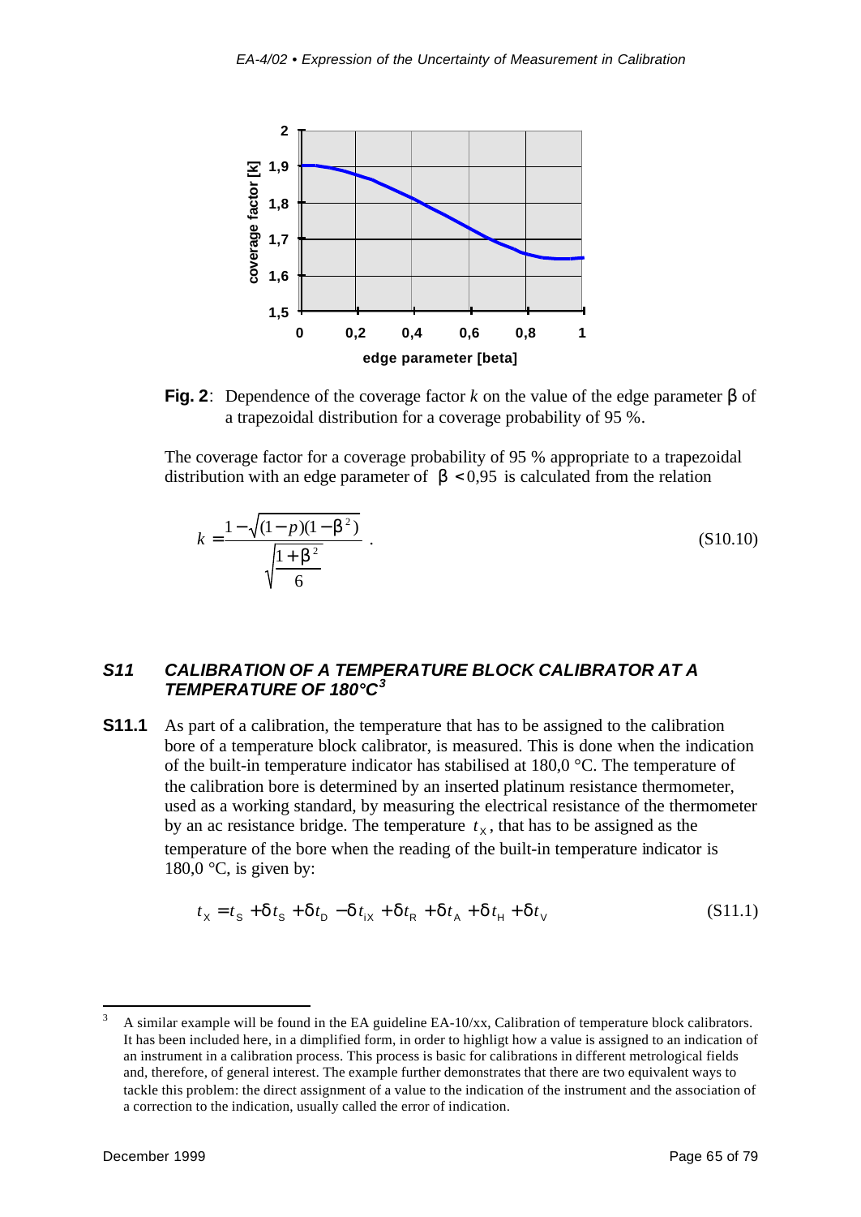**Fig. 2**: Dependence of the coverage factor $k$ on the value of the edge parameter $\beta$ of a trapezoidal distribution for a coverage probability of 95 %.

The coverage factor for a coverage probability of 95 % appropriate to a trapezoidal distribution with an edge parameter of $\beta < 0{,}95$ is calculated from the relation

$$k = \frac{1 - \sqrt{(1-p)(1-\beta^2)}}{\sqrt{\frac{1+\beta^2}{6}}} \; . \tag{S10.10}$$

### *S11 CALIBRATION OF A TEMPERATURE BLOCK CALIBRATOR AT A TEMPERATURE OF 180°C*[3]

**S11.1** As part of a calibration, the temperature that has to be assigned to the calibration bore of a temperature block calibrator, is measured. This is done when the indication of the built-in temperature indicator has stabilised at 180,0 °C. The temperature of the calibration bore is determined by an inserted platinum resistance thermometer, used as a working standard, by measuring the electrical resistance of the thermometer by an ac resistance bridge. The temperature $t_X$, that has to be assigned as the temperature of the bore when the reading of the built-in temperature indicator is 180,0 °C, is given by:

$$t_X = t_S + \delta t_S + \delta t_D - \delta t_{iX} + \delta t_R + \delta t_A + \delta t_H + \delta t_V \tag{S11.1}$$

[3] A similar example will be found in the EA guideline EA-10/xx, Calibration of temperature block calibrators. It has been included here, in a dimplified form, in order to highligt how a value is assigned to an indication of an instrument in a calibration process. This process is basic for calibrations in different metrological fields and, therefore, of general interest. The example further demonstrates that there are two equivalent ways to tackle this problem: the direct assignment of a value to the indication of the instrument and the association of a correction to the indication, usually called the error of indication.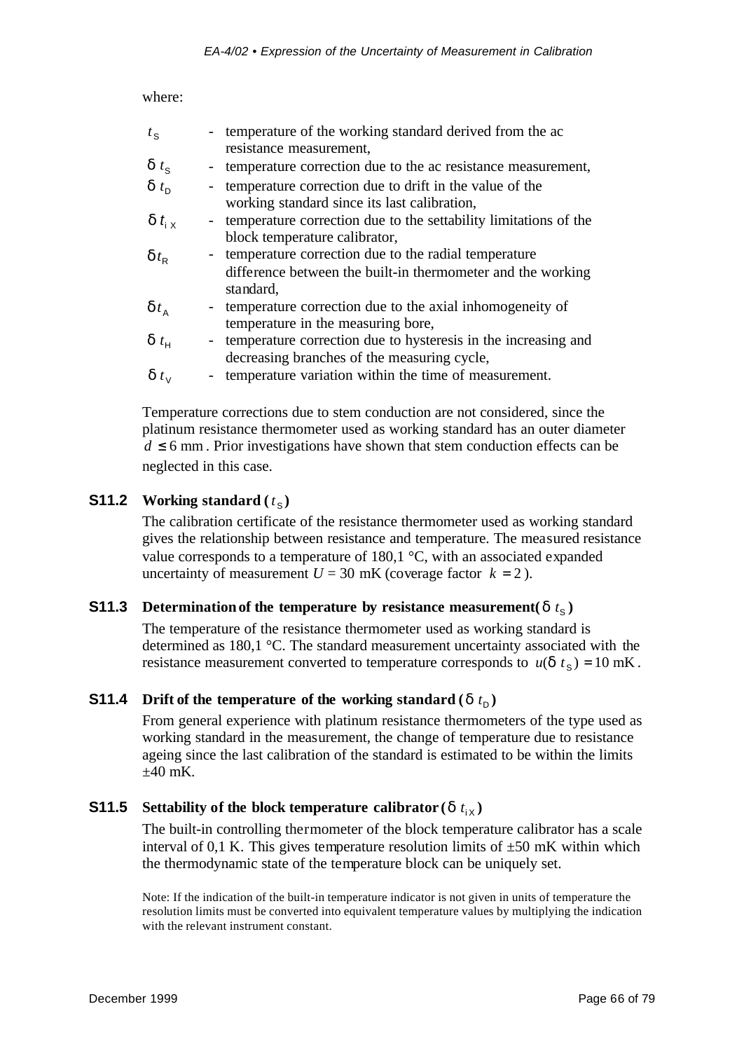where:

| | | |
|---|---|---|
| $t_S$ | - | temperature of the working standard derived from the ac resistance measurement, |
| $\delta t_S$ | - | temperature correction due to the ac resistance measurement, |
| $\delta t_D$ | - | temperature correction due to drift in the value of the working standard since its last calibration, |
| $\delta t_{iX}$ | - | temperature correction due to the settability limitations of the block temperature calibrator, |
| $\delta t_R$ | - | temperature correction due to the radial temperature difference between the built-in thermometer and the working standard, |
| $\delta t_A$ | - | temperature correction due to the axial inhomogeneity of temperature in the measuring bore, |
| $\delta t_H$ | - | temperature correction due to hysteresis in the increasing and decreasing branches of the measuring cycle, |
| $\delta t_V$ | - | temperature variation within the time of measurement. |

Temperature corrections due to stem conduction are not considered, since the platinum resistance thermometer used as working standard has an outer diameter $d \leq 6$ mm. Prior investigations have shown that stem conduction effects can be neglected in this case.

## S11.2 Working standard ($t_S$)

The calibration certificate of the resistance thermometer used as working standard gives the relationship between resistance and temperature. The measured resistance value corresponds to a temperature of 180,1 °C, with an associated expanded uncertainty of measurement $U = 30$ mK (coverage factor $k = 2$).

## S11.3 Determination of the temperature by resistance measurement ($\delta t_S$)

The temperature of the resistance thermometer used as working standard is determined as 180,1 °C. The standard measurement uncertainty associated with the resistance measurement converted to temperature corresponds to $u(\delta t_S) = 10$ mK.

## S11.4 Drift of the temperature of the working standard ($\delta t_D$)

From general experience with platinum resistance thermometers of the type used as working standard in the measurement, the change of temperature due to resistance ageing since the last calibration of the standard is estimated to be within the limits ±40 mK.

## S11.5 Settability of the block temperature calibrator ($\delta t_{iX}$)

The built-in controlling thermometer of the block temperature calibrator has a scale interval of 0,1 K. This gives temperature resolution limits of ±50 mK within which the thermodynamic state of the temperature block can be uniquely set.

Note: If the indication of the built-in temperature indicator is not given in units of temperature the resolution limits must be converted into equivalent temperature values by multiplying the indication with the relevant instrument constant.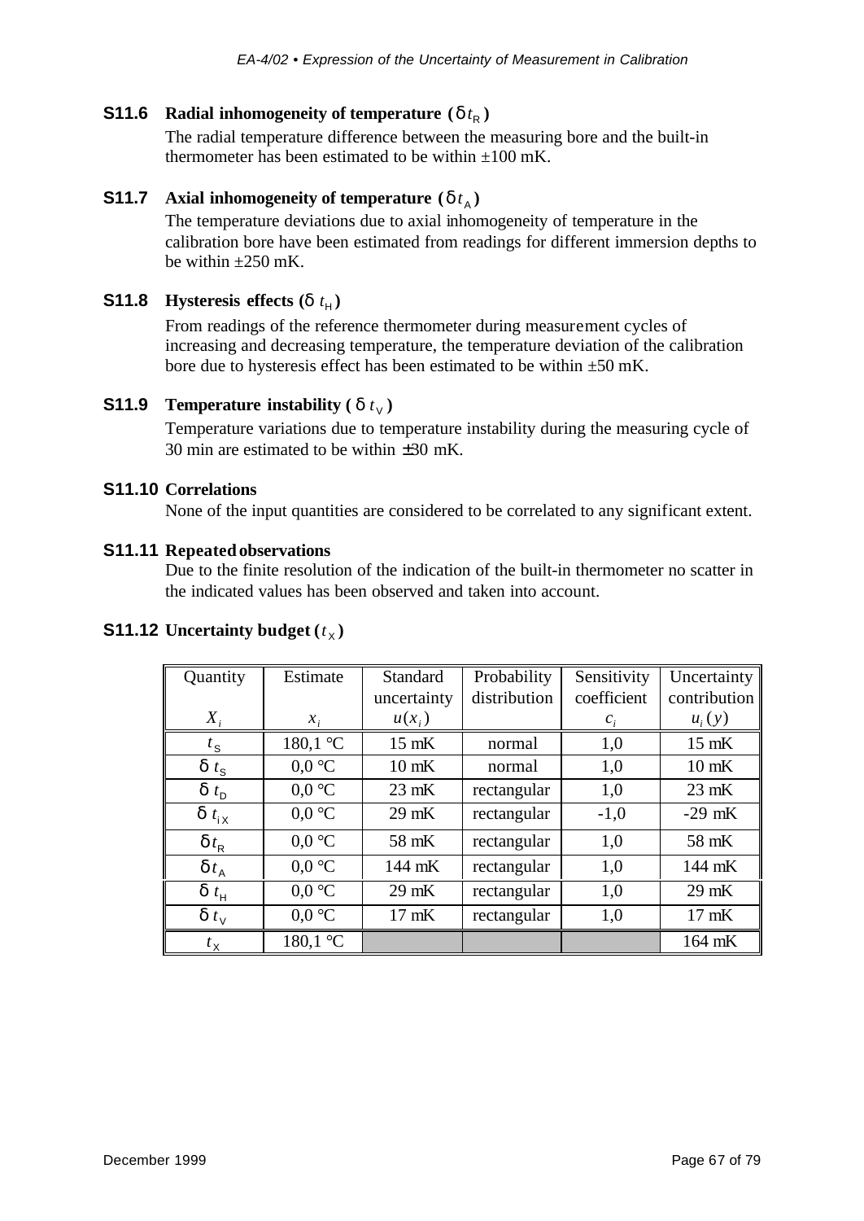### S11.6 Radial inhomogeneity of temperature ($\delta t_R$)

The radial temperature difference between the measuring bore and the built-in thermometer has been estimated to be within ±100 mK.

### S11.7 Axial inhomogeneity of temperature ($\delta t_A$)

The temperature deviations due to axial inhomogeneity of temperature in the calibration bore have been estimated from readings for different immersion depths to be within ±250 mK.

### S11.8 Hysteresis effects ($\delta t_H$)

From readings of the reference thermometer during measurement cycles of increasing and decreasing temperature, the temperature deviation of the calibration bore due to hysteresis effect has been estimated to be within ±50 mK.

### S11.9 Temperature instability ($\delta t_V$)

Temperature variations due to temperature instability during the measuring cycle of 30 min are estimated to be within ±30 mK.

### S11.10 Correlations

None of the input quantities are considered to be correlated to any significant extent.

### S11.11 Repeated observations

Due to the finite resolution of the indication of the built-in thermometer no scatter in the indicated values has been observed and taken into account.

### S11.12 Uncertainty budget ($t_X$)

| Quantity $X_i$ | Estimate $x_i$ | Standard uncertainty $u(x_i)$ | Probability distribution | Sensitivity coefficient $c_i$ | Uncertainty contribution $u_i(y)$ |
|---|---|---|---|---|---|
| $t_S$ | 180,1 °C | 15 mK | normal | 1,0 | 15 mK |
| $\delta t_S$ | 0,0 °C | 10 mK | normal | 1,0 | 10 mK |
| $\delta t_D$ | 0,0 °C | 23 mK | rectangular | 1,0 | 23 mK |
| $\delta t_{iX}$ | 0,0 °C | 29 mK | rectangular | -1,0 | -29 mK |
| $\delta t_R$ | 0,0 °C | 58 mK | rectangular | 1,0 | 58 mK |
| $\delta t_A$ | 0,0 °C | 144 mK | rectangular | 1,0 | 144 mK |
| $\delta t_H$ | 0,0 °C | 29 mK | rectangular | 1,0 | 29 mK |
| $\delta t_V$ | 0,0 °C | 17 mK | rectangular | 1,0 | 17 mK |
| $t_X$ | 180,1 °C | | | | 164 mK |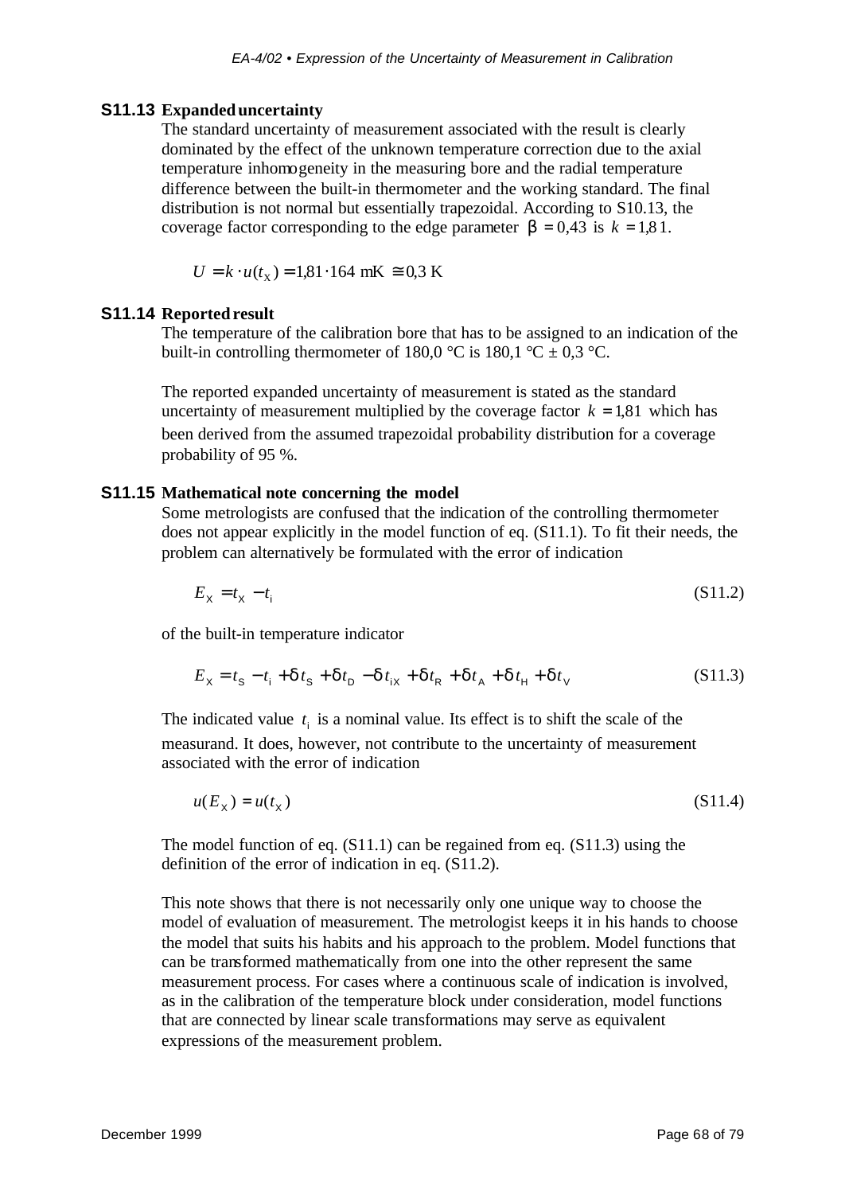**S11.13 Expanded uncertainty**

The standard uncertainty of measurement associated with the result is clearly dominated by the effect of the unknown temperature correction due to the axial temperature inhomogeneity in the measuring bore and the radial temperature difference between the built-in thermometer and the working standard. The final distribution is not normal but essentially trapezoidal. According to S10.13, the coverage factor corresponding to the edge parameter $\beta = 0{,}43$ is $k = 1{,}81$.

$$U = k \cdot u(t_X) = 1{,}81 \cdot 164 \text{ mK} \cong 0{,}3 \text{ K}$$

**S11.14 Reported result**

The temperature of the calibration bore that has to be assigned to an indication of the built-in controlling thermometer of 180,0 °C is 180,1 °C ± 0,3 °C.

The reported expanded uncertainty of measurement is stated as the standard uncertainty of measurement multiplied by the coverage factor $k = 1{,}81$ which has been derived from the assumed trapezoidal probability distribution for a coverage probability of 95 %.

**S11.15 Mathematical note concerning the model**

Some metrologists are confused that the indication of the controlling thermometer does not appear explicitly in the model function of eq. (S11.1). To fit their needs, the problem can alternatively be formulated with the error of indication

$$E_X = t_X - t_i \tag{S11.2}$$

of the built-in temperature indicator

$$E_X = t_S - t_i + \delta t_S + \delta t_D - \delta t_{iX} + \delta t_R + \delta t_A + \delta t_H + \delta t_V \tag{S11.3}$$

The indicated value $t_i$ is a nominal value. Its effect is to shift the scale of the measurand. It does, however, not contribute to the uncertainty of measurement associated with the error of indication

$$u(E_X) = u(t_X) \tag{S11.4}$$

The model function of eq. (S11.1) can be regained from eq. (S11.3) using the definition of the error of indication in eq. (S11.2).

This note shows that there is not necessarily only one unique way to choose the model of evaluation of measurement. The metrologist keeps it in his hands to choose the model that suits his habits and his approach to the problem. Model functions that can be transformed mathematically from one into the other represent the same measurement process. For cases where a continuous scale of indication is involved, as in the calibration of the temperature block under consideration, model functions that are connected by linear scale transformations may serve as equivalent expressions of the measurement problem.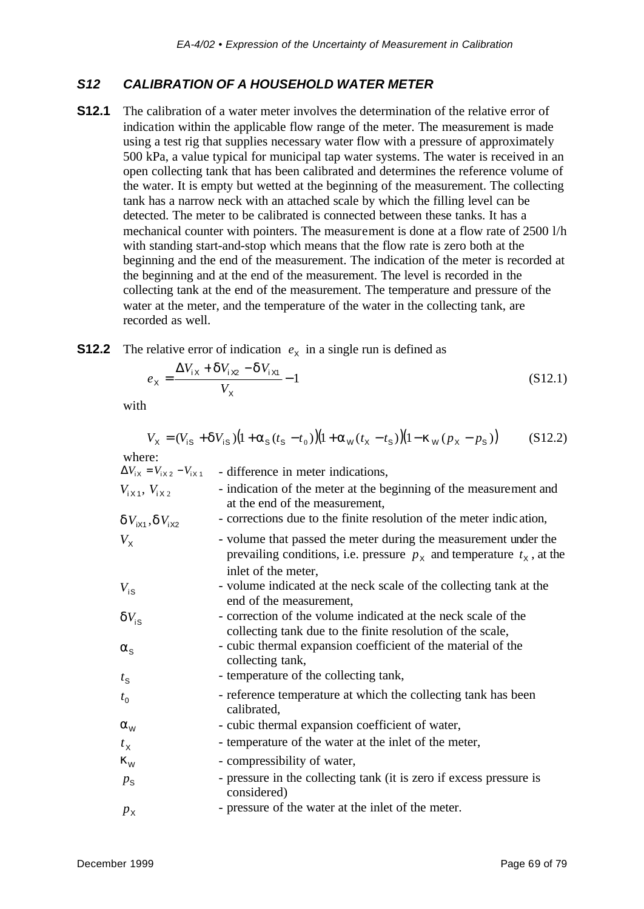## *S12 CALIBRATION OF A HOUSEHOLD WATER METER*

**S12.1** The calibration of a water meter involves the determination of the relative error of indication within the applicable flow range of the meter. The measurement is made using a test rig that supplies necessary water flow with a pressure of approximately 500 kPa, a value typical for municipal tap water systems. The water is received in an open collecting tank that has been calibrated and determines the reference volume of the water. It is empty but wetted at the beginning of the measurement. The collecting tank has a narrow neck with an attached scale by which the filling level can be detected. The meter to be calibrated is connected between these tanks. It has a mechanical counter with pointers. The measurement is done at a flow rate of 2500 l/h with standing start-and-stop which means that the flow rate is zero both at the beginning and the end of the measurement. The indication of the meter is recorded at the beginning and at the end of the measurement. The level is recorded in the collecting tank at the end of the measurement. The temperature and pressure of the water at the meter, and the temperature of the water in the collecting tank, are recorded as well.

**S12.2** The relative error of indication $e_X$ in a single run is defined as

$$e_X = \frac{\Delta V_{iX} + \delta V_{iX2} - \delta V_{iX1}}{V_X} - 1 \tag{S12.1}$$

with

$$V_X = (V_{iS} + \delta V_{iS})\big(1 + \alpha_S (t_S - t_0)\big)\big(1 + \alpha_W (t_X - t_S)\big)\big(1 - \kappa_W (p_X - p_S)\big) \tag{S12.2}$$

where:

- $\Delta V_{iX} = V_{iX2} - V_{iX1}$ - difference in meter indications,
- $V_{iX1}$, $V_{iX2}$ - indication of the meter at the beginning of the measurement and at the end of the measurement,
- $\delta V_{iX1}, \delta V_{iX2}$ - corrections due to the finite resolution of the meter indication,
- $V_X$ - volume that passed the meter during the measurement under the prevailing conditions, i.e. pressure $p_X$ and temperature $t_X$, at the inlet of the meter,
- $V_{iS}$ - volume indicated at the neck scale of the collecting tank at the end of the measurement,
- $\delta V_{iS}$ - correction of the volume indicated at the neck scale of the collecting tank due to the finite resolution of the scale,
- $\alpha_S$ - cubic thermal expansion coefficient of the material of the collecting tank,
- $t_S$ - temperature of the collecting tank,
- $t_0$ - reference temperature at which the collecting tank has been calibrated,
- $\alpha_W$ - cubic thermal expansion coefficient of water,
- $t_X$ - temperature of the water at the inlet of the meter,
- $\kappa_W$ - compressibility of water,
- $p_S$ - pressure in the collecting tank (it is zero if excess pressure is considered)
- $p_X$ - pressure of the water at the inlet of the meter.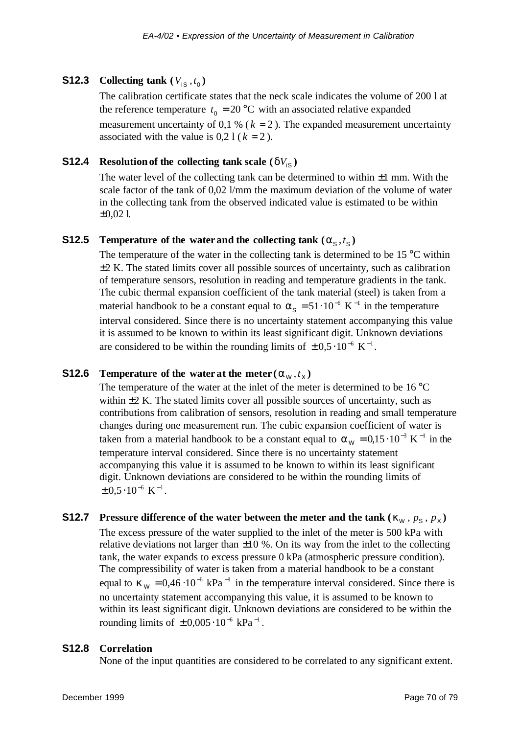### S12.3 Collecting tank ($V_{iS}$, $t_0$)

The calibration certificate states that the neck scale indicates the volume of 200 l at the reference temperature $t_0 = 20$ °C with an associated relative expanded measurement uncertainty of 0,1 % ($k = 2$). The expanded measurement uncertainty associated with the value is 0,2 l ($k = 2$).

### S12.4 Resolution of the collecting tank scale ($\delta V_{iS}$)

The water level of the collecting tank can be determined to within ±1 mm. With the scale factor of the tank of 0,02 l/mm the maximum deviation of the volume of water in the collecting tank from the observed indicated value is estimated to be within ±0,02 l.

### S12.5 Temperature of the water and the collecting tank ($\alpha_S$, $t_S$)

The temperature of the water in the collecting tank is determined to be 15 °C within ±2 K. The stated limits cover all possible sources of uncertainty, such as calibration of temperature sensors, resolution in reading and temperature gradients in the tank. The cubic thermal expansion coefficient of the tank material (steel) is taken from a material handbook to be a constant equal to $\alpha_S = 51 \cdot 10^{-6}\ \mathrm{K}^{-1}$ in the temperature interval considered. Since there is no uncertainty statement accompanying this value it is assumed to be known to within its least significant digit. Unknown deviations are considered to be within the rounding limits of $\pm 0{,}5 \cdot 10^{-6}\ \mathrm{K}^{-1}$.

### S12.6 Temperature of the water at the meter ($\alpha_W$, $t_X$)

The temperature of the water at the inlet of the meter is determined to be 16 °C within ±2 K. The stated limits cover all possible sources of uncertainty, such as contributions from calibration of sensors, resolution in reading and small temperature changes during one measurement run. The cubic expansion coefficient of water is taken from a material handbook to be a constant equal to $\alpha_W = 0{,}15 \cdot 10^{-3}\ \mathrm{K}^{-1}$ in the temperature interval considered. Since there is no uncertainty statement accompanying this value it is assumed to be known to within its least significant digit. Unknown deviations are considered to be within the rounding limits of $\pm 0{,}5 \cdot 10^{-6}\ \mathrm{K}^{-1}$.

### S12.7 Pressure difference of the water between the meter and the tank ($\kappa_W$, $p_S$, $p_X$)

The excess pressure of the water supplied to the inlet of the meter is 500 kPa with relative deviations not larger than ±10 %. On its way from the inlet to the collecting tank, the water expands to excess pressure 0 kPa (atmospheric pressure condition). The compressibility of water is taken from a material handbook to be a constant equal to $\kappa_W = 0{,}46 \cdot 10^{-6}\ \mathrm{kPa}^{-1}$ in the temperature interval considered. Since there is no uncertainty statement accompanying this value, it is assumed to be known to within its least significant digit. Unknown deviations are considered to be within the rounding limits of $\pm 0{,}005 \cdot 10^{-6}\ \mathrm{kPa}^{-1}$.

### S12.8 Correlation

None of the input quantities are considered to be correlated to any significant extent.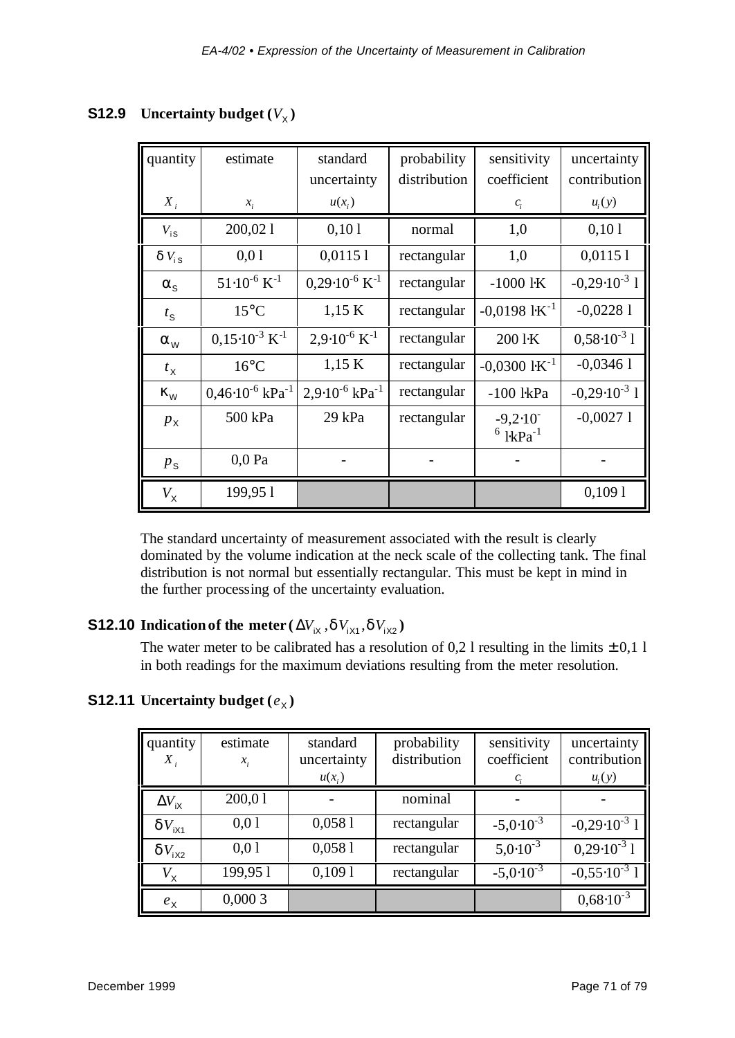### S12.9 Uncertainty budget ($V_X$)

| quantity $X_i$ | estimate $x_i$ | standard uncertainty $u(x_i)$ | probability distribution | sensitivity coefficient $c_i$ | uncertainty contribution $u_i(y)$ |
|---|---|---|---|---|---|
| $V_{iS}$ | 200,02 l | 0,10 l | normal | 1,0 | 0,10 l |
| $\delta V_{iS}$ | 0,0 l | 0,0115 l | rectangular | 1,0 | 0,0115 l |
| $\alpha_S$ | $51 \cdot 10^{-6}$ K$^{-1}$ | $0{,}29 \cdot 10^{-6}$ K$^{-1}$ | rectangular | -1000 l·K | $-0{,}29 \cdot 10^{-3}$ l |
| $t_S$ | 15°C | 1,15 K | rectangular | -0,0198 l·K$^{-1}$ | -0,0228 l |
| $\alpha_W$ | $0{,}15 \cdot 10^{-3}$ K$^{-1}$ | $2{,}9 \cdot 10^{-6}$ K$^{-1}$ | rectangular | 200 l·K | $0{,}58 \cdot 10^{-3}$ l |
| $t_X$ | 16°C | 1,15 K | rectangular | -0,0300 l·K$^{-1}$ | -0,0346 l |
| $\kappa_W$ | $0{,}46 \cdot 10^{-6}$ kPa$^{-1}$ | $2{,}9 \cdot 10^{-6}$ kPa$^{-1}$ | rectangular | -100 l·kPa | $-0{,}29 \cdot 10^{-3}$ l |
| $p_X$ | 500 kPa | 29 kPa | rectangular | $-9{,}2 \cdot 10^{-6}$ l·kPa$^{-1}$ | -0,0027 l |
| $p_S$ | 0,0 Pa | - | - | - | - |
| $V_X$ | 199,95 l | | | | 0,109 l |

The standard uncertainty of measurement associated with the result is clearly dominated by the volume indication at the neck scale of the collecting tank. The final distribution is not normal but essentially rectangular. This must be kept in mind in the further processing of the uncertainty evaluation.

### S12.10 Indication of the meter ($\Delta V_{iX}, \delta V_{iX1}, \delta V_{iX2}$)

The water meter to be calibrated has a resolution of 0,2 l resulting in the limits ± 0,1 l in both readings for the maximum deviations resulting from the meter resolution.

### S12.11 Uncertainty budget ($e_X$)

| quantity $X_i$ | estimate $x_i$ | standard uncertainty $u(x_i)$ | probability distribution | sensitivity coefficient $c_i$ | uncertainty contribution $u_i(y)$ |
|---|---|---|---|---|---|
| $\Delta V_{iX}$ | 200,0 l | - | nominal | - | - |
| $\delta V_{iX1}$ | 0,0 l | 0,058 l | rectangular | $-5{,}0 \cdot 10^{-3}$ | $-0{,}29 \cdot 10^{-3}$ l |
| $\delta V_{iX2}$ | 0,0 l | 0,058 l | rectangular | $5{,}0 \cdot 10^{-3}$ | $0{,}29 \cdot 10^{-3}$ l |
| $V_X$ | 199,95 l | 0,109 l | rectangular | $-5{,}0 \cdot 10^{-3}$ | $-0{,}55 \cdot 10^{-3}$ l |
| $e_X$ | 0,000 3 | | | | $0{,}68 \cdot 10^{-3}$ |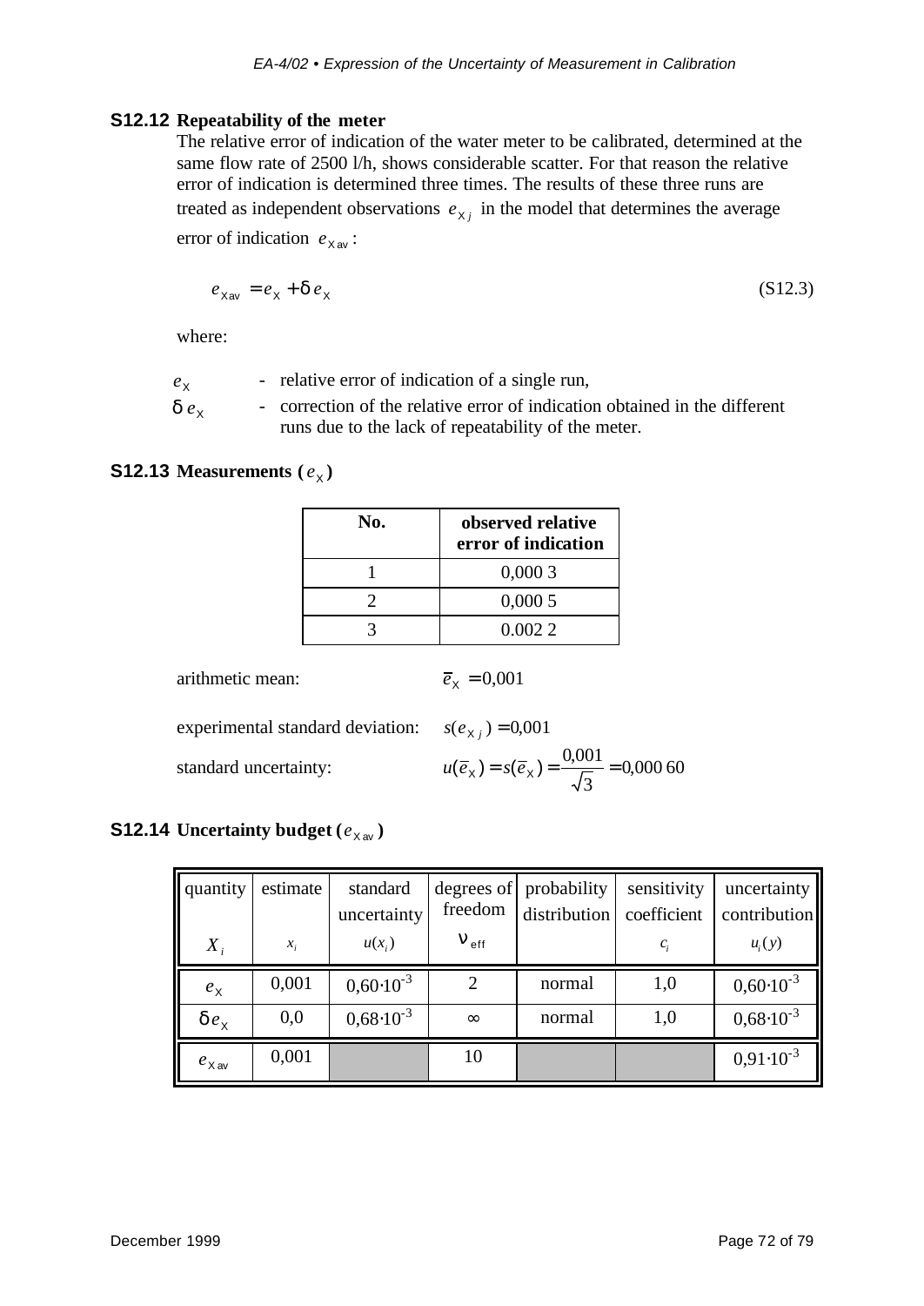### S12.12 Repeatability of the meter

The relative error of indication of the water meter to be calibrated, determined at the same flow rate of 2500 l/h, shows considerable scatter. For that reason the relative error of indication is determined three times. The results of these three runs are treated as independent observations $e_{X\,j}$ in the model that determines the average error of indication $e_{X\,av}$:

$$e_{X\,av} = e_X + \delta e_X \qquad \text{(S12.3)}$$

where:

- $e_X$ - relative error of indication of a single run,
- $\delta e_X$ - correction of the relative error of indication obtained in the different runs due to the lack of repeatability of the meter.

### S12.13 Measurements ($e_X$)

| No. | observed relative error of indication |
|---|---|
| 1 | 0,000 3 |
| 2 | 0,000 5 |
| 3 | 0.002 2 |

arithmetic mean: $\bar{e}_X = 0{,}001$

experimental standard deviation: $s(e_{X\,j}) = 0{,}001$

standard uncertainty: $u(\bar{e}_X) = s(\bar{e}_X) = \dfrac{0{,}001}{\sqrt{3}} = 0{,}000\,60$

### S12.14 Uncertainty budget ($e_{X\,av}$)

| quantity $X_i$ | estimate $x_i$ | standard uncertainty $u(x_i)$ | degrees of freedom $\nu_{eff}$ | probability distribution | sensitivity coefficient $c_i$ | uncertainty contribution $u_i(y)$ |
|---|---|---|---|---|---|---|
| $e_X$ | 0,001 | $0{,}60\cdot10^{-3}$ | 2 | normal | 1,0 | $0{,}60\cdot10^{-3}$ |
| $\delta e_X$ | 0,0 | $0{,}68\cdot10^{-3}$ | $\infty$ | normal | 1,0 | $0{,}68\cdot10^{-3}$ |
| $e_{X\,av}$ | 0,001 | | 10 | | | $0{,}91\cdot10^{-3}$ |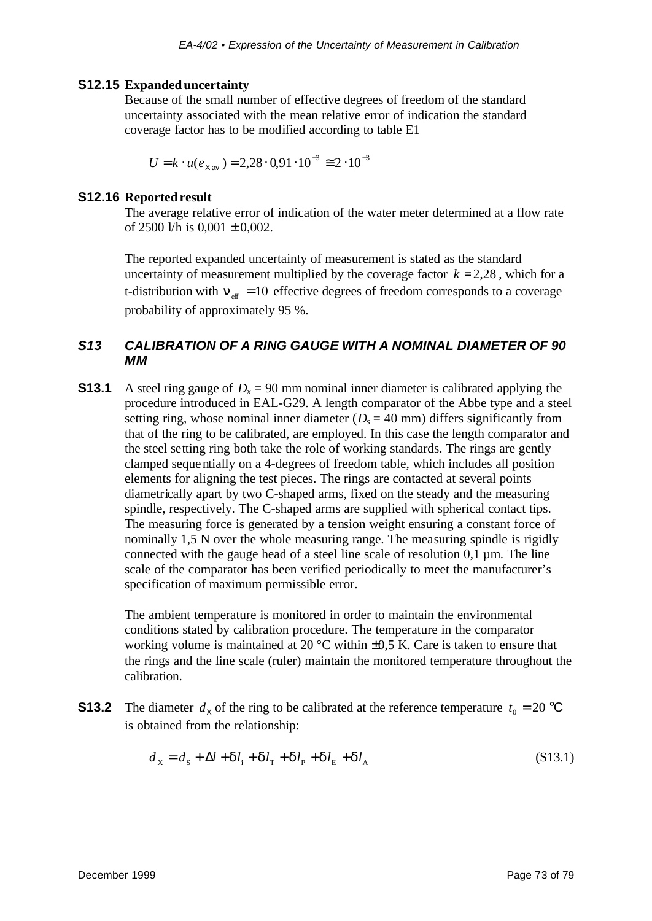**S12.15 Expanded uncertainty**

Because of the small number of effective degrees of freedom of the standard uncertainty associated with the mean relative error of indication the standard coverage factor has to be modified according to table E1

$$U = k \cdot u(e_{\mathrm{X\,av}}) = 2{,}28 \cdot 0{,}91 \cdot 10^{-3} \cong 2 \cdot 10^{-3}$$

**S12.16 Reported result**

The average relative error of indication of the water meter determined at a flow rate of 2500 l/h is 0,001 ± 0,002.

The reported expanded uncertainty of measurement is stated as the standard uncertainty of measurement multiplied by the coverage factor $k = 2{,}28$, which for a t-distribution with $\nu_{\mathrm{eff}} = 10$ effective degrees of freedom corresponds to a coverage probability of approximately 95 %.

## *S13 CALIBRATION OF A RING GAUGE WITH A NOMINAL DIAMETER OF 90 MM*

**S13.1** A steel ring gauge of $D_x$ = 90 mm nominal inner diameter is calibrated applying the procedure introduced in EAL-G29. A length comparator of the Abbe type and a steel setting ring, whose nominal inner diameter ($D_s$ = 40 mm) differs significantly from that of the ring to be calibrated, are employed. In this case the length comparator and the steel setting ring both take the role of working standards. The rings are gently clamped sequentially on a 4-degrees of freedom table, which includes all position elements for aligning the test pieces. The rings are contacted at several points diametrically apart by two C-shaped arms, fixed on the steady and the measuring spindle, respectively. The C-shaped arms are supplied with spherical contact tips. The measuring force is generated by a tension weight ensuring a constant force of nominally 1,5 N over the whole measuring range. The measuring spindle is rigidly connected with the gauge head of a steel line scale of resolution 0,1 µm. The line scale of the comparator has been verified periodically to meet the manufacturer's specification of maximum permissible error.

The ambient temperature is monitored in order to maintain the environmental conditions stated by calibration procedure. The temperature in the comparator working volume is maintained at 20 °C within ±0,5 K. Care is taken to ensure that the rings and the line scale (ruler) maintain the monitored temperature throughout the calibration.

**S13.2** The diameter $d_{\mathrm{X}}$ of the ring to be calibrated at the reference temperature $t_0 = 20$ °C is obtained from the relationship:

$$d_{\mathrm{X}} = d_{\mathrm{S}} + \Delta l + \delta l_{\mathrm{i}} + \delta l_{\mathrm{T}} + \delta l_{\mathrm{P}} + \delta l_{\mathrm{E}} + \delta l_{\mathrm{A}} \qquad \text{(S13.1)}$$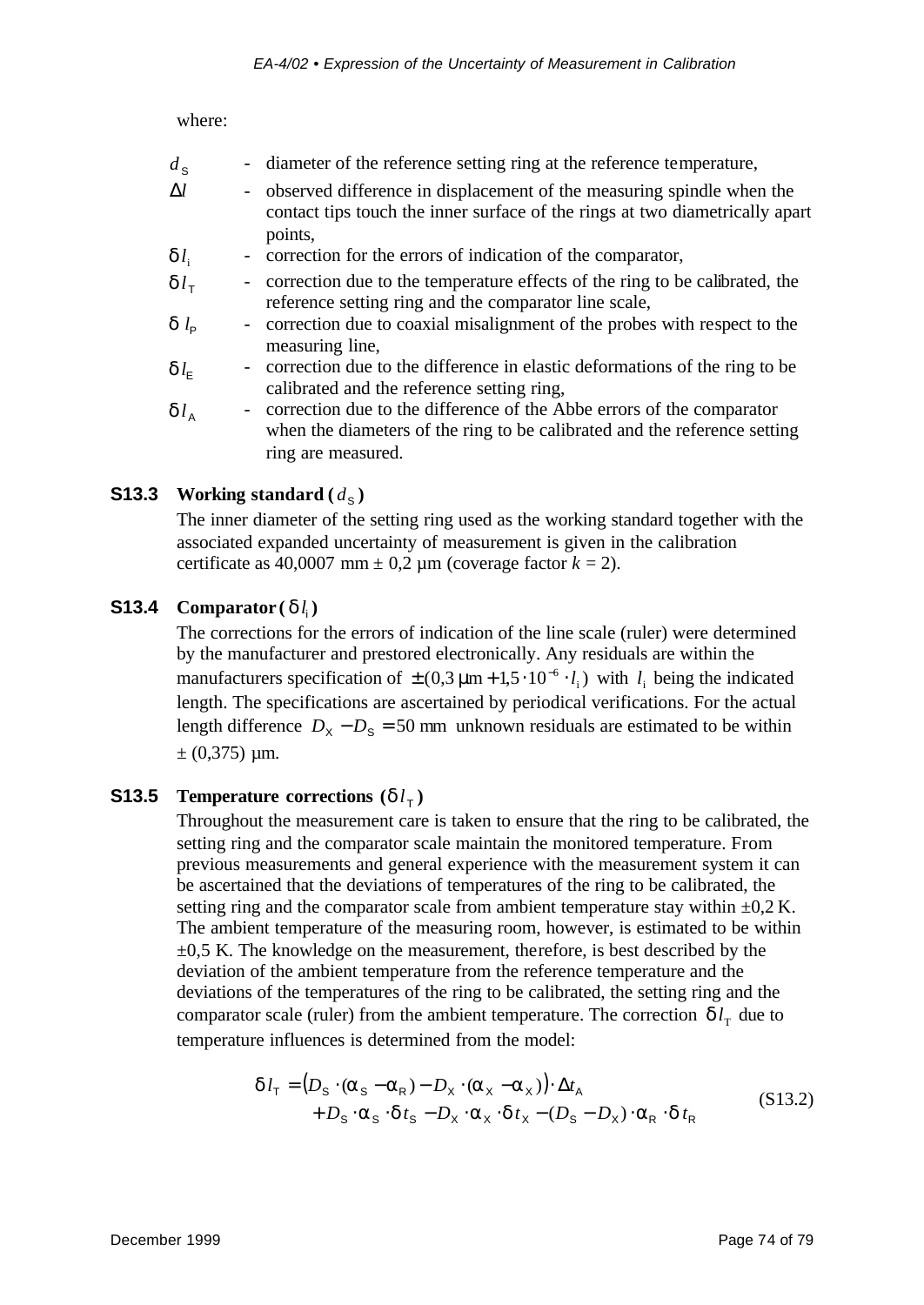where:

- $d_S$ - diameter of the reference setting ring at the reference temperature,
- $\Delta l$ - observed difference in displacement of the measuring spindle when the contact tips touch the inner surface of the rings at two diametrically apart points,
- $\delta l_i$ - correction for the errors of indication of the comparator,
- $\delta l_T$ - correction due to the temperature effects of the ring to be calibrated, the reference setting ring and the comparator line scale,
- $\delta l_P$ - correction due to coaxial misalignment of the probes with respect to the measuring line,
- $\delta l_E$ - correction due to the difference in elastic deformations of the ring to be calibrated and the reference setting ring,
- $\delta l_A$ - correction due to the difference of the Abbe errors of the comparator when the diameters of the ring to be calibrated and the reference setting ring are measured.

### S13.3 Working standard ($d_S$)

The inner diameter of the setting ring used as the working standard together with the associated expanded uncertainty of measurement is given in the calibration certificate as 40,0007 mm ± 0,2 µm (coverage factor $k = 2$).

### S13.4 Comparator ($\delta l_i$)

The corrections for the errors of indication of the line scale (ruler) were determined by the manufacturer and prestored electronically. Any residuals are within the manufacturers specification of $\pm(0{,}3\ \mu\text{m} + 1{,}5 \cdot 10^{-6} \cdot l_i)$ with $l_i$ being the indicated length. The specifications are ascertained by periodical verifications. For the actual length difference $D_X - D_S = 50\ \text{mm}$ unknown residuals are estimated to be within ± (0,375) µm.

### S13.5 Temperature corrections ($\delta l_T$)

Throughout the measurement care is taken to ensure that the ring to be calibrated, the setting ring and the comparator scale maintain the monitored temperature. From previous measurements and general experience with the measurement system it can be ascertained that the deviations of temperatures of the ring to be calibrated, the setting ring and the comparator scale from ambient temperature stay within ±0,2 K. The ambient temperature of the measuring room, however, is estimated to be within ±0,5 K. The knowledge on the measurement, therefore, is best described by the deviation of the ambient temperature from the reference temperature and the deviations of the temperatures of the ring to be calibrated, the setting ring and the comparator scale (ruler) from the ambient temperature. The correction $\delta l_T$ due to temperature influences is determined from the model:

$$\delta l_T = \big(D_S \cdot (\alpha_S - \alpha_R) - D_X \cdot (\alpha_X - \alpha_X)\big) \cdot \Delta t_A + D_S \cdot \alpha_S \cdot \delta t_S - D_X \cdot \alpha_X \cdot \delta t_X - (D_S - D_X) \cdot \alpha_R \cdot \delta t_R \tag{S13.2}$$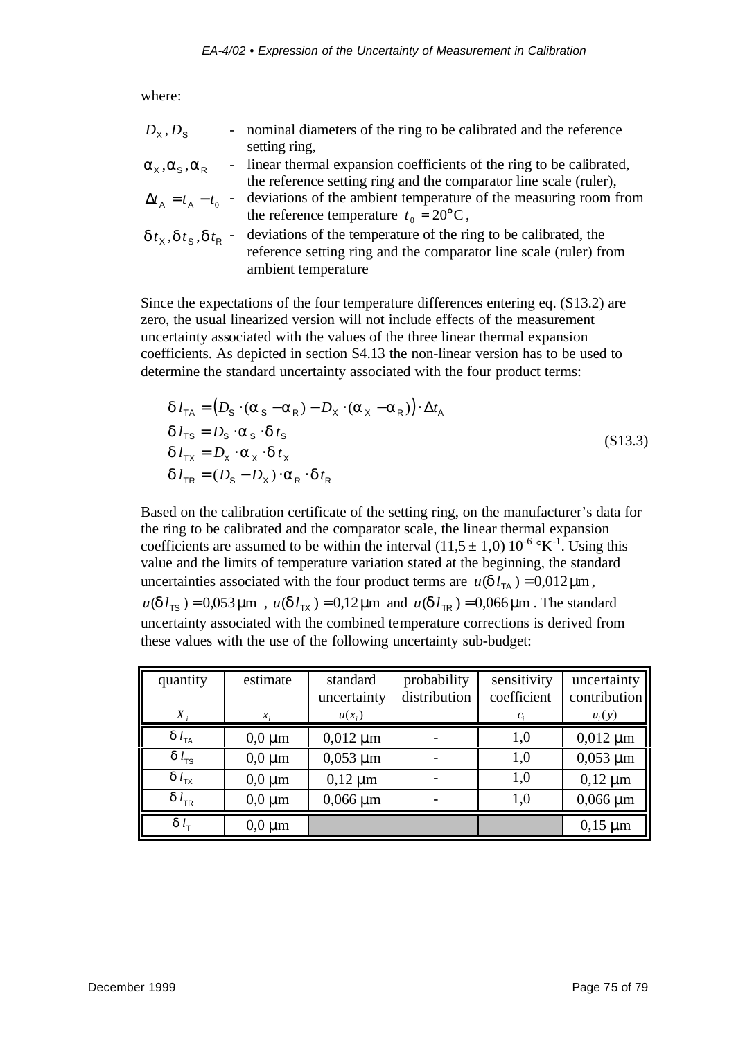where:

| | | |
|---|---|---|
| $D_X, D_S$ | - | nominal diameters of the ring to be calibrated and the reference setting ring, |
| $\alpha_X, \alpha_S, \alpha_R$ | - | linear thermal expansion coefficients of the ring to be calibrated, the reference setting ring and the comparator line scale (ruler), |
| $\Delta t_A = t_A - t_0$ | - | deviations of the ambient temperature of the measuring room from the reference temperature $t_0 = 20°\text{C}$, |
| $\delta t_X, \delta t_S, \delta t_R$ | - | deviations of the temperature of the ring to be calibrated, the reference setting ring and the comparator line scale (ruler) from ambient temperature |

Since the expectations of the four temperature differences entering eq. (S13.2) are zero, the usual linearized version will not include effects of the measurement uncertainty associated with the values of the three linear thermal expansion coefficients. As depicted in section S4.13 the non-linear version has to be used to determine the standard uncertainty associated with the four product terms:

$$
\begin{aligned}
\delta l_{TA} &= \left(D_S \cdot (\alpha_S - \alpha_R) - D_X \cdot (\alpha_X - \alpha_R)\right) \cdot \Delta t_A \\
\delta l_{TS} &= D_S \cdot \alpha_S \cdot \delta t_S \\
\delta l_{TX} &= D_X \cdot \alpha_X \cdot \delta t_X \\
\delta l_{TR} &= (D_S - D_X) \cdot \alpha_R \cdot \delta t_R
\end{aligned}
\tag{S13.3}
$$

Based on the calibration certificate of the setting ring, on the manufacturer's data for the ring to be calibrated and the comparator scale, the linear thermal expansion coefficients are assumed to be within the interval $(11{,}5 \pm 1{,}0)\ 10^{-6}\ °\text{K}^{-1}$. Using this value and the limits of temperature variation stated at the beginning, the standard uncertainties associated with the four product terms are $u(\delta l_{TA}) = 0{,}012\ \mu\text{m}$, $u(\delta l_{TS}) = 0{,}053\ \mu\text{m}$ , $u(\delta l_{TX}) = 0{,}12\ \mu\text{m}$ and $u(\delta l_{TR}) = 0{,}066\ \mu\text{m}$. The standard uncertainty associated with the combined temperature corrections is derived from these values with the use of the following uncertainty sub-budget:

| quantity $X_i$ | estimate $x_i$ | standard uncertainty $u(x_i)$ | probability distribution | sensitivity coefficient $c_i$ | uncertainty contribution $u_i(y)$ |
|---|---|---|---|---|---|
| $\delta l_{TA}$ | 0,0 µm | 0,012 µm | - | 1,0 | 0,012 µm |
| $\delta l_{TS}$ | 0,0 µm | 0,053 µm | - | 1,0 | 0,053 µm |
| $\delta l_{TX}$ | 0,0 µm | 0,12 µm | - | 1,0 | 0,12 µm |
| $\delta l_{TR}$ | 0,0 µm | 0,066 µm | - | 1,0 | 0,066 µm |
| $\delta l_T$ | 0,0 µm | | | | 0,15 µm |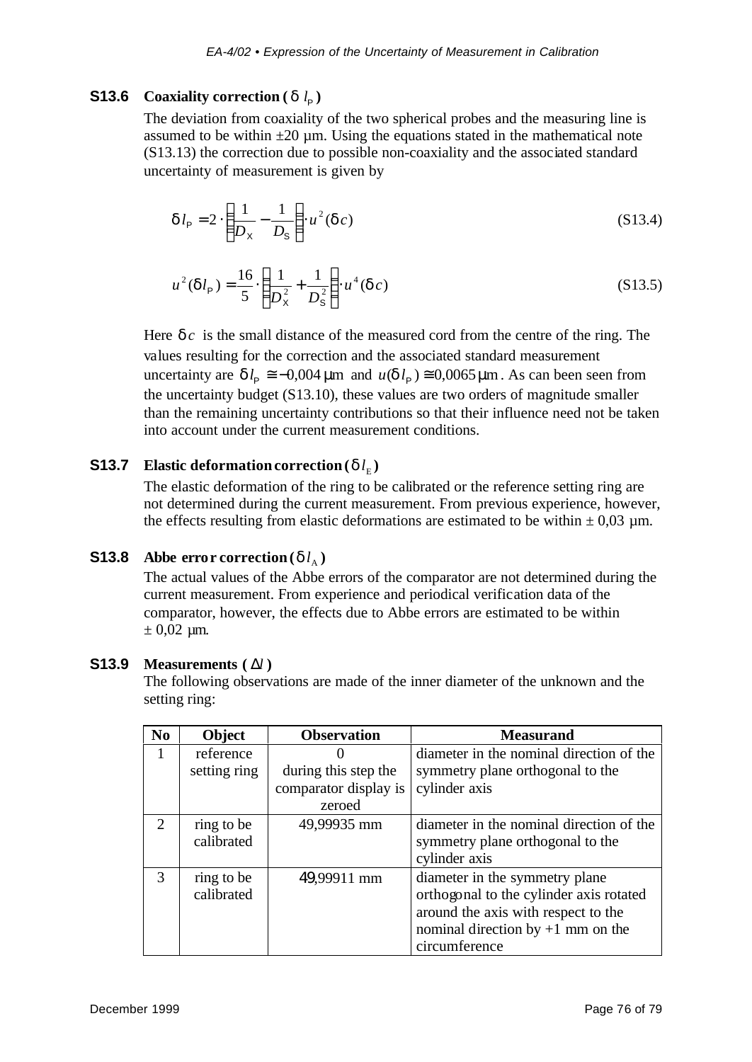### S13.6 Coaxiality correction ($\delta l_P$)

The deviation from coaxiality of the two spherical probes and the measuring line is assumed to be within ±20 µm. Using the equations stated in the mathematical note (S13.13) the correction due to possible non-coaxiality and the associated standard uncertainty of measurement is given by

$$\delta l_P = 2 \cdot \left( \frac{1}{D_X} - \frac{1}{D_S} \right) \cdot u^2(\delta c) \tag{S13.4}$$

$$u^2(\delta l_P) = \frac{16}{5} \cdot \left( \frac{1}{D_X^2} + \frac{1}{D_S^2} \right) \cdot u^4(\delta c) \tag{S13.5}$$

Here $\delta c$ is the small distance of the measured cord from the centre of the ring. The values resulting for the correction and the associated standard measurement uncertainty are $\delta l_P \cong -0{,}004\,\mu\text{m}$ and $u(\delta l_P) \cong 0{,}0065\,\mu\text{m}$. As can been seen from the uncertainty budget (S13.10), these values are two orders of magnitude smaller than the remaining uncertainty contributions so that their influence need not be taken into account under the current measurement conditions.

### S13.7 Elastic deformation correction ($\delta l_E$)

The elastic deformation of the ring to be calibrated or the reference setting ring are not determined during the current measurement. From previous experience, however, the effects resulting from elastic deformations are estimated to be within ± 0,03 µm.

### S13.8 Abbe error correction ($\delta l_A$)

The actual values of the Abbe errors of the comparator are not determined during the current measurement. From experience and periodical verification data of the comparator, however, the effects due to Abbe errors are estimated to be within ± 0,02 µm.

### S13.9 Measurements ($\Delta l$)

The following observations are made of the inner diameter of the unknown and the setting ring:

| No | Object | Observation | Measurand |
|---|---|---|---|
| 1 | reference setting ring | 0 during this step the comparator display is zeroed | diameter in the nominal direction of the symmetry plane orthogonal to the cylinder axis |
| 2 | ring to be calibrated | 49,99935 mm | diameter in the nominal direction of the symmetry plane orthogonal to the cylinder axis |
| 3 | ring to be calibrated | 49,99911 mm | diameter in the symmetry plane orthogonal to the cylinder axis rotated around the axis with respect to the nominal direction by +1 mm on the circumference |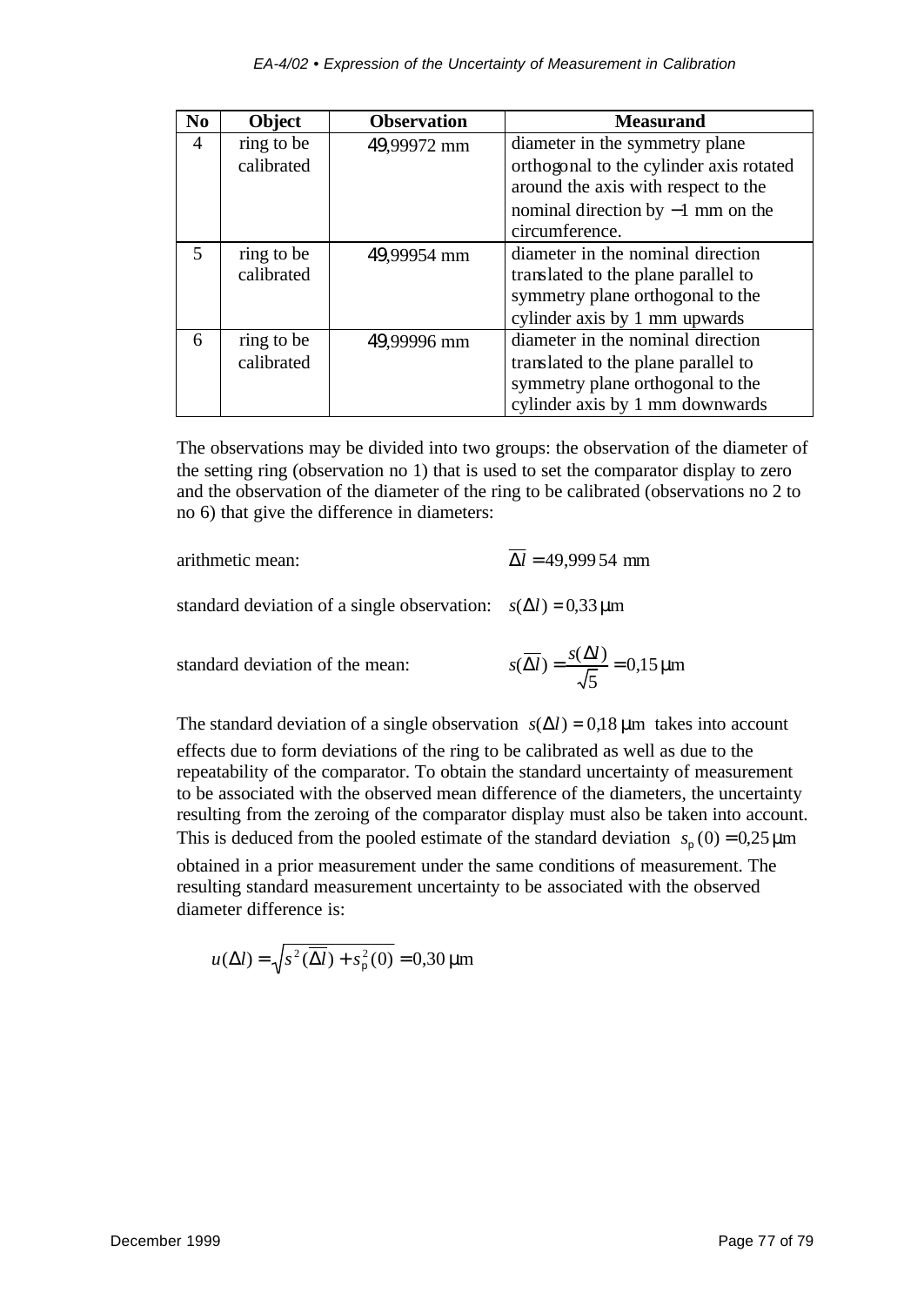| No | Object | Observation | Measurand |
|---|---|---|---|
| 4 | ring to be calibrated | 49,99972 mm | diameter in the symmetry plane orthogonal to the cylinder axis rotated around the axis with respect to the nominal direction by −1 mm on the circumference. |
| 5 | ring to be calibrated | 49,99954 mm | diameter in the nominal direction translated to the plane parallel to symmetry plane orthogonal to the cylinder axis by 1 mm upwards |
| 6 | ring to be calibrated | 49,99996 mm | diameter in the nominal direction translated to the plane parallel to symmetry plane orthogonal to the cylinder axis by 1 mm downwards |

The observations may be divided into two groups: the observation of the diameter of the setting ring (observation no 1) that is used to set the comparator display to zero and the observation of the diameter of the ring to be calibrated (observations no 2 to no 6) that give the difference in diameters:

arithmetic mean: $\overline{\Delta l} = 49{,}999\,54 \text{ mm}$

standard deviation of a single observation: $s(\Delta l) = 0{,}33\,\mu\text{m}$

standard deviation of the mean: $s(\overline{\Delta l}) = \dfrac{s(\Delta l)}{\sqrt{5}} = 0{,}15\,\mu\text{m}$

The standard deviation of a single observation $s(\Delta l) = 0{,}18\,\mu\text{m}$ takes into account effects due to form deviations of the ring to be calibrated as well as due to the repeatability of the comparator. To obtain the standard uncertainty of measurement to be associated with the observed mean difference of the diameters, the uncertainty resulting from the zeroing of the comparator display must also be taken into account. This is deduced from the pooled estimate of the standard deviation $s_{\text{p}}(0) = 0{,}25\,\mu\text{m}$ obtained in a prior measurement under the same conditions of measurement. The resulting standard measurement uncertainty to be associated with the observed diameter difference is:

$$u(\Delta l) = \sqrt{s^2(\overline{\Delta l}) + s_{\text{p}}^2(0)} = 0{,}30\,\mu\text{m}$$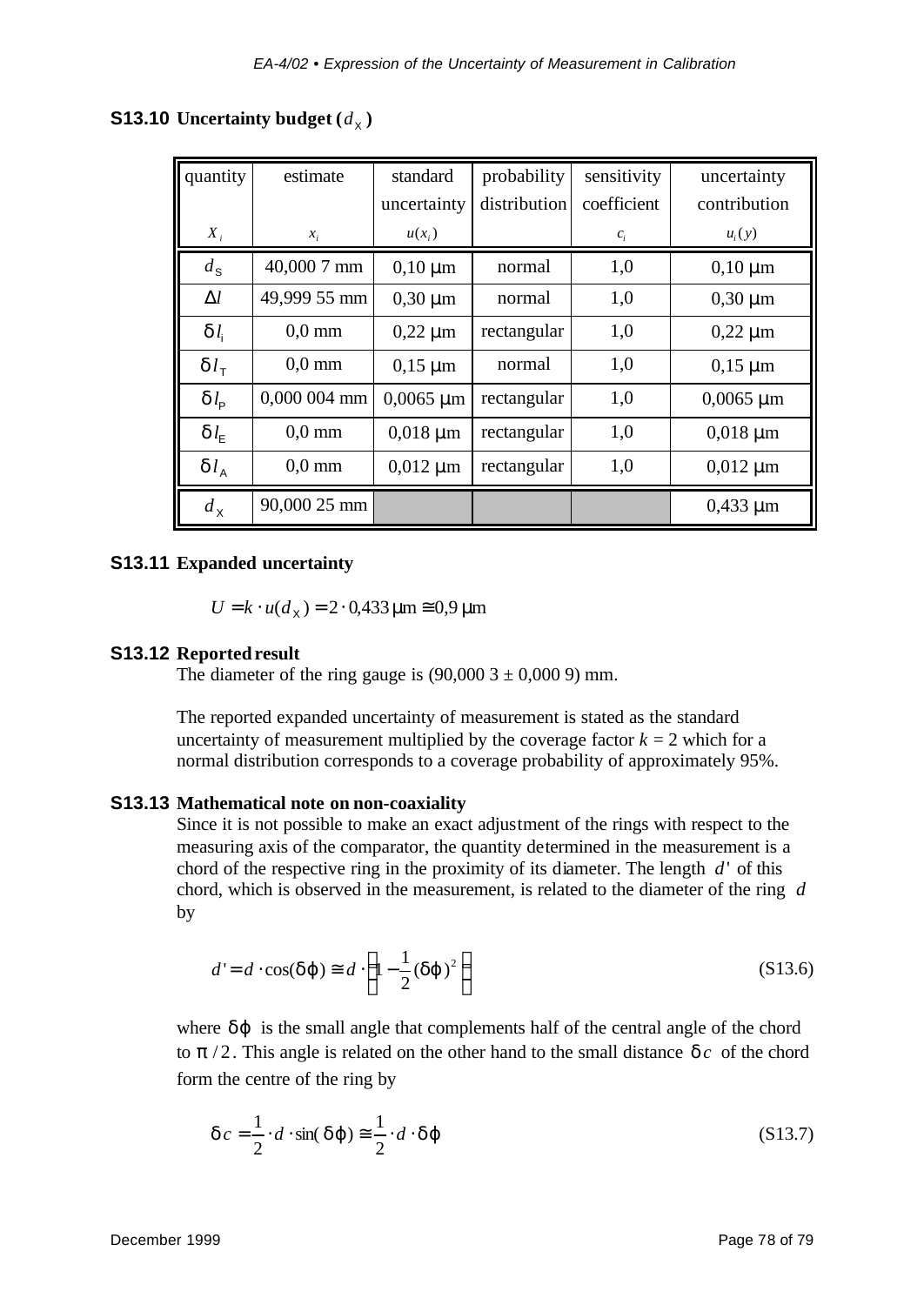**S13.10 Uncertainty budget ($d_X$)**

| quantity $X_i$ | estimate $x_i$ | standard uncertainty $u(x_i)$ | probability distribution | sensitivity coefficient $c_i$ | uncertainty contribution $u_i(y)$ |
|---|---|---|---|---|---|
| $d_S$ | 40,000 7 mm | 0,10 μm | normal | 1,0 | 0,10 μm |
| $\Delta l$ | 49,999 55 mm | 0,30 μm | normal | 1,0 | 0,30 μm |
| $\delta l_i$ | 0,0 mm | 0,22 μm | rectangular | 1,0 | 0,22 μm |
| $\delta l_T$ | 0,0 mm | 0,15 μm | normal | 1,0 | 0,15 μm |
| $\delta l_P$ | 0,000 004 mm | 0,0065 μm | rectangular | 1,0 | 0,0065 μm |
| $\delta l_E$ | 0,0 mm | 0,018 μm | rectangular | 1,0 | 0,018 μm |
| $\delta l_A$ | 0,0 mm | 0,012 μm | rectangular | 1,0 | 0,012 μm |
| $d_X$ | 90,000 25 mm | | | | 0,433 μm |

**S13.11 Expanded uncertainty**

$$U = k \cdot u(d_X) = 2 \cdot 0{,}433\,\mu\text{m} \cong 0{,}9\,\mu\text{m}$$

**S13.12 Reported result**

The diameter of the ring gauge is (90,000 3 ± 0,000 9) mm.

The reported expanded uncertainty of measurement is stated as the standard uncertainty of measurement multiplied by the coverage factor $k = 2$ which for a normal distribution corresponds to a coverage probability of approximately 95%.

**S13.13 Mathematical note on non-coaxiality**

Since it is not possible to make an exact adjustment of the rings with respect to the measuring axis of the comparator, the quantity determined in the measurement is a chord of the respective ring in the proximity of its diameter. The length $d'$ of this chord, which is observed in the measurement, is related to the diameter of the ring $d$ by

$$d' = d \cdot \cos(\delta\varphi) \cong d \cdot \left(1 - \frac{1}{2}(\delta\varphi)^2\right) \tag{S13.6}$$

where $\delta\varphi$ is the small angle that complements half of the central angle of the chord to $\pi/2$. This angle is related on the other hand to the small distance $\delta c$ of the chord form the centre of the ring by

$$\delta c = \frac{1}{2} \cdot d \cdot \sin(\delta\varphi) \cong \frac{1}{2} \cdot d \cdot \delta\varphi \tag{S13.7}$$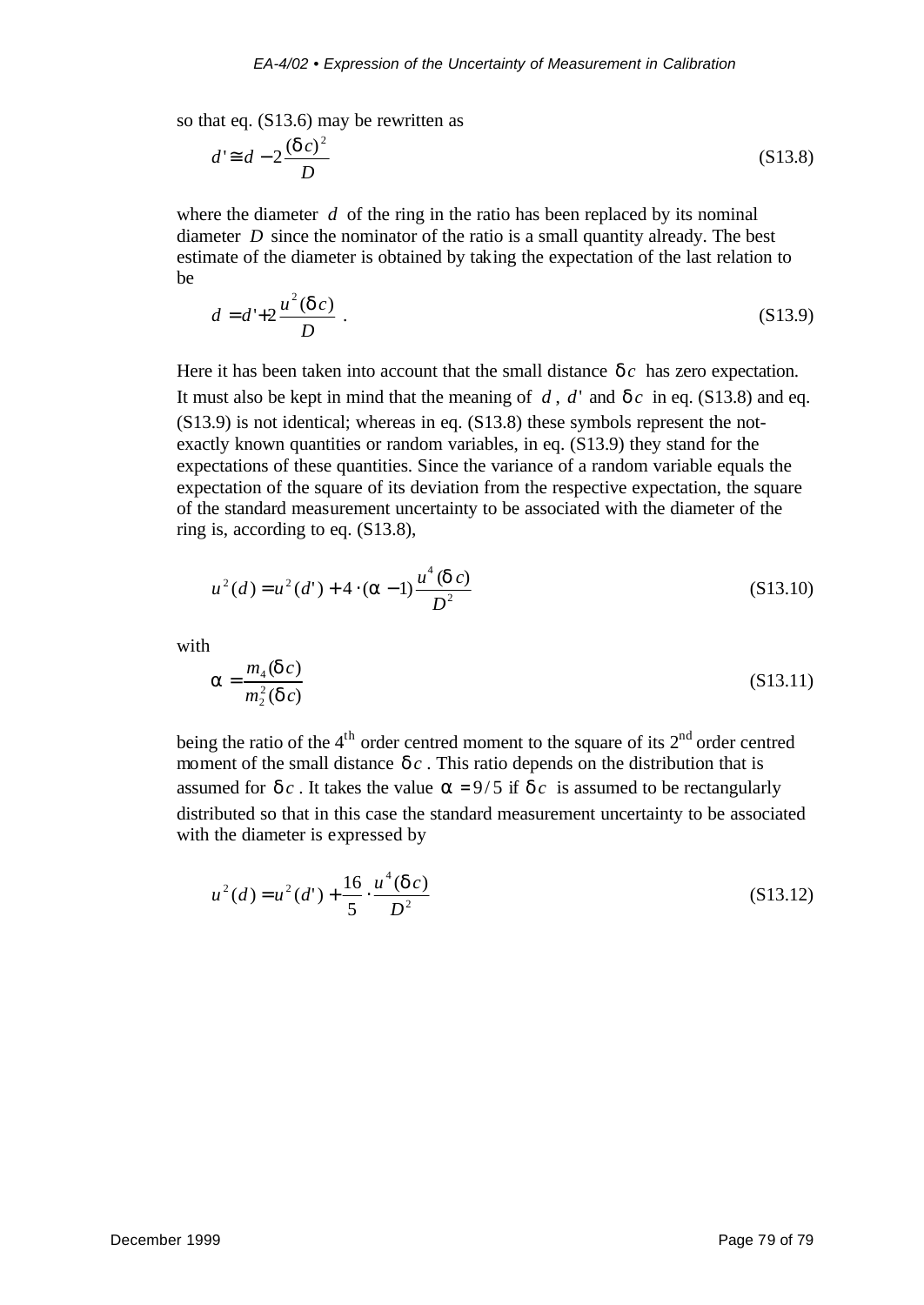so that eq. (S13.6) may be rewritten as

$$d' \cong d - 2\frac{(\delta c)^2}{D} \tag{S13.8}$$

where the diameter $d$ of the ring in the ratio has been replaced by its nominal diameter $D$ since the nominator of the ratio is a small quantity already. The best estimate of the diameter is obtained by taking the expectation of the last relation to be

$$d = d' + 2\frac{u^2(\delta c)}{D} \ . \tag{S13.9}$$

Here it has been taken into account that the small distance $\delta c$ has zero expectation. It must also be kept in mind that the meaning of $d$, $d'$ and $\delta c$ in eq. (S13.8) and eq. (S13.9) is not identical; whereas in eq. (S13.8) these symbols represent the not-exactly known quantities or random variables, in eq. (S13.9) they stand for the expectations of these quantities. Since the variance of a random variable equals the expectation of the square of its deviation from the respective expectation, the square of the standard measurement uncertainty to be associated with the diameter of the ring is, according to eq. (S13.8),

$$u^2(d) = u^2(d') + 4 \cdot (\alpha - 1)\frac{u^4(\delta c)}{D^2} \tag{S13.10}$$

with

$$\alpha = \frac{m_4(\delta c)}{m_2^2(\delta c)} \tag{S13.11}$$

being the ratio of the 4th order centred moment to the square of its 2nd order centred moment of the small distance $\delta c$. This ratio depends on the distribution that is assumed for $\delta c$. It takes the value $\alpha = 9/5$ if $\delta c$ is assumed to be rectangularly distributed so that in this case the standard measurement uncertainty to be associated with the diameter is expressed by

$$u^2(d) = u^2(d') + \frac{16}{5} \cdot \frac{u^4(\delta c)}{D^2} \tag{S13.12}$$